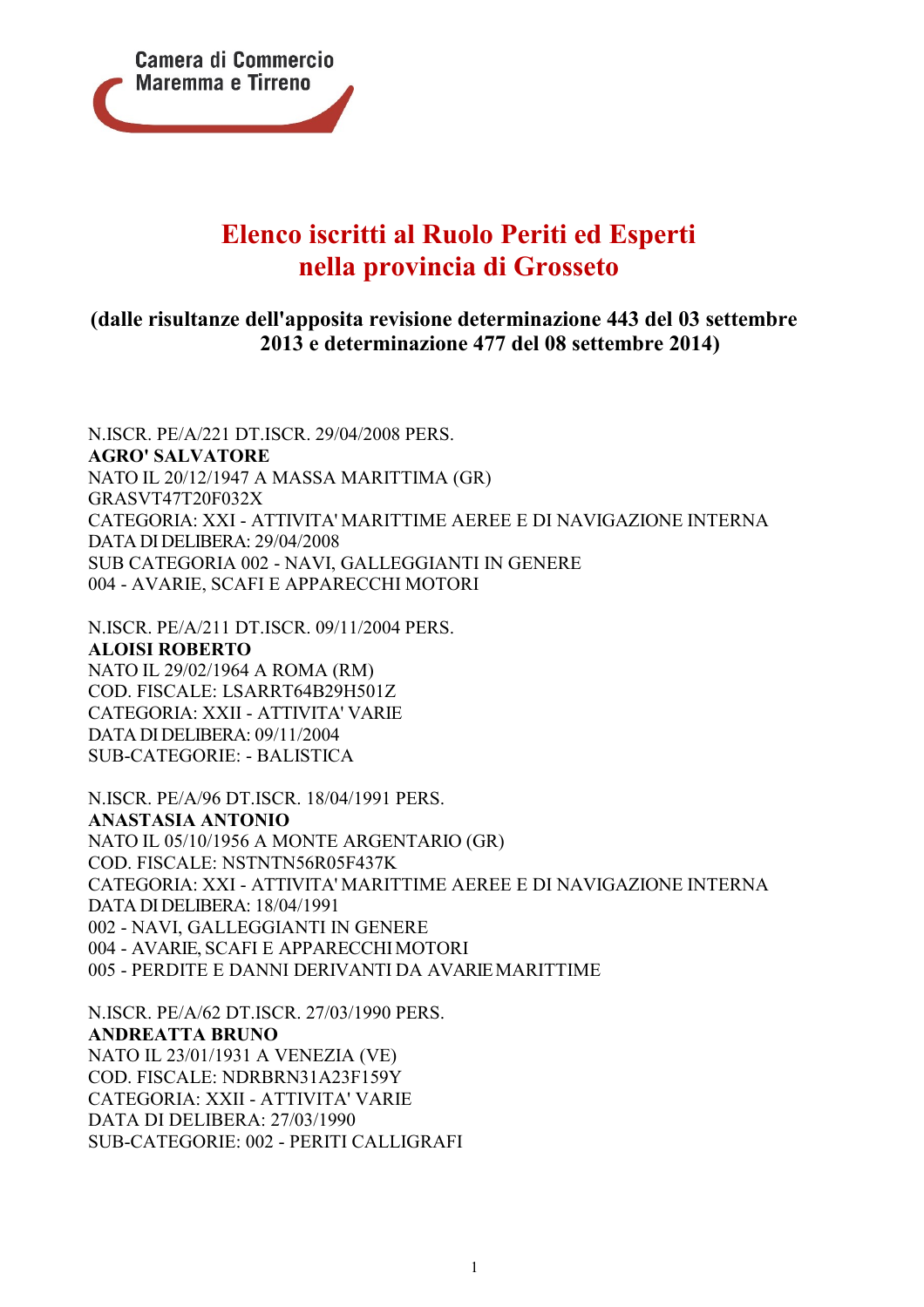Camera di Commercio
Maremma e Tirreno

# Elenco iscritti al Ruolo Periti ed Esperti nella provincia di Grosseto

## (dalle risultanze dell'apposita revisione determinazione 443 del 03 settembre 2013 e determinazione 477 del 08 settembre 2014)

N.ISCR. PE/A/221 DT.ISCR. 29/04/2008 PERS.
**AGRO' SALVATORE**
NATO IL 20/12/1947 A MASSA MARITTIMA (GR)
GRASVT47T20F032X
CATEGORIA: XXI - ATTIVITA' MARITTIME AEREE E DI NAVIGAZIONE INTERNA
DATA DI DELIBERA: 29/04/2008
SUB CATEGORIA 002 - NAVI, GALLEGGIANTI IN GENERE
004 - AVARIE, SCAFI E APPARECCHI MOTORI

N.ISCR. PE/A/211 DT.ISCR. 09/11/2004 PERS.
**ALOISI ROBERTO**
NATO IL 29/02/1964 A ROMA (RM)
COD. FISCALE: LSARRT64B29H501Z
CATEGORIA: XXII - ATTIVITA' VARIE
DATA DI DELIBERA: 09/11/2004
SUB-CATEGORIE: - BALISTICA

N.ISCR. PE/A/96 DT.ISCR. 18/04/1991 PERS.
**ANASTASIA ANTONIO**
NATO IL 05/10/1956 A MONTE ARGENTARIO (GR)
COD. FISCALE: NSTNTN56R05F437K
CATEGORIA: XXI - ATTIVITA' MARITTIME AEREE E DI NAVIGAZIONE INTERNA
DATA DI DELIBERA: 18/04/1991
002 - NAVI, GALLEGGIANTI IN GENERE
004 - AVARIE, SCAFI E APPARECCHI MOTORI
005 - PERDITE E DANNI DERIVANTI DA AVARIE MARITTIME

N.ISCR. PE/A/62 DT.ISCR. 27/03/1990 PERS.
**ANDREATTA BRUNO**
NATO IL 23/01/1931 A VENEZIA (VE)
COD. FISCALE: NDRBRN31A23F159Y
CATEGORIA: XXII - ATTIVITA' VARIE
DATA DI DELIBERA: 27/03/1990
SUB-CATEGORIE: 002 - PERITI CALLIGRAFI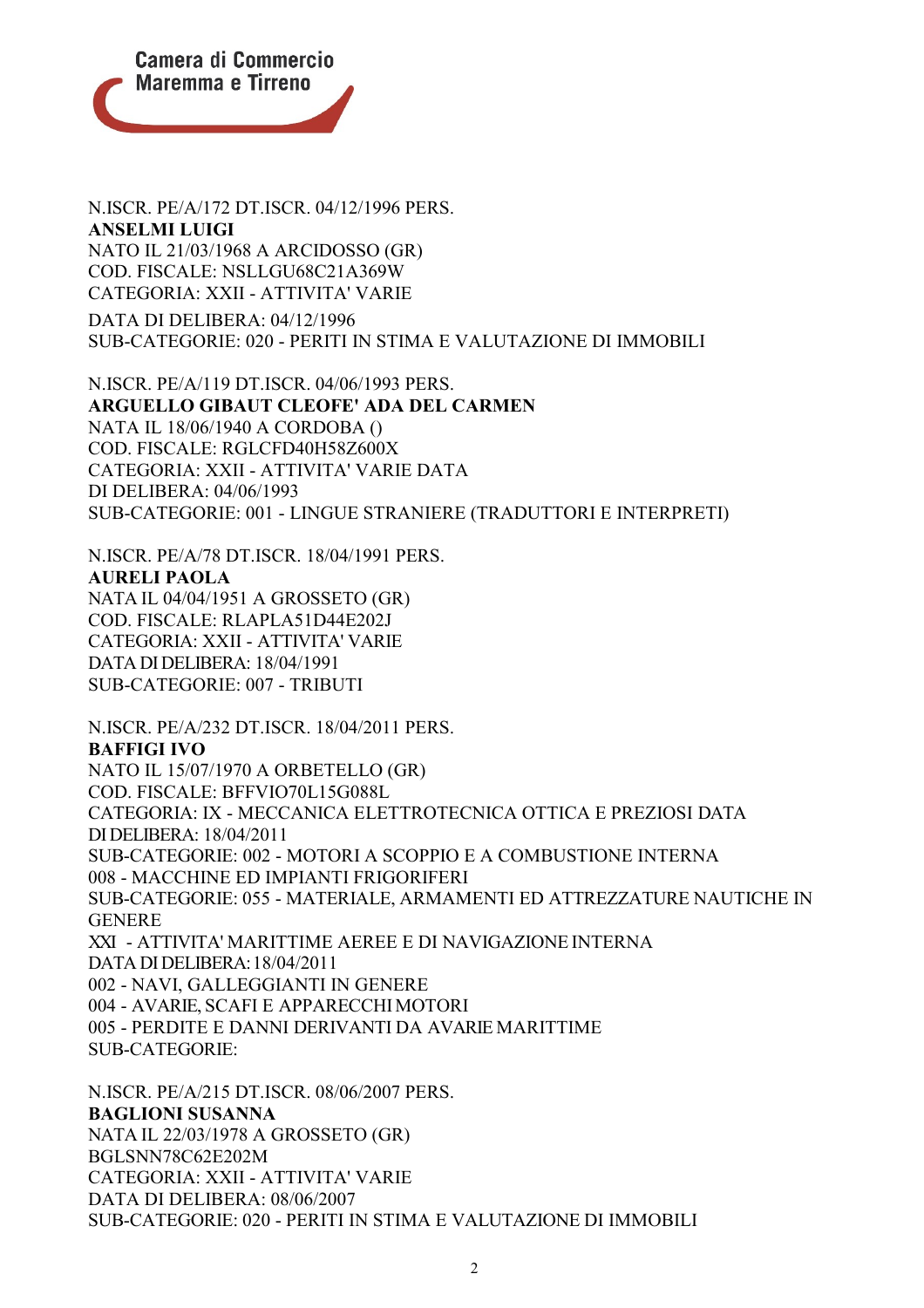N.ISCR. PE/A/172 DT.ISCR. 04/12/1996 PERS.
**ANSELMI LUIGI**
NATO IL 21/03/1968 A ARCIDOSSO (GR)
COD. FISCALE: NSLLGU68C21A369W
CATEGORIA: XXII - ATTIVITA' VARIE
DATA DI DELIBERA: 04/12/1996
SUB-CATEGORIE: 020 - PERITI IN STIMA E VALUTAZIONE DI IMMOBILI

N.ISCR. PE/A/119 DT.ISCR. 04/06/1993 PERS.
**ARGUELLO GIBAUT CLEOFE' ADA DEL CARMEN**
NATA IL 18/06/1940 A CORDOBA ()
COD. FISCALE: RGLCFD40H58Z600X
CATEGORIA: XXII - ATTIVITA' VARIE DATA
DI DELIBERA: 04/06/1993
SUB-CATEGORIE: 001 - LINGUE STRANIERE (TRADUTTORI E INTERPRETI)

N.ISCR. PE/A/78 DT.ISCR. 18/04/1991 PERS.
**AURELI PAOLA**
NATA IL 04/04/1951 A GROSSETO (GR)
COD. FISCALE: RLAPLA51D44E202J
CATEGORIA: XXII - ATTIVITA' VARIE
DATA DI DELIBERA: 18/04/1991
SUB-CATEGORIE: 007 - TRIBUTI

N.ISCR. PE/A/232 DT.ISCR. 18/04/2011 PERS.
**BAFFIGI IVO**
NATO IL 15/07/1970 A ORBETELLO (GR)
COD. FISCALE: BFFVIO70L15G088L
CATEGORIA: IX - MECCANICA ELETTROTECNICA OTTICA E PREZIOSI DATA
DI DELIBERA: 18/04/2011
SUB-CATEGORIE: 002 - MOTORI A SCOPPIO E A COMBUSTIONE INTERNA
008 - MACCHINE ED IMPIANTI FRIGORIFERI
SUB-CATEGORIE: 055 - MATERIALE, ARMAMENTI ED ATTREZZATURE NAUTICHE IN GENERE
XXI - ATTIVITA' MARITTIME AEREE E DI NAVIGAZIONE INTERNA
DATA DI DELIBERA: 18/04/2011
002 - NAVI, GALLEGGIANTI IN GENERE
004 - AVARIE, SCAFI E APPARECCHI MOTORI
005 - PERDITE E DANNI DERIVANTI DA AVARIE MARITTIME
SUB-CATEGORIE:

N.ISCR. PE/A/215 DT.ISCR. 08/06/2007 PERS.
**BAGLIONI SUSANNA**
NATA IL 22/03/1978 A GROSSETO (GR)
BGLSNN78C62E202M
CATEGORIA: XXII - ATTIVITA' VARIE
DATA DI DELIBERA: 08/06/2007
SUB-CATEGORIE: 020 - PERITI IN STIMA E VALUTAZIONE DI IMMOBILI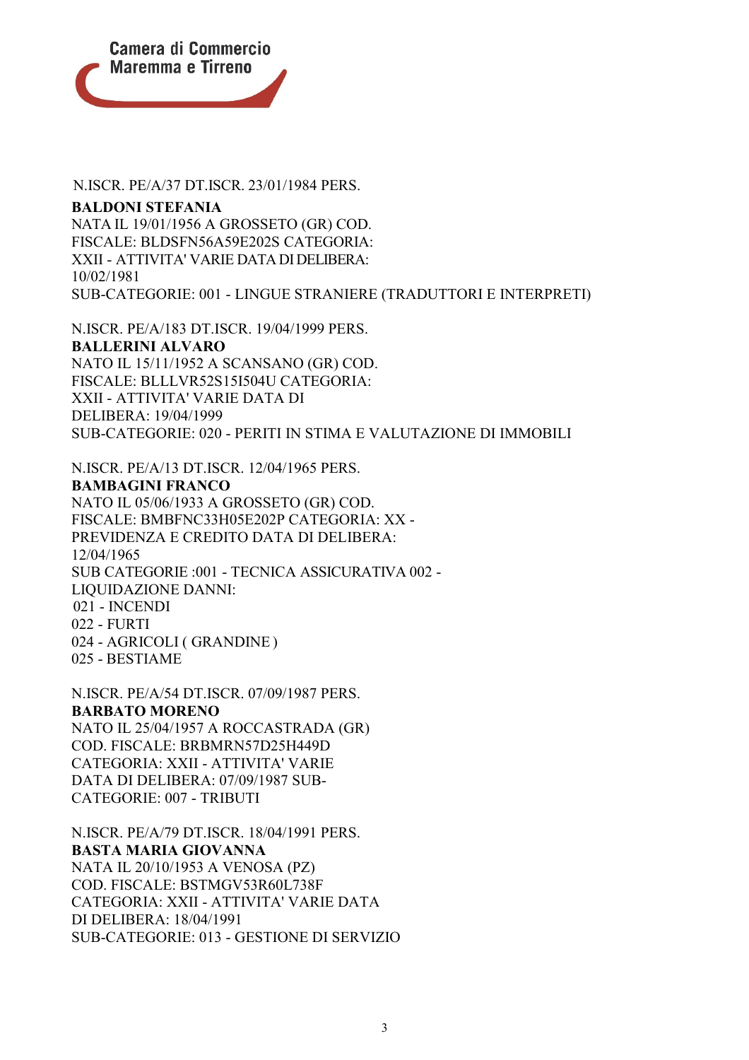N.ISCR. PE/A/37 DT.ISCR. 23/01/1984 PERS.

**BALDONI STEFANIA**
NATA IL 19/01/1956 A GROSSETO (GR) COD. FISCALE: BLDSFN56A59E202S CATEGORIA: XXII - ATTIVITA' VARIE DATA DI DELIBERA: 10/02/1981
SUB-CATEGORIE: 001 - LINGUE STRANIERE (TRADUTTORI E INTERPRETI)

N.ISCR. PE/A/183 DT.ISCR. 19/04/1999 PERS.
**BALLERINI ALVARO**
NATO IL 15/11/1952 A SCANSANO (GR) COD. FISCALE: BLLLVR52S15I504U CATEGORIA: XXII - ATTIVITA' VARIE DATA DI DELIBERA: 19/04/1999
SUB-CATEGORIE: 020 - PERITI IN STIMA E VALUTAZIONE DI IMMOBILI

N.ISCR. PE/A/13 DT.ISCR. 12/04/1965 PERS.
**BAMBAGINI FRANCO**
NATO IL 05/06/1933 A GROSSETO (GR) COD. FISCALE: BMBFNC33H05E202P CATEGORIA: XX - PREVIDENZA E CREDITO DATA DI DELIBERA: 12/04/1965
SUB CATEGORIE :001 - TECNICA ASSICURATIVA 002 - LIQUIDAZIONE DANNI:
021 - INCENDI
022 - FURTI
024 - AGRICOLI ( GRANDINE )
025 - BESTIAME

N.ISCR. PE/A/54 DT.ISCR. 07/09/1987 PERS.
**BARBATO MORENO**
NATO IL 25/04/1957 A ROCCASTRADA (GR) COD. FISCALE: BRBMRN57D25H449D CATEGORIA: XXII - ATTIVITA' VARIE DATA DI DELIBERA: 07/09/1987 SUB-CATEGORIE: 007 - TRIBUTI

N.ISCR. PE/A/79 DT.ISCR. 18/04/1991 PERS.
**BASTA MARIA GIOVANNA**
NATA IL 20/10/1953 A VENOSA (PZ) COD. FISCALE: BSTMGV53R60L738F CATEGORIA: XXII - ATTIVITA' VARIE DATA DI DELIBERA: 18/04/1991
SUB-CATEGORIE: 013 - GESTIONE DI SERVIZIO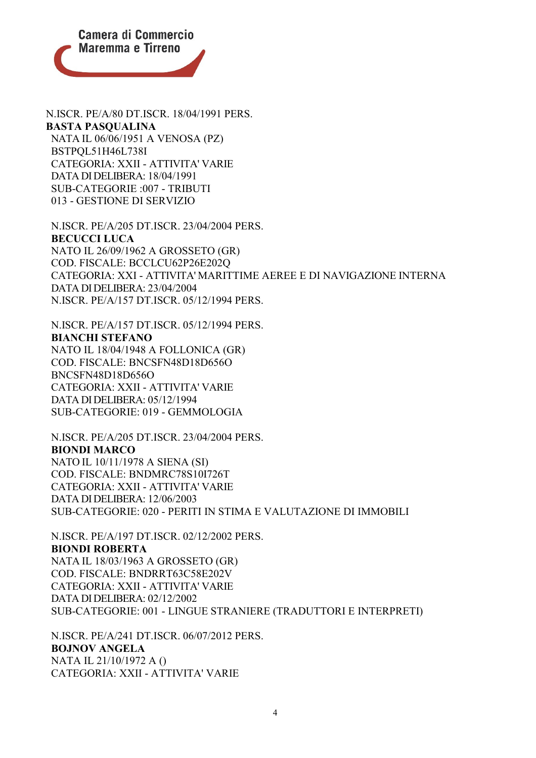N.ISCR. PE/A/80 DT.ISCR. 18/04/1991 PERS.
**BASTA PASQUALINA**
NATA IL 06/06/1951 A VENOSA (PZ)
BSTPQL51H46L738I
CATEGORIA: XXII - ATTIVITA' VARIE
DATA DI DELIBERA: 18/04/1991
SUB-CATEGORIE :007 - TRIBUTI
013 - GESTIONE DI SERVIZIO

N.ISCR. PE/A/205 DT.ISCR. 23/04/2004 PERS.
**BECUCCI LUCA**
NATO IL 26/09/1962 A GROSSETO (GR)
COD. FISCALE: BCCLCU62P26E202Q
CATEGORIA: XXI - ATTIVITA' MARITTIME AEREE E DI NAVIGAZIONE INTERNA
DATA DI DELIBERA: 23/04/2004
N.ISCR. PE/A/157 DT.ISCR. 05/12/1994 PERS.

N.ISCR. PE/A/157 DT.ISCR. 05/12/1994 PERS.
**BIANCHI STEFANO**
NATO IL 18/04/1948 A FOLLONICA (GR)
COD. FISCALE: BNCSFN48D18D656O
BNCSFN48D18D656O
CATEGORIA: XXII - ATTIVITA' VARIE
DATA DI DELIBERA: 05/12/1994
SUB-CATEGORIE: 019 - GEMMOLOGIA

N.ISCR. PE/A/205 DT.ISCR. 23/04/2004 PERS.
**BIONDI MARCO**
NATO IL 10/11/1978 A SIENA (SI)
COD. FISCALE: BNDMRC78S10I726T
CATEGORIA: XXII - ATTIVITA' VARIE
DATA DI DELIBERA: 12/06/2003
SUB-CATEGORIE: 020 - PERITI IN STIMA E VALUTAZIONE DI IMMOBILI

N.ISCR. PE/A/197 DT.ISCR. 02/12/2002 PERS.
**BIONDI ROBERTA**
NATA IL 18/03/1963 A GROSSETO (GR)
COD. FISCALE: BNDRRT63C58E202V
CATEGORIA: XXII - ATTIVITA' VARIE
DATA DI DELIBERA: 02/12/2002
SUB-CATEGORIE: 001 - LINGUE STRANIERE (TRADUTTORI E INTERPRETI)

N.ISCR. PE/A/241 DT.ISCR. 06/07/2012 PERS.
**BOJNOV ANGELA**
NATA IL 21/10/1972 A ()
CATEGORIA: XXII - ATTIVITA' VARIE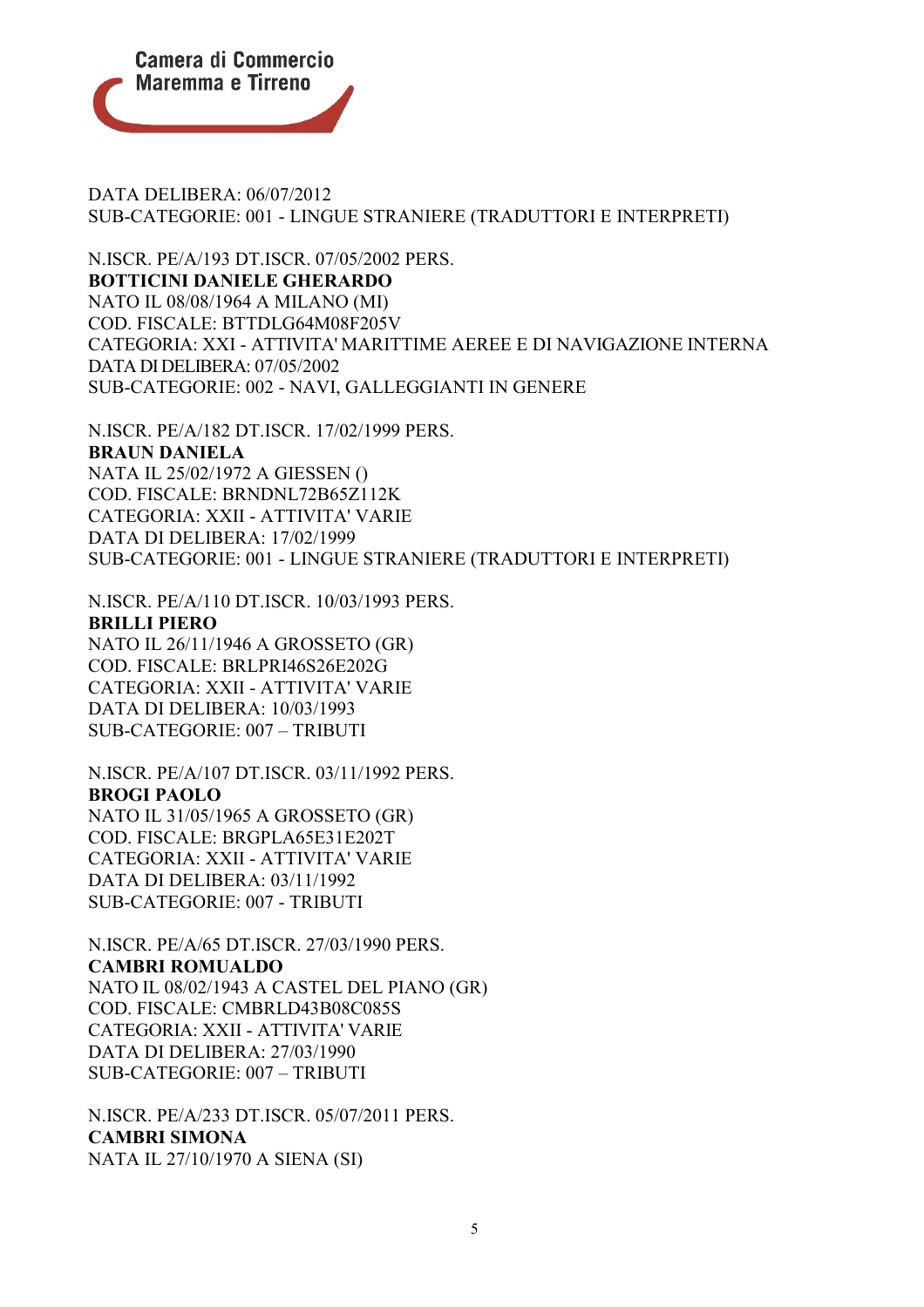DATA DELIBERA: 06/07/2012
SUB-CATEGORIE: 001 - LINGUE STRANIERE (TRADUTTORI E INTERPRETI)

N.ISCR. PE/A/193 DT.ISCR. 07/05/2002 PERS.
**BOTTICINI DANIELE GHERARDO**
NATO IL 08/08/1964 A MILANO (MI)
COD. FISCALE: BTTDLG64M08F205V
CATEGORIA: XXI - ATTIVITA' MARITTIME AEREE E DI NAVIGAZIONE INTERNA
DATA DI DELIBERA: 07/05/2002
SUB-CATEGORIE: 002 - NAVI, GALLEGGIANTI IN GENERE

N.ISCR. PE/A/182 DT.ISCR. 17/02/1999 PERS.
**BRAUN DANIELA**
NATA IL 25/02/1972 A GIESSEN ()
COD. FISCALE: BRNDNL72B65Z112K
CATEGORIA: XXII - ATTIVITA' VARIE
DATA DI DELIBERA: 17/02/1999
SUB-CATEGORIE: 001 - LINGUE STRANIERE (TRADUTTORI E INTERPRETI)

N.ISCR. PE/A/110 DT.ISCR. 10/03/1993 PERS.
**BRILLI PIERO**
NATO IL 26/11/1946 A GROSSETO (GR)
COD. FISCALE: BRLPRI46S26E202G
CATEGORIA: XXII - ATTIVITA' VARIE
DATA DI DELIBERA: 10/03/1993
SUB-CATEGORIE: 007 – TRIBUTI

N.ISCR. PE/A/107 DT.ISCR. 03/11/1992 PERS.
**BROGI PAOLO**
NATO IL 31/05/1965 A GROSSETO (GR)
COD. FISCALE: BRGPLA65E31E202T
CATEGORIA: XXII - ATTIVITA' VARIE
DATA DI DELIBERA: 03/11/1992
SUB-CATEGORIE: 007 - TRIBUTI

N.ISCR. PE/A/65 DT.ISCR. 27/03/1990 PERS.
**CAMBRI ROMUALDO**
NATO IL 08/02/1943 A CASTEL DEL PIANO (GR)
COD. FISCALE: CMBRLD43B08C085S
CATEGORIA: XXII - ATTIVITA' VARIE
DATA DI DELIBERA: 27/03/1990
SUB-CATEGORIE: 007 – TRIBUTI

N.ISCR. PE/A/233 DT.ISCR. 05/07/2011 PERS.
**CAMBRI SIMONA**
NATA IL 27/10/1970 A SIENA (SI)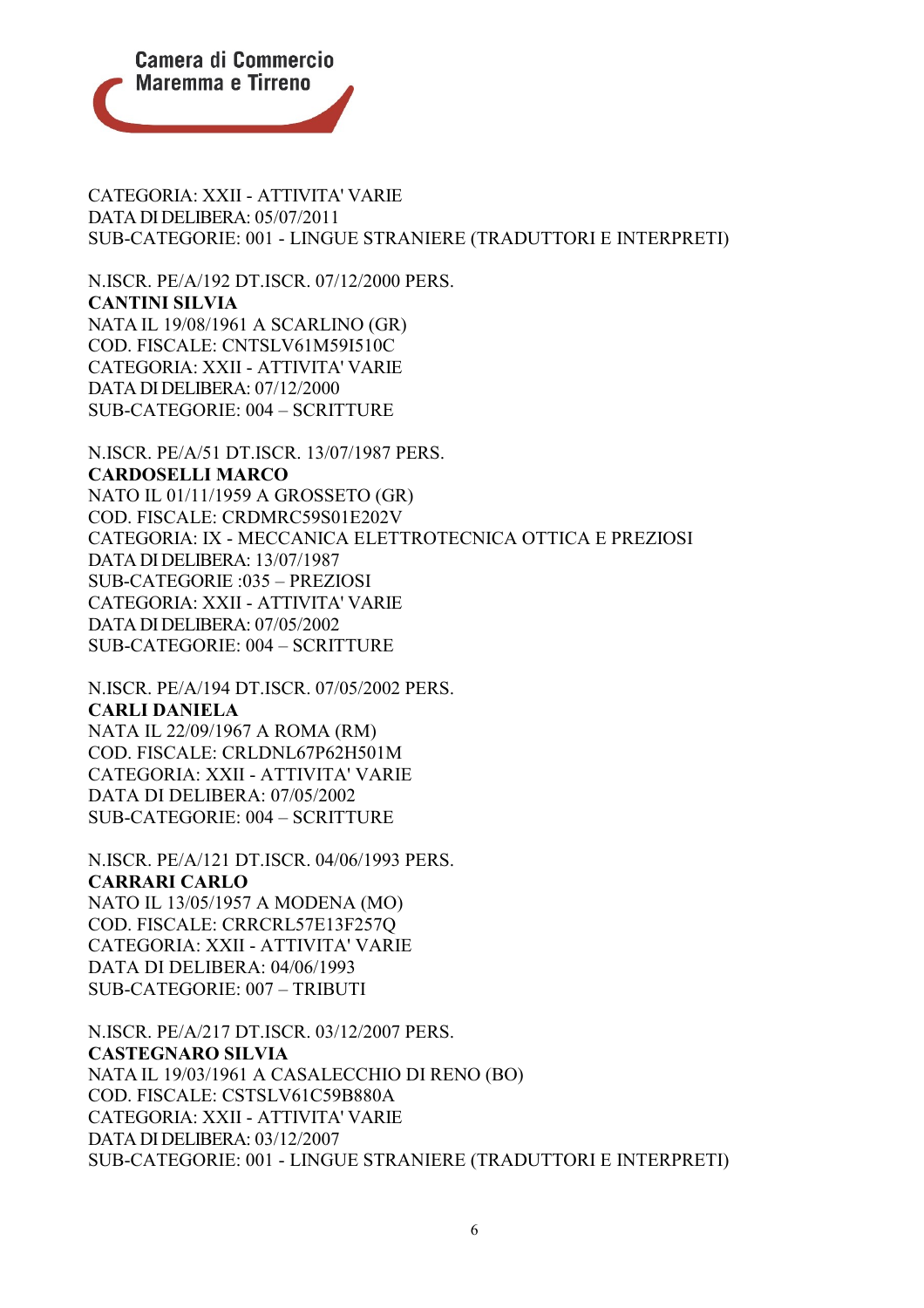CATEGORIA: XXII - ATTIVITA' VARIE
DATA DI DELIBERA: 05/07/2011
SUB-CATEGORIE: 001 - LINGUE STRANIERE (TRADUTTORI E INTERPRETI)

N.ISCR. PE/A/192 DT.ISCR. 07/12/2000 PERS.
**CANTINI SILVIA**
NATA IL 19/08/1961 A SCARLINO (GR)
COD. FISCALE: CNTSLV61M59I510C
CATEGORIA: XXII - ATTIVITA' VARIE
DATA DI DELIBERA: 07/12/2000
SUB-CATEGORIE: 004 – SCRITTURE

N.ISCR. PE/A/51 DT.ISCR. 13/07/1987 PERS.
**CARDOSELLI MARCO**
NATO IL 01/11/1959 A GROSSETO (GR)
COD. FISCALE: CRDMRC59S01E202V
CATEGORIA: IX - MECCANICA ELETTROTECNICA OTTICA E PREZIOSI
DATA DI DELIBERA: 13/07/1987
SUB-CATEGORIE :035 – PREZIOSI
CATEGORIA: XXII - ATTIVITA' VARIE
DATA DI DELIBERA: 07/05/2002
SUB-CATEGORIE: 004 – SCRITTURE

N.ISCR. PE/A/194 DT.ISCR. 07/05/2002 PERS.
**CARLI DANIELA**
NATA IL 22/09/1967 A ROMA (RM)
COD. FISCALE: CRLDNL67P62H501M
CATEGORIA: XXII - ATTIVITA' VARIE
DATA DI DELIBERA: 07/05/2002
SUB-CATEGORIE: 004 – SCRITTURE

N.ISCR. PE/A/121 DT.ISCR. 04/06/1993 PERS.
**CARRARI CARLO**
NATO IL 13/05/1957 A MODENA (MO)
COD. FISCALE: CRRCRL57E13F257Q
CATEGORIA: XXII - ATTIVITA' VARIE
DATA DI DELIBERA: 04/06/1993
SUB-CATEGORIE: 007 – TRIBUTI

N.ISCR. PE/A/217 DT.ISCR. 03/12/2007 PERS.
**CASTEGNARO SILVIA**
NATA IL 19/03/1961 A CASALECCHIO DI RENO (BO)
COD. FISCALE: CSTSLV61C59B880A
CATEGORIA: XXII - ATTIVITA' VARIE
DATA DI DELIBERA: 03/12/2007
SUB-CATEGORIE: 001 - LINGUE STRANIERE (TRADUTTORI E INTERPRETI)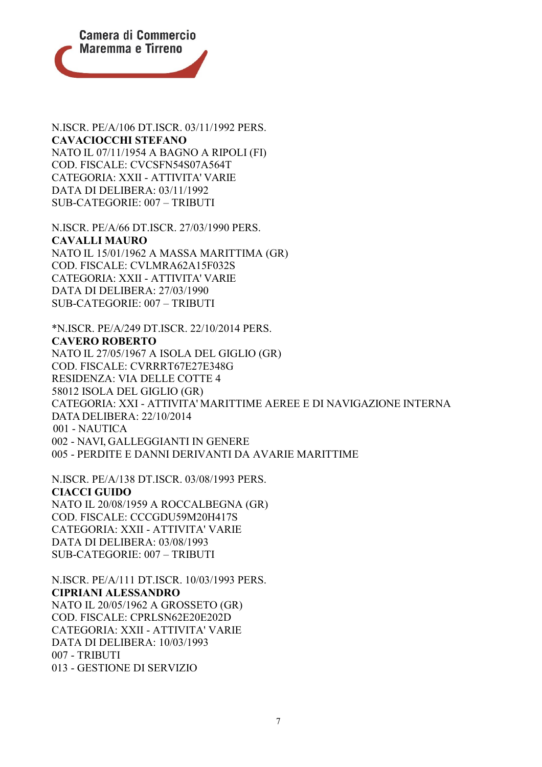N.ISCR. PE/A/106 DT.ISCR. 03/11/1992 PERS.
**CAVACIOCCHI STEFANO**
NATO IL 07/11/1954 A BAGNO A RIPOLI (FI)
COD. FISCALE: CVCSFN54S07A564T
CATEGORIA: XXII - ATTIVITA' VARIE
DATA DI DELIBERA: 03/11/1992
SUB-CATEGORIE: 007 – TRIBUTI

N.ISCR. PE/A/66 DT.ISCR. 27/03/1990 PERS.
**CAVALLI MAURO**
NATO IL 15/01/1962 A MASSA MARITTIMA (GR)
COD. FISCALE: CVLMRA62A15F032S
CATEGORIA: XXII - ATTIVITA' VARIE
DATA DI DELIBERA: 27/03/1990
SUB-CATEGORIE: 007 – TRIBUTI

*N.ISCR. PE/A/249 DT.ISCR. 22/10/2014 PERS.
**CAVERO ROBERTO**
NATO IL 27/05/1967 A ISOLA DEL GIGLIO (GR)
COD. FISCALE: CVRRRT67E27E348G
RESIDENZA: VIA DELLE COTTE 4
58012 ISOLA DEL GIGLIO (GR)
CATEGORIA: XXI - ATTIVITA' MARITTIME AEREE E DI NAVIGAZIONE INTERNA
DATA DELIBERA: 22/10/2014
001 - NAUTICA
002 - NAVI, GALLEGGIANTI IN GENERE
005 - PERDITE E DANNI DERIVANTI DA AVARIE MARITTIME

N.ISCR. PE/A/138 DT.ISCR. 03/08/1993 PERS.
**CIACCI GUIDO**
NATO IL 20/08/1959 A ROCCALBEGNA (GR)
COD. FISCALE: CCCGDU59M20H417S
CATEGORIA: XXII - ATTIVITA' VARIE
DATA DI DELIBERA: 03/08/1993
SUB-CATEGORIE: 007 – TRIBUTI

N.ISCR. PE/A/111 DT.ISCR. 10/03/1993 PERS.
**CIPRIANI ALESSANDRO**
NATO IL 20/05/1962 A GROSSETO (GR)
COD. FISCALE: CPRLSN62E20E202D
CATEGORIA: XXII - ATTIVITA' VARIE
DATA DI DELIBERA: 10/03/1993
007 - TRIBUTI
013 - GESTIONE DI SERVIZIO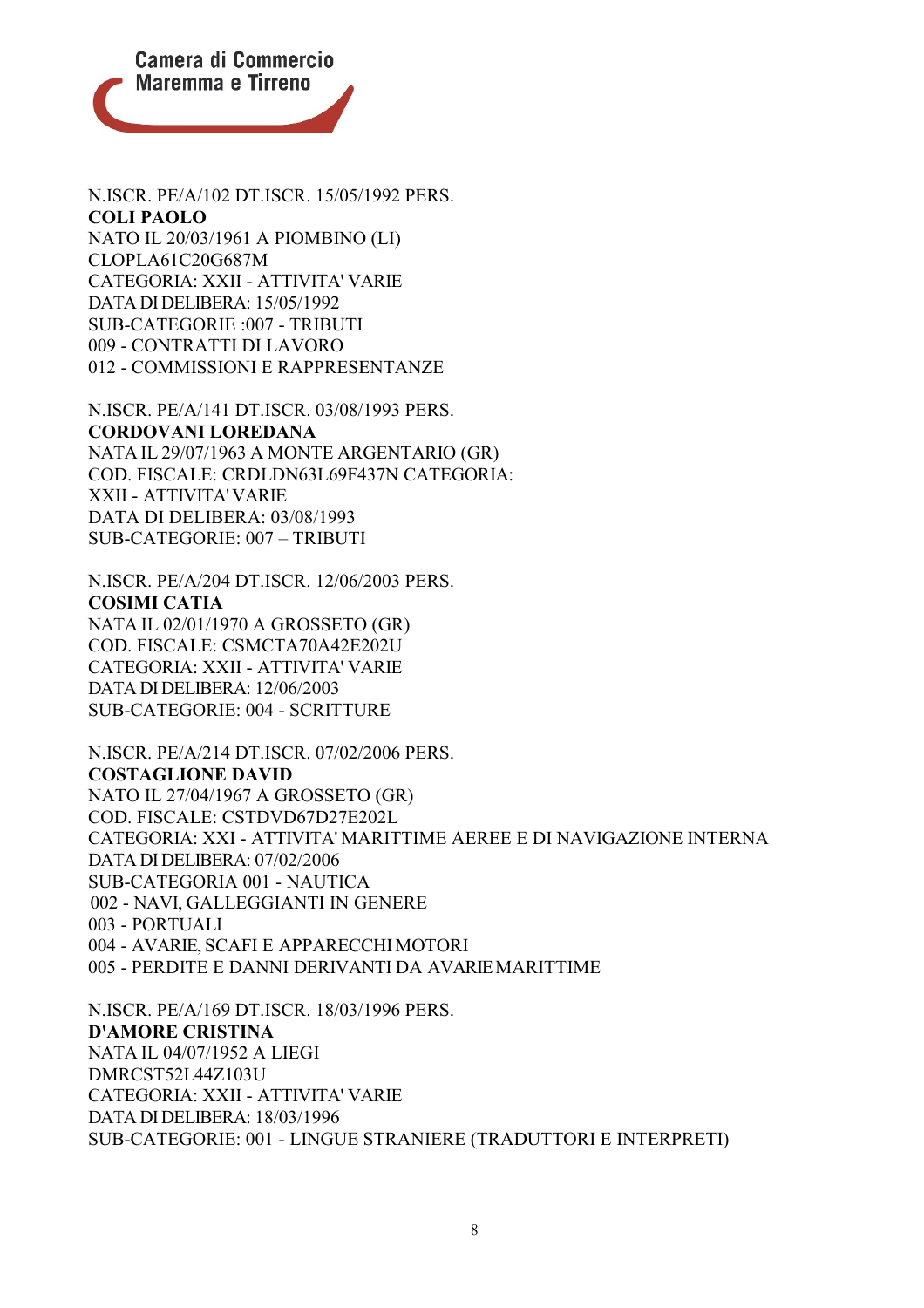N.ISCR. PE/A/102 DT.ISCR. 15/05/1992 PERS.
**COLI PAOLO**
NATO IL 20/03/1961 A PIOMBINO (LI)
CLOPLA61C20G687M
CATEGORIA: XXII - ATTIVITA' VARIE
DATA DI DELIBERA: 15/05/1992
SUB-CATEGORIE :007 - TRIBUTI
009 - CONTRATTI DI LAVORO
012 - COMMISSIONI E RAPPRESENTANZE

N.ISCR. PE/A/141 DT.ISCR. 03/08/1993 PERS.
**CORDOVANI LOREDANA**
NATA IL 29/07/1963 A MONTE ARGENTARIO (GR)
COD. FISCALE: CRDLDN63L69F437N CATEGORIA:
XXII - ATTIVITA' VARIE
DATA DI DELIBERA: 03/08/1993
SUB-CATEGORIE: 007 – TRIBUTI

N.ISCR. PE/A/204 DT.ISCR. 12/06/2003 PERS.
**COSIMI CATIA**
NATA IL 02/01/1970 A GROSSETO (GR)
COD. FISCALE: CSMCTA70A42E202U
CATEGORIA: XXII - ATTIVITA' VARIE
DATA DI DELIBERA: 12/06/2003
SUB-CATEGORIE: 004 - SCRITTURE

N.ISCR. PE/A/214 DT.ISCR. 07/02/2006 PERS.
**COSTAGLIONE DAVID**
NATO IL 27/04/1967 A GROSSETO (GR)
COD. FISCALE: CSTDVD67D27E202L
CATEGORIA: XXI - ATTIVITA' MARITTIME AEREE E DI NAVIGAZIONE INTERNA
DATA DI DELIBERA: 07/02/2006
SUB-CATEGORIA 001 - NAUTICA
002 - NAVI, GALLEGGIANTI IN GENERE
003 - PORTUALI
004 - AVARIE, SCAFI E APPARECCHI MOTORI
005 - PERDITE E DANNI DERIVANTI DA AVARIE MARITTIME

N.ISCR. PE/A/169 DT.ISCR. 18/03/1996 PERS.
**D'AMORE CRISTINA**
NATA IL 04/07/1952 A LIEGI
DMRCST52L44Z103U
CATEGORIA: XXII - ATTIVITA' VARIE
DATA DI DELIBERA: 18/03/1996
SUB-CATEGORIE: 001 - LINGUE STRANIERE (TRADUTTORI E INTERPRETI)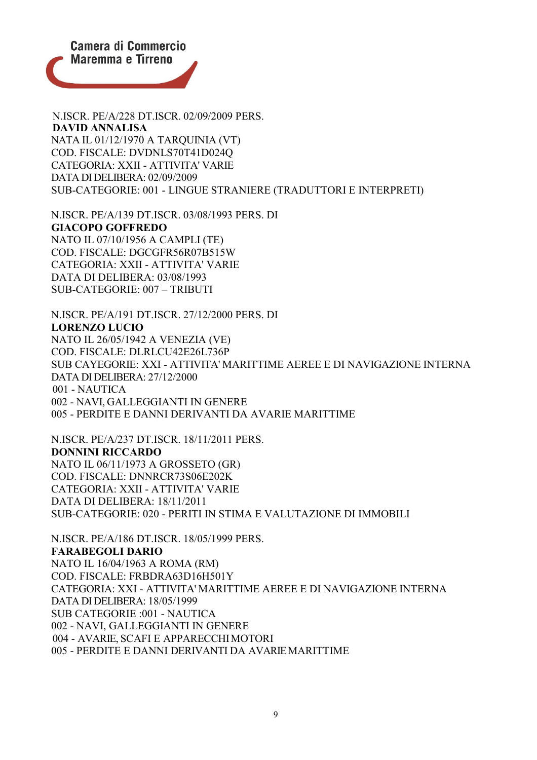N.ISCR. PE/A/228 DT.ISCR. 02/09/2009 PERS.
**DAVID ANNALISA**
NATA IL 01/12/1970 A TARQUINIA (VT)
COD. FISCALE: DVDNLS70T41D024Q
CATEGORIA: XXII - ATTIVITA' VARIE
DATA DI DELIBERA: 02/09/2009
SUB-CATEGORIE: 001 - LINGUE STRANIERE (TRADUTTORI E INTERPRETI)

N.ISCR. PE/A/139 DT.ISCR. 03/08/1993 PERS. DI
**GIACOPO GOFFREDO**
NATO IL 07/10/1956 A CAMPLI (TE)
COD. FISCALE: DGCGFR56R07B515W
CATEGORIA: XXII - ATTIVITA' VARIE
DATA DI DELIBERA: 03/08/1993
SUB-CATEGORIE: 007 – TRIBUTI

N.ISCR. PE/A/191 DT.ISCR. 27/12/2000 PERS. DI
**LORENZO LUCIO**
NATO IL 26/05/1942 A VENEZIA (VE)
COD. FISCALE: DLRLCU42E26L736P
SUB CAYEGORIE: XXI - ATTIVITA' MARITTIME AEREE E DI NAVIGAZIONE INTERNA
DATA DI DELIBERA: 27/12/2000
001 - NAUTICA
002 - NAVI, GALLEGGIANTI IN GENERE
005 - PERDITE E DANNI DERIVANTI DA AVARIE MARITTIME

N.ISCR. PE/A/237 DT.ISCR. 18/11/2011 PERS.
**DONNINI RICCARDO**
NATO IL 06/11/1973 A GROSSETO (GR)
COD. FISCALE: DNNRCR73S06E202K
CATEGORIA: XXII - ATTIVITA' VARIE
DATA DI DELIBERA: 18/11/2011
SUB-CATEGORIE: 020 - PERITI IN STIMA E VALUTAZIONE DI IMMOBILI

N.ISCR. PE/A/186 DT.ISCR. 18/05/1999 PERS.
**FARABEGOLI DARIO**
NATO IL 16/04/1963 A ROMA (RM)
COD. FISCALE: FRBDRA63D16H501Y
CATEGORIA: XXI - ATTIVITA' MARITTIME AEREE E DI NAVIGAZIONE INTERNA
DATA DI DELIBERA: 18/05/1999
SUB CATEGORIE :001 - NAUTICA
002 - NAVI, GALLEGGIANTI IN GENERE
004 - AVARIE, SCAFI E APPARECCHI MOTORI
005 - PERDITE E DANNI DERIVANTI DA AVARIE MARITTIME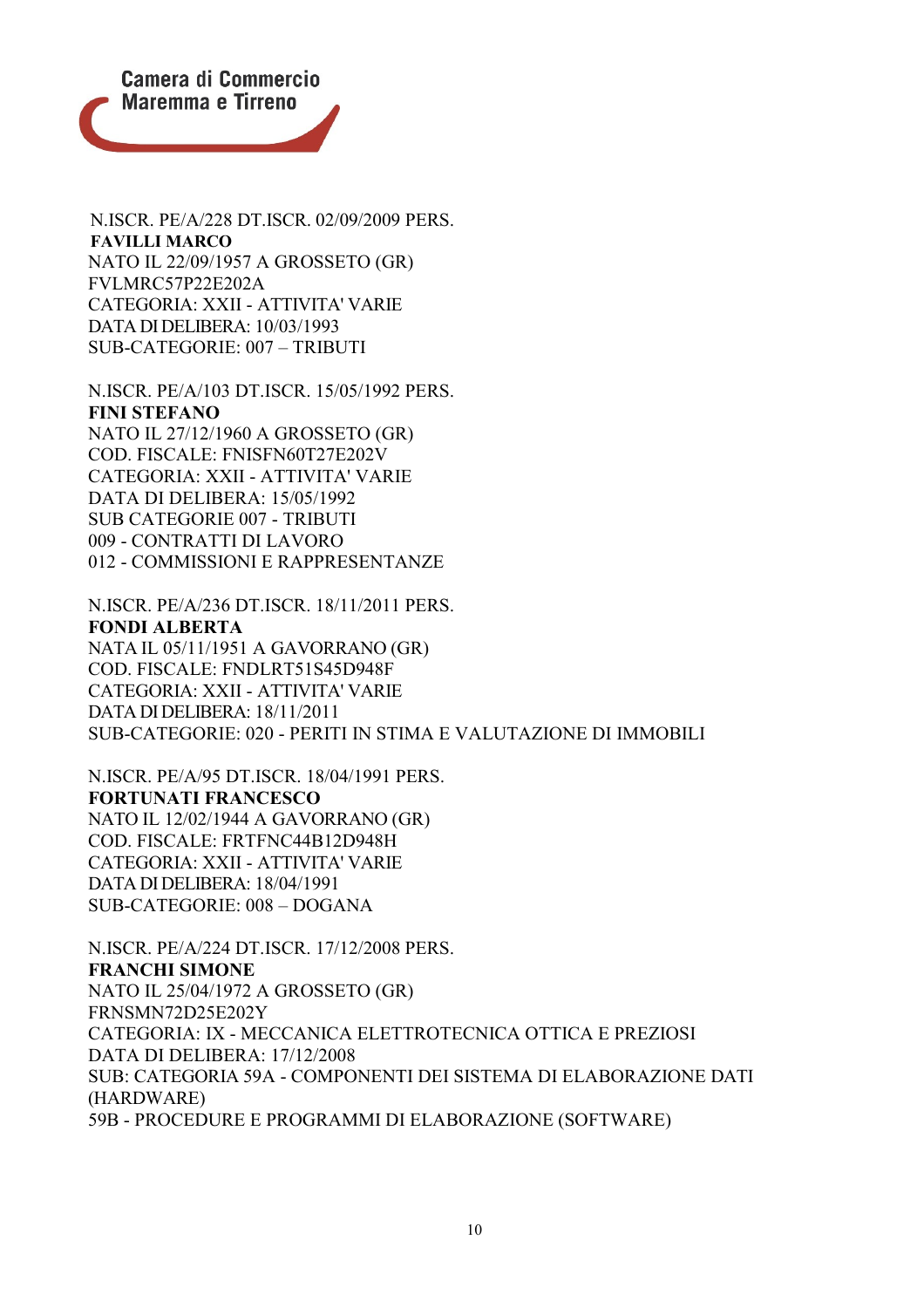N.ISCR. PE/A/228 DT.ISCR. 02/09/2009 PERS.
**FAVILLI MARCO**
NATO IL 22/09/1957 A GROSSETO (GR)
FVLMRC57P22E202A
CATEGORIA: XXII - ATTIVITA' VARIE
DATA DI DELIBERA: 10/03/1993
SUB-CATEGORIE: 007 – TRIBUTI

N.ISCR. PE/A/103 DT.ISCR. 15/05/1992 PERS.
**FINI STEFANO**
NATO IL 27/12/1960 A GROSSETO (GR)
COD. FISCALE: FNISFN60T27E202V
CATEGORIA: XXII - ATTIVITA' VARIE
DATA DI DELIBERA: 15/05/1992
SUB CATEGORIE 007 - TRIBUTI
009 - CONTRATTI DI LAVORO
012 - COMMISSIONI E RAPPRESENTANZE

N.ISCR. PE/A/236 DT.ISCR. 18/11/2011 PERS.
**FONDI ALBERTA**
NATA IL 05/11/1951 A GAVORRANO (GR)
COD. FISCALE: FNDLRT51S45D948F
CATEGORIA: XXII - ATTIVITA' VARIE
DATA DI DELIBERA: 18/11/2011
SUB-CATEGORIE: 020 - PERITI IN STIMA E VALUTAZIONE DI IMMOBILI

N.ISCR. PE/A/95 DT.ISCR. 18/04/1991 PERS.
**FORTUNATI FRANCESCO**
NATO IL 12/02/1944 A GAVORRANO (GR)
COD. FISCALE: FRTFNC44B12D948H
CATEGORIA: XXII - ATTIVITA' VARIE
DATA DI DELIBERA: 18/04/1991
SUB-CATEGORIE: 008 – DOGANA

N.ISCR. PE/A/224 DT.ISCR. 17/12/2008 PERS.
**FRANCHI SIMONE**
NATO IL 25/04/1972 A GROSSETO (GR)
FRNSMN72D25E202Y
CATEGORIA: IX - MECCANICA ELETTROTECNICA OTTICA E PREZIOSI
DATA DI DELIBERA: 17/12/2008
SUB: CATEGORIA 59A - COMPONENTI DEI SISTEMA DI ELABORAZIONE DATI (HARDWARE)
59B - PROCEDURE E PROGRAMMI DI ELABORAZIONE (SOFTWARE)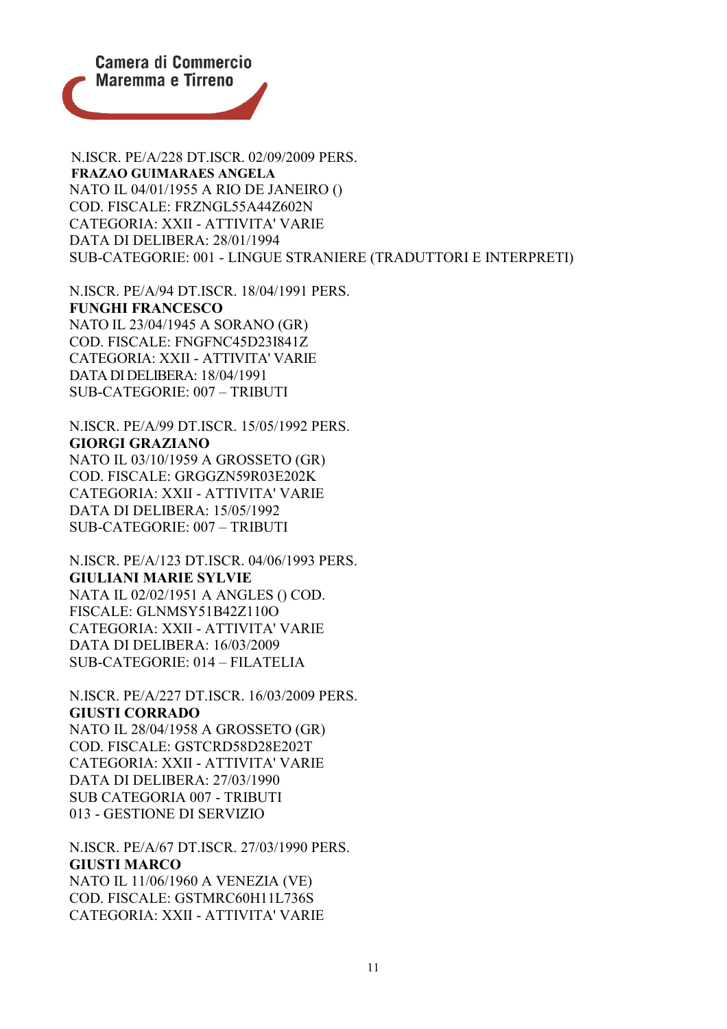N.ISCR. PE/A/228 DT.ISCR. 02/09/2009 PERS.
**FRAZAO GUIMARAES ANGELA**
NATO IL 04/01/1955 A RIO DE JANEIRO ()
COD. FISCALE: FRZNGL55A44Z602N
CATEGORIA: XXII - ATTIVITA' VARIE
DATA DI DELIBERA: 28/01/1994
SUB-CATEGORIE: 001 - LINGUE STRANIERE (TRADUTTORI E INTERPRETI)

N.ISCR. PE/A/94 DT.ISCR. 18/04/1991 PERS.
**FUNGHI FRANCESCO**
NATO IL 23/04/1945 A SORANO (GR)
COD. FISCALE: FNGFNC45D23I841Z
CATEGORIA: XXII - ATTIVITA' VARIE
DATA DI DELIBERA: 18/04/1991
SUB-CATEGORIE: 007 – TRIBUTI

N.ISCR. PE/A/99 DT.ISCR. 15/05/1992 PERS.
**GIORGI GRAZIANO**
NATO IL 03/10/1959 A GROSSETO (GR)
COD. FISCALE: GRGGZN59R03E202K
CATEGORIA: XXII - ATTIVITA' VARIE
DATA DI DELIBERA: 15/05/1992
SUB-CATEGORIE: 007 – TRIBUTI

N.ISCR. PE/A/123 DT.ISCR. 04/06/1993 PERS.
**GIULIANI MARIE SYLVIE**
NATA IL 02/02/1951 A ANGLES () COD.
FISCALE: GLNMSY51B42Z110O
CATEGORIA: XXII - ATTIVITA' VARIE
DATA DI DELIBERA: 16/03/2009
SUB-CATEGORIE: 014 – FILATELIA

N.ISCR. PE/A/227 DT.ISCR. 16/03/2009 PERS.
**GIUSTI CORRADO**
NATO IL 28/04/1958 A GROSSETO (GR)
COD. FISCALE: GSTCRD58D28E202T
CATEGORIA: XXII - ATTIVITA' VARIE
DATA DI DELIBERA: 27/03/1990
SUB CATEGORIA 007 - TRIBUTI
013 - GESTIONE DI SERVIZIO

N.ISCR. PE/A/67 DT.ISCR. 27/03/1990 PERS.
**GIUSTI MARCO**
NATO IL 11/06/1960 A VENEZIA (VE)
COD. FISCALE: GSTMRC60H11L736S
CATEGORIA: XXII - ATTIVITA' VARIE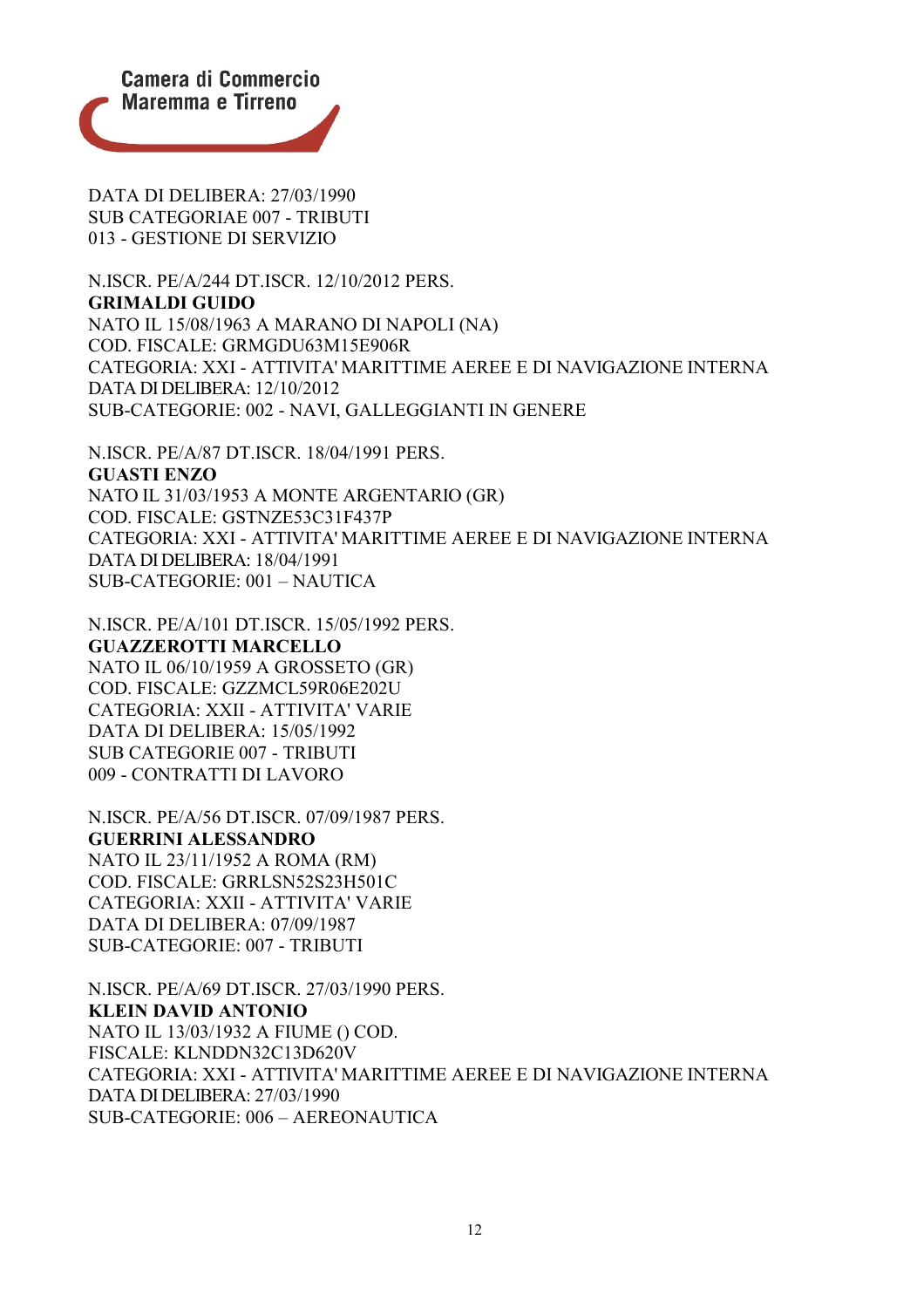DATA DI DELIBERA: 27/03/1990
SUB CATEGORIAE 007 - TRIBUTI
013 - GESTIONE DI SERVIZIO

N.ISCR. PE/A/244 DT.ISCR. 12/10/2012 PERS.
**GRIMALDI GUIDO**
NATO IL 15/08/1963 A MARANO DI NAPOLI (NA)
COD. FISCALE: GRMGDU63M15E906R
CATEGORIA: XXI - ATTIVITA' MARITTIME AEREE E DI NAVIGAZIONE INTERNA
DATA DI DELIBERA: 12/10/2012
SUB-CATEGORIE: 002 - NAVI, GALLEGGIANTI IN GENERE

N.ISCR. PE/A/87 DT.ISCR. 18/04/1991 PERS.
**GUASTI ENZO**
NATO IL 31/03/1953 A MONTE ARGENTARIO (GR)
COD. FISCALE: GSTNZE53C31F437P
CATEGORIA: XXI - ATTIVITA' MARITTIME AEREE E DI NAVIGAZIONE INTERNA
DATA DI DELIBERA: 18/04/1991
SUB-CATEGORIE: 001 – NAUTICA

N.ISCR. PE/A/101 DT.ISCR. 15/05/1992 PERS.
**GUAZZEROTTI MARCELLO**
NATO IL 06/10/1959 A GROSSETO (GR)
COD. FISCALE: GZZMCL59R06E202U
CATEGORIA: XXII - ATTIVITA' VARIE
DATA DI DELIBERA: 15/05/1992
SUB CATEGORIE 007 - TRIBUTI
009 - CONTRATTI DI LAVORO

N.ISCR. PE/A/56 DT.ISCR. 07/09/1987 PERS.
**GUERRINI ALESSANDRO**
NATO IL 23/11/1952 A ROMA (RM)
COD. FISCALE: GRRLSN52S23H501C
CATEGORIA: XXII - ATTIVITA' VARIE
DATA DI DELIBERA: 07/09/1987
SUB-CATEGORIE: 007 - TRIBUTI

N.ISCR. PE/A/69 DT.ISCR. 27/03/1990 PERS.
**KLEIN DAVID ANTONIO**
NATO IL 13/03/1932 A FIUME () COD.
FISCALE: KLNDDN32C13D620V
CATEGORIA: XXI - ATTIVITA' MARITTIME AEREE E DI NAVIGAZIONE INTERNA
DATA DI DELIBERA: 27/03/1990
SUB-CATEGORIE: 006 – AEREONAUTICA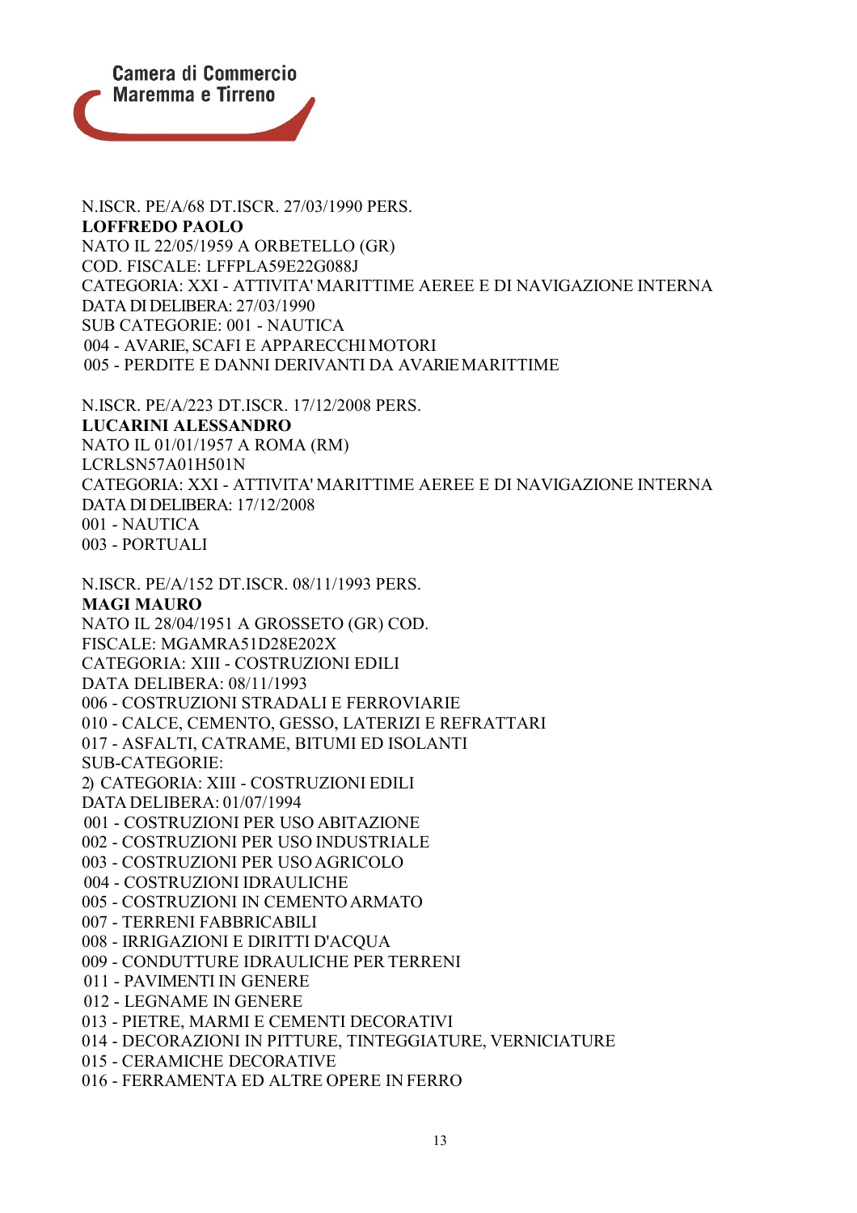N.ISCR. PE/A/68 DT.ISCR. 27/03/1990 PERS.

**LOFFREDO PAOLO**

NATO IL 22/05/1959 A ORBETELLO (GR)

COD. FISCALE: LFFPLA59E22G088J

CATEGORIA: XXI - ATTIVITA' MARITTIME AEREE E DI NAVIGAZIONE INTERNA

DATA DI DELIBERA: 27/03/1990

SUB CATEGORIE: 001 - NAUTICA

004 - AVARIE, SCAFI E APPARECCHI MOTORI

005 - PERDITE E DANNI DERIVANTI DA AVARIE MARITTIME

N.ISCR. PE/A/223 DT.ISCR. 17/12/2008 PERS.

**LUCARINI ALESSANDRO**

NATO IL 01/01/1957 A ROMA (RM)

LCRLSN57A01H501N

CATEGORIA: XXI - ATTIVITA' MARITTIME AEREE E DI NAVIGAZIONE INTERNA

DATA DI DELIBERA: 17/12/2008

001 - NAUTICA

003 - PORTUALI

N.ISCR. PE/A/152 DT.ISCR. 08/11/1993 PERS.

**MAGI MAURO**

NATO IL 28/04/1951 A GROSSETO (GR) COD.

FISCALE: MGAMRA51D28E202X

CATEGORIA: XIII - COSTRUZIONI EDILI

DATA DELIBERA: 08/11/1993

006 - COSTRUZIONI STRADALI E FERROVIARIE

010 - CALCE, CEMENTO, GESSO, LATERIZI E REFRATTARI

017 - ASFALTI, CATRAME, BITUMI ED ISOLANTI

SUB-CATEGORIE:

2) CATEGORIA: XIII - COSTRUZIONI EDILI

DATA DELIBERA: 01/07/1994

001 - COSTRUZIONI PER USO ABITAZIONE

002 - COSTRUZIONI PER USO INDUSTRIALE

003 - COSTRUZIONI PER USO AGRICOLO

004 - COSTRUZIONI IDRAULICHE

005 - COSTRUZIONI IN CEMENTO ARMATO

007 - TERRENI FABBRICABILI

008 - IRRIGAZIONI E DIRITTI D'ACQUA

009 - CONDUTTURE IDRAULICHE PER TERRENI

011 - PAVIMENTI IN GENERE

012 - LEGNAME IN GENERE

013 - PIETRE, MARMI E CEMENTI DECORATIVI

014 - DECORAZIONI IN PITTURE, TINTEGGIATURE, VERNICIATURE

015 - CERAMICHE DECORATIVE

016 - FERRAMENTA ED ALTRE OPERE IN FERRO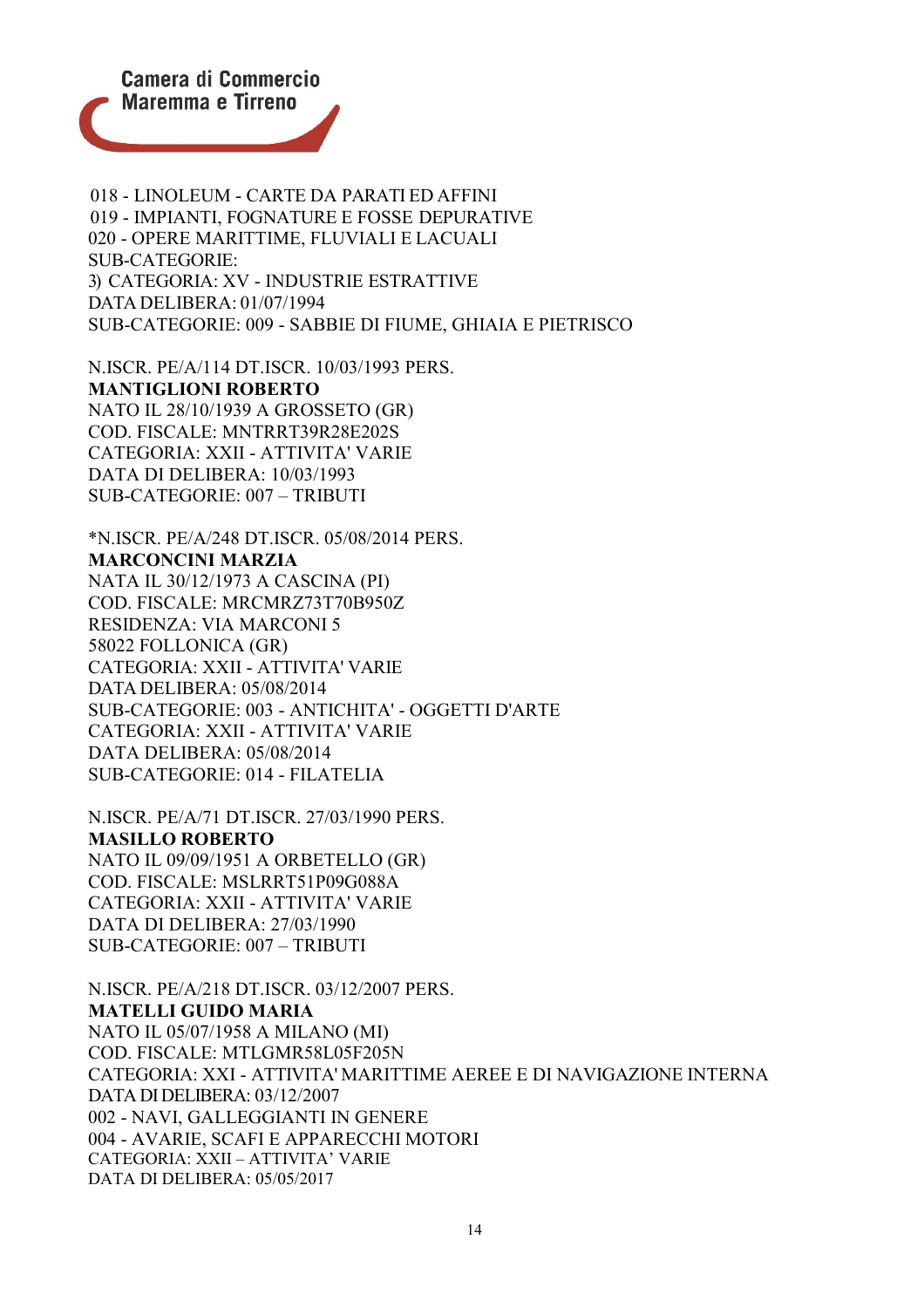018 - LINOLEUM - CARTE DA PARATI ED AFFINI
019 - IMPIANTI, FOGNATURE E FOSSE DEPURATIVE
020 - OPERE MARITTIME, FLUVIALI E LACUALI
SUB-CATEGORIE:
3) CATEGORIA: XV - INDUSTRIE ESTRATTIVE
DATA DELIBERA: 01/07/1994
SUB-CATEGORIE: 009 - SABBIE DI FIUME, GHIAIA E PIETRISCO

N.ISCR. PE/A/114 DT.ISCR. 10/03/1993 PERS.
**MANTIGLIONI ROBERTO**
NATO IL 28/10/1939 A GROSSETO (GR)
COD. FISCALE: MNTRRT39R28E202S
CATEGORIA: XXII - ATTIVITA' VARIE
DATA DI DELIBERA: 10/03/1993
SUB-CATEGORIE: 007 – TRIBUTI

*N.ISCR. PE/A/248 DT.ISCR. 05/08/2014 PERS.
**MARCONCINI MARZIA**
NATA IL 30/12/1973 A CASCINA (PI)
COD. FISCALE: MRCMRZ73T70B950Z
RESIDENZA: VIA MARCONI 5
58022 FOLLONICA (GR)
CATEGORIA: XXII - ATTIVITA' VARIE
DATA DELIBERA: 05/08/2014
SUB-CATEGORIE: 003 - ANTICHITA' - OGGETTI D'ARTE
CATEGORIA: XXII - ATTIVITA' VARIE
DATA DELIBERA: 05/08/2014
SUB-CATEGORIE: 014 - FILATELIA

N.ISCR. PE/A/71 DT.ISCR. 27/03/1990 PERS.
**MASILLO ROBERTO**
NATO IL 09/09/1951 A ORBETELLO (GR)
COD. FISCALE: MSLRRT51P09G088A
CATEGORIA: XXII - ATTIVITA' VARIE
DATA DI DELIBERA: 27/03/1990
SUB-CATEGORIE: 007 – TRIBUTI

N.ISCR. PE/A/218 DT.ISCR. 03/12/2007 PERS.
**MATELLI GUIDO MARIA**
NATO IL 05/07/1958 A MILANO (MI)
COD. FISCALE: MTLGMR58L05F205N
CATEGORIA: XXI - ATTIVITA' MARITTIME AEREE E DI NAVIGAZIONE INTERNA
DATA DI DELIBERA: 03/12/2007
002 - NAVI, GALLEGGIANTI IN GENERE
004 - AVARIE, SCAFI E APPARECCHI MOTORI
CATEGORIA: XXII – ATTIVITA' VARIE
DATA DI DELIBERA: 05/05/2017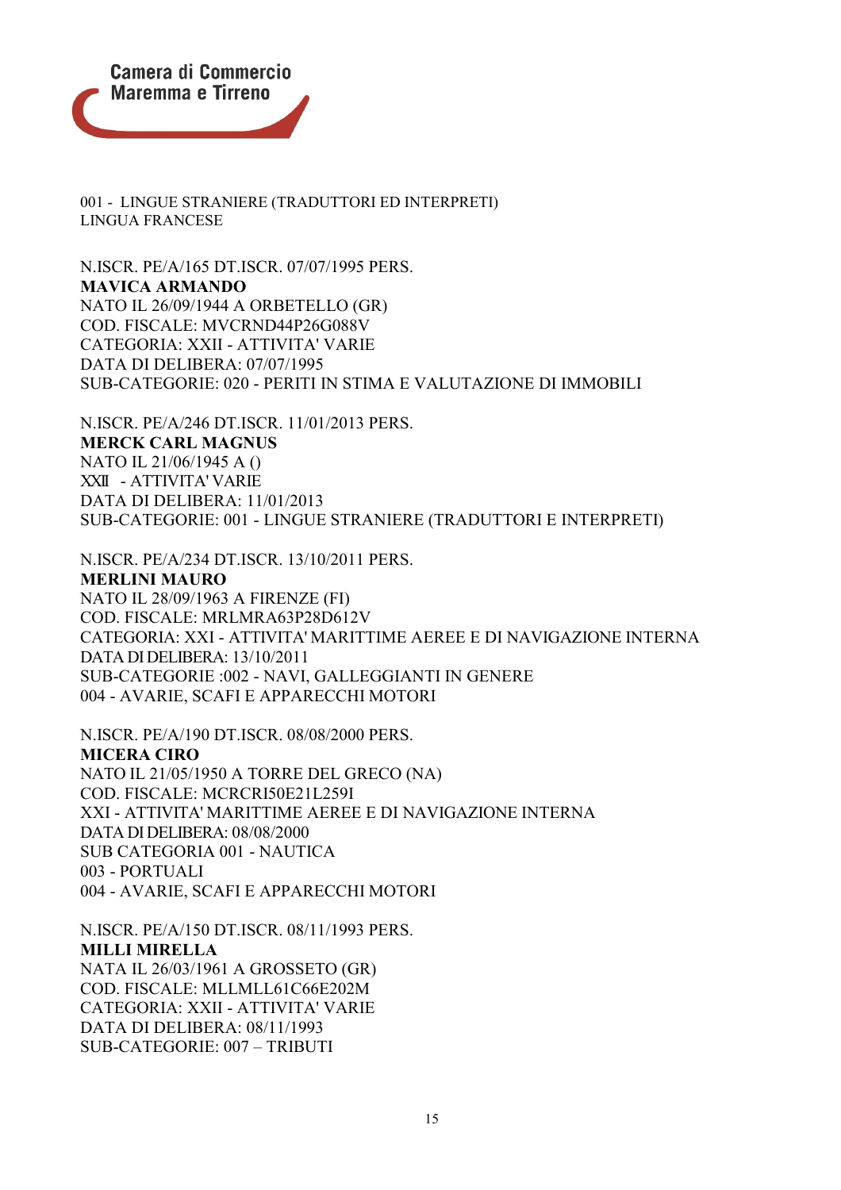001 - LINGUE STRANIERE (TRADUTTORI ED INTERPRETI)
LINGUA FRANCESE

N.ISCR. PE/A/165 DT.ISCR. 07/07/1995 PERS.
**MAVICA ARMANDO**
NATO IL 26/09/1944 A ORBETELLO (GR)
COD. FISCALE: MVCRND44P26G088V
CATEGORIA: XXII - ATTIVITA' VARIE
DATA DI DELIBERA: 07/07/1995
SUB-CATEGORIE: 020 - PERITI IN STIMA E VALUTAZIONE DI IMMOBILI

N.ISCR. PE/A/246 DT.ISCR. 11/01/2013 PERS.
**MERCK CARL MAGNUS**
NATO IL 21/06/1945 A ()
XXII - ATTIVITA' VARIE
DATA DI DELIBERA: 11/01/2013
SUB-CATEGORIE: 001 - LINGUE STRANIERE (TRADUTTORI E INTERPRETI)

N.ISCR. PE/A/234 DT.ISCR. 13/10/2011 PERS.
**MERLINI MAURO**
NATO IL 28/09/1963 A FIRENZE (FI)
COD. FISCALE: MRLMRA63P28D612V
CATEGORIA: XXI - ATTIVITA' MARITTIME AEREE E DI NAVIGAZIONE INTERNA
DATA DI DELIBERA: 13/10/2011
SUB-CATEGORIE :002 - NAVI, GALLEGGIANTI IN GENERE
004 - AVARIE, SCAFI E APPARECCHI MOTORI

N.ISCR. PE/A/190 DT.ISCR. 08/08/2000 PERS.
**MICERA CIRO**
NATO IL 21/05/1950 A TORRE DEL GRECO (NA)
COD. FISCALE: MCRCRI50E21L259I
XXI - ATTIVITA' MARITTIME AEREE E DI NAVIGAZIONE INTERNA
DATA DI DELIBERA: 08/08/2000
SUB CATEGORIA 001 - NAUTICA
003 - PORTUALI
004 - AVARIE, SCAFI E APPARECCHI MOTORI

N.ISCR. PE/A/150 DT.ISCR. 08/11/1993 PERS.
**MILLI MIRELLA**
NATA IL 26/03/1961 A GROSSETO (GR)
COD. FISCALE: MLLMLL61C66E202M
CATEGORIA: XXII - ATTIVITA' VARIE
DATA DI DELIBERA: 08/11/1993
SUB-CATEGORIE: 007 – TRIBUTI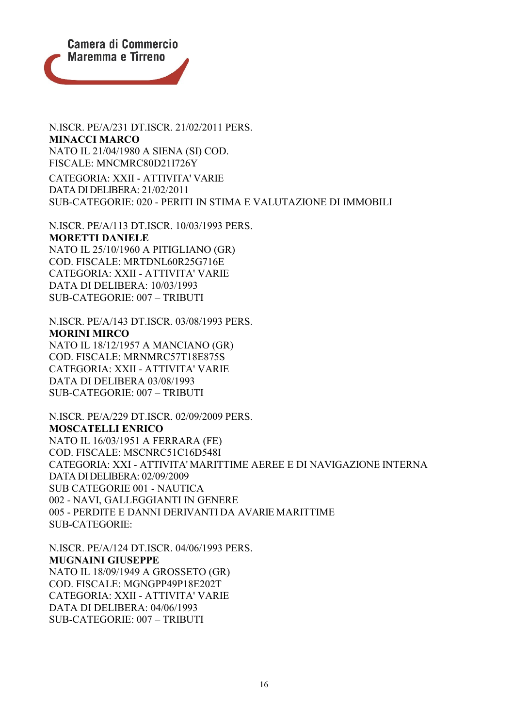N.ISCR. PE/A/231 DT.ISCR. 21/02/2011 PERS.
**MINACCI MARCO**
NATO IL 21/04/1980 A SIENA (SI) COD.
FISCALE: MNCMRC80D21I726Y
CATEGORIA: XXII - ATTIVITA' VARIE
DATA DI DELIBERA: 21/02/2011
SUB-CATEGORIE: 020 - PERITI IN STIMA E VALUTAZIONE DI IMMOBILI

N.ISCR. PE/A/113 DT.ISCR. 10/03/1993 PERS.
**MORETTI DANIELE**
NATO IL 25/10/1960 A PITIGLIANO (GR)
COD. FISCALE: MRTDNL60R25G716E
CATEGORIA: XXII - ATTIVITA' VARIE
DATA DI DELIBERA: 10/03/1993
SUB-CATEGORIE: 007 – TRIBUTI

N.ISCR. PE/A/143 DT.ISCR. 03/08/1993 PERS.
**MORINI MIRCO**
NATO IL 18/12/1957 A MANCIANO (GR)
COD. FISCALE: MRNMRC57T18E875S
CATEGORIA: XXII - ATTIVITA' VARIE
DATA DI DELIBERA 03/08/1993
SUB-CATEGORIE: 007 – TRIBUTI

N.ISCR. PE/A/229 DT.ISCR. 02/09/2009 PERS.
**MOSCATELLI ENRICO**
NATO IL 16/03/1951 A FERRARA (FE)
COD. FISCALE: MSCNRC51C16D548I
CATEGORIA: XXI - ATTIVITA' MARITTIME AEREE E DI NAVIGAZIONE INTERNA
DATA DI DELIBERA: 02/09/2009
SUB CATEGORIE 001 - NAUTICA
002 - NAVI, GALLEGGIANTI IN GENERE
005 - PERDITE E DANNI DERIVANTI DA AVARIE MARITTIME
SUB-CATEGORIE:

N.ISCR. PE/A/124 DT.ISCR. 04/06/1993 PERS.
**MUGNAINI GIUSEPPE**
NATO IL 18/09/1949 A GROSSETO (GR)
COD. FISCALE: MGNGPP49P18E202T
CATEGORIA: XXII - ATTIVITA' VARIE
DATA DI DELIBERA: 04/06/1993
SUB-CATEGORIE: 007 – TRIBUTI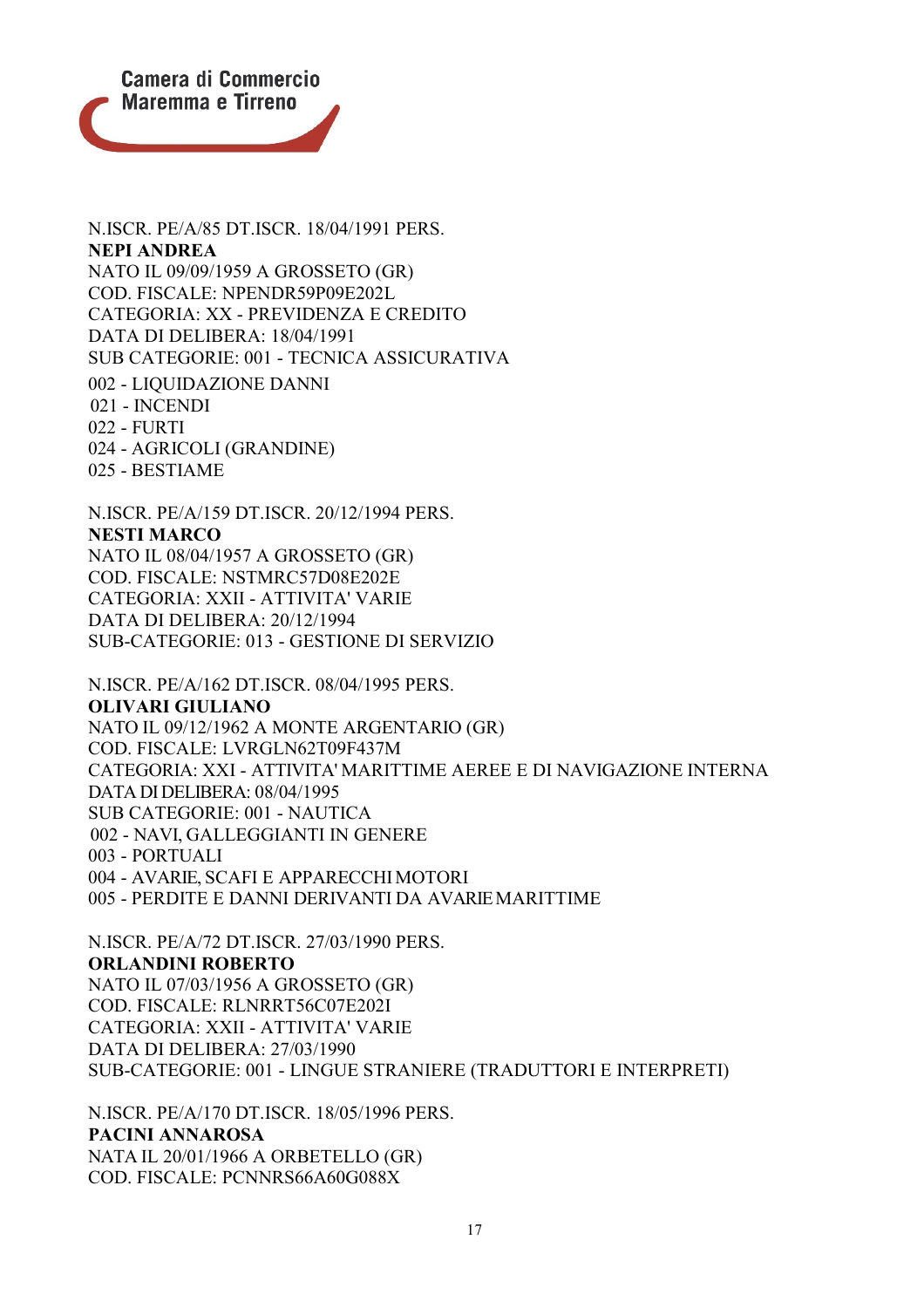N.ISCR. PE/A/85 DT.ISCR. 18/04/1991 PERS.
**NEPI ANDREA**
NATO IL 09/09/1959 A GROSSETO (GR)
COD. FISCALE: NPENDR59P09E202L
CATEGORIA: XX - PREVIDENZA E CREDITO
DATA DI DELIBERA: 18/04/1991
SUB CATEGORIE: 001 - TECNICA ASSICURATIVA
002 - LIQUIDAZIONE DANNI
021 - INCENDI
022 - FURTI
024 - AGRICOLI (GRANDINE)
025 - BESTIAME

N.ISCR. PE/A/159 DT.ISCR. 20/12/1994 PERS.
**NESTI MARCO**
NATO IL 08/04/1957 A GROSSETO (GR)
COD. FISCALE: NSTMRC57D08E202E
CATEGORIA: XXII - ATTIVITA' VARIE
DATA DI DELIBERA: 20/12/1994
SUB-CATEGORIE: 013 - GESTIONE DI SERVIZIO

N.ISCR. PE/A/162 DT.ISCR. 08/04/1995 PERS.
**OLIVARI GIULIANO**
NATO IL 09/12/1962 A MONTE ARGENTARIO (GR)
COD. FISCALE: LVRGLN62T09F437M
CATEGORIA: XXI - ATTIVITA' MARITTIME AEREE E DI NAVIGAZIONE INTERNA
DATA DI DELIBERA: 08/04/1995
SUB CATEGORIE: 001 - NAUTICA
002 - NAVI, GALLEGGIANTI IN GENERE
003 - PORTUALI
004 - AVARIE, SCAFI E APPARECCHI MOTORI
005 - PERDITE E DANNI DERIVANTI DA AVARIE MARITTIME

N.ISCR. PE/A/72 DT.ISCR. 27/03/1990 PERS.
**ORLANDINI ROBERTO**
NATO IL 07/03/1956 A GROSSETO (GR)
COD. FISCALE: RLNRRT56C07E202I
CATEGORIA: XXII - ATTIVITA' VARIE
DATA DI DELIBERA: 27/03/1990
SUB-CATEGORIE: 001 - LINGUE STRANIERE (TRADUTTORI E INTERPRETI)

N.ISCR. PE/A/170 DT.ISCR. 18/05/1996 PERS.
**PACINI ANNAROSA**
NATA IL 20/01/1966 A ORBETELLO (GR)
COD. FISCALE: PCNNRS66A60G088X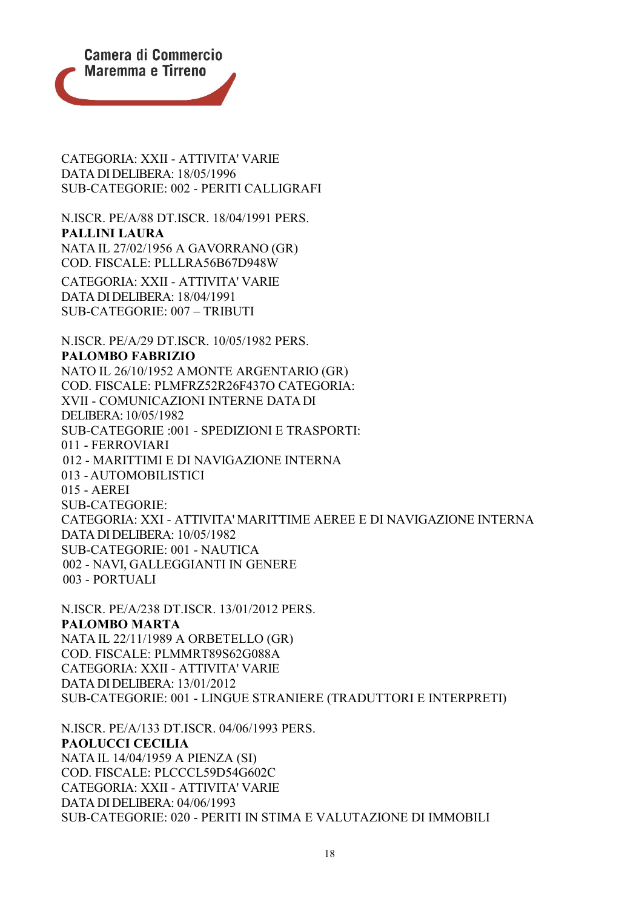CATEGORIA: XXII - ATTIVITA' VARIE
DATA DI DELIBERA: 18/05/1996
SUB-CATEGORIE: 002 - PERITI CALLIGRAFI

N.ISCR. PE/A/88 DT.ISCR. 18/04/1991 PERS.
**PALLINI LAURA**
NATA IL 27/02/1956 A GAVORRANO (GR)
COD. FISCALE: PLLLRA56B67D948W
CATEGORIA: XXII - ATTIVITA' VARIE
DATA DI DELIBERA: 18/04/1991
SUB-CATEGORIE: 007 – TRIBUTI

N.ISCR. PE/A/29 DT.ISCR. 10/05/1982 PERS.
**PALOMBO FABRIZIO**
NATO IL 26/10/1952 A MONTE ARGENTARIO (GR)
COD. FISCALE: PLMFRZ52R26F437O CATEGORIA:
XVII - COMUNICAZIONI INTERNE DATA DI
DELIBERA: 10/05/1982
SUB-CATEGORIE :001 - SPEDIZIONI E TRASPORTI:
011 - FERROVIARI
012 - MARITTIMI E DI NAVIGAZIONE INTERNA
013 - AUTOMOBILISTICI
015 - AEREI
SUB-CATEGORIE:
CATEGORIA: XXI - ATTIVITA' MARITTIME AEREE E DI NAVIGAZIONE INTERNA
DATA DI DELIBERA: 10/05/1982
SUB-CATEGORIE: 001 - NAUTICA
002 - NAVI, GALLEGGIANTI IN GENERE
003 - PORTUALI

N.ISCR. PE/A/238 DT.ISCR. 13/01/2012 PERS.
**PALOMBO MARTA**
NATA IL 22/11/1989 A ORBETELLO (GR)
COD. FISCALE: PLMMRT89S62G088A
CATEGORIA: XXII - ATTIVITA' VARIE
DATA DI DELIBERA: 13/01/2012
SUB-CATEGORIE: 001 - LINGUE STRANIERE (TRADUTTORI E INTERPRETI)

N.ISCR. PE/A/133 DT.ISCR. 04/06/1993 PERS.
**PAOLUCCI CECILIA**
NATA IL 14/04/1959 A PIENZA (SI)
COD. FISCALE: PLCCCL59D54G602C
CATEGORIA: XXII - ATTIVITA' VARIE
DATA DI DELIBERA: 04/06/1993
SUB-CATEGORIE: 020 - PERITI IN STIMA E VALUTAZIONE DI IMMOBILI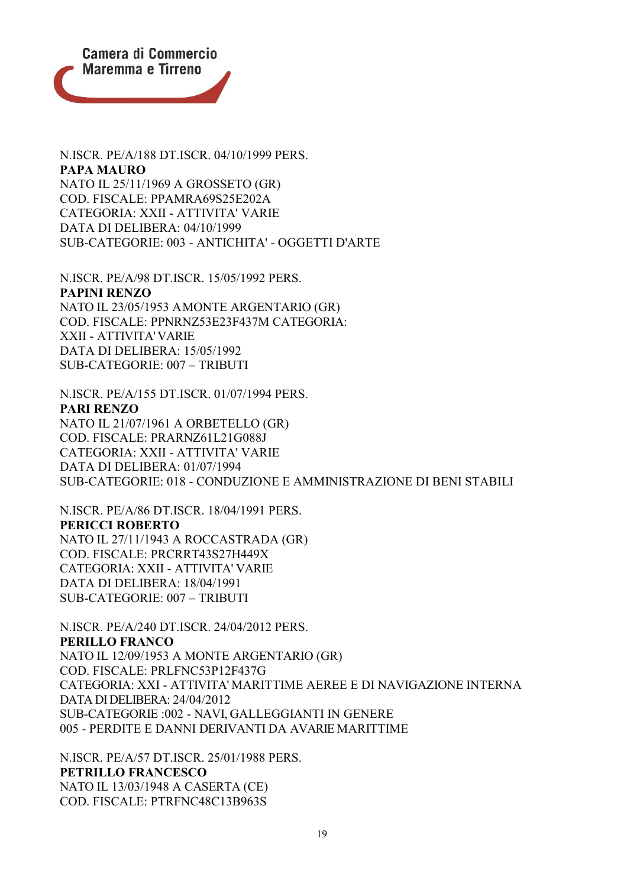N.ISCR. PE/A/188 DT.ISCR. 04/10/1999 PERS.
**PAPA MAURO**
NATO IL 25/11/1969 A GROSSETO (GR)
COD. FISCALE: PPAMRA69S25E202A
CATEGORIA: XXII - ATTIVITA' VARIE
DATA DI DELIBERA: 04/10/1999
SUB-CATEGORIE: 003 - ANTICHITA' - OGGETTI D'ARTE

N.ISCR. PE/A/98 DT.ISCR. 15/05/1992 PERS.
**PAPINI RENZO**
NATO IL 23/05/1953 AMONTE ARGENTARIO (GR)
COD. FISCALE: PPNRNZ53E23F437M CATEGORIA:
XXII - ATTIVITA' VARIE
DATA DI DELIBERA: 15/05/1992
SUB-CATEGORIE: 007 – TRIBUTI

N.ISCR. PE/A/155 DT.ISCR. 01/07/1994 PERS.
**PARI RENZO**
NATO IL 21/07/1961 A ORBETELLO (GR)
COD. FISCALE: PRARNZ61L21G088J
CATEGORIA: XXII - ATTIVITA' VARIE
DATA DI DELIBERA: 01/07/1994
SUB-CATEGORIE: 018 - CONDUZIONE E AMMINISTRAZIONE DI BENI STABILI

N.ISCR. PE/A/86 DT.ISCR. 18/04/1991 PERS.
**PERICCI ROBERTO**
NATO IL 27/11/1943 A ROCCASTRADA (GR)
COD. FISCALE: PRCRRT43S27H449X
CATEGORIA: XXII - ATTIVITA' VARIE
DATA DI DELIBERA: 18/04/1991
SUB-CATEGORIE: 007 – TRIBUTI

N.ISCR. PE/A/240 DT.ISCR. 24/04/2012 PERS.
**PERILLO FRANCO**
NATO IL 12/09/1953 A MONTE ARGENTARIO (GR)
COD. FISCALE: PRLFNC53P12F437G
CATEGORIA: XXI - ATTIVITA' MARITTIME AEREE E DI NAVIGAZIONE INTERNA
DATA DI DELIBERA: 24/04/2012
SUB-CATEGORIE :002 - NAVI, GALLEGGIANTI IN GENERE
005 - PERDITE E DANNI DERIVANTI DA AVARIE MARITTIME

N.ISCR. PE/A/57 DT.ISCR. 25/01/1988 PERS.
**PETRILLO FRANCESCO**
NATO IL 13/03/1948 A CASERTA (CE)
COD. FISCALE: PTRFNC48C13B963S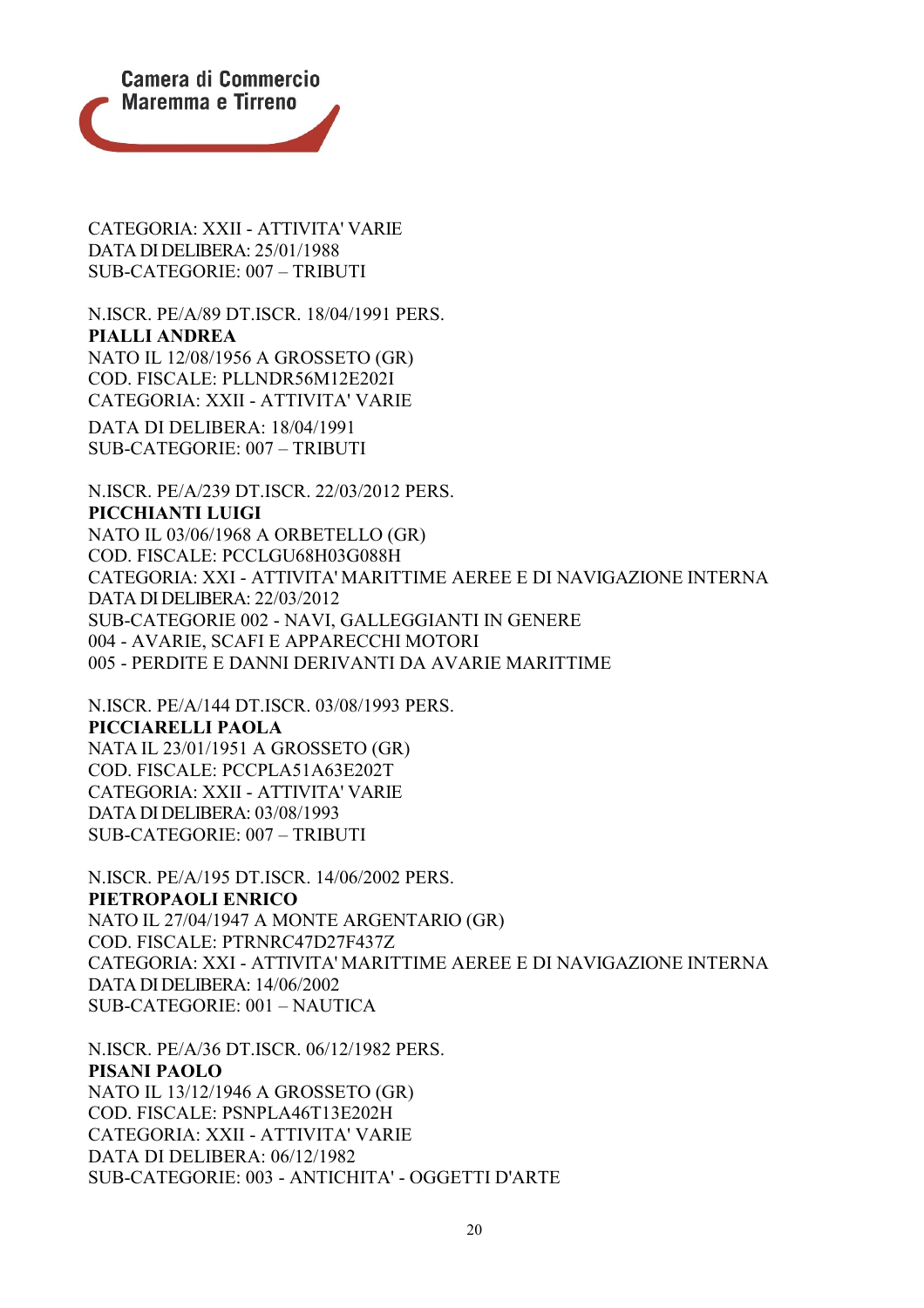CATEGORIA: XXII - ATTIVITA' VARIE
DATA DI DELIBERA: 25/01/1988
SUB-CATEGORIE: 007 – TRIBUTI

N.ISCR. PE/A/89 DT.ISCR. 18/04/1991 PERS.
**PIALLI ANDREA**
NATO IL 12/08/1956 A GROSSETO (GR)
COD. FISCALE: PLLNDR56M12E202I
CATEGORIA: XXII - ATTIVITA' VARIE
DATA DI DELIBERA: 18/04/1991
SUB-CATEGORIE: 007 – TRIBUTI

N.ISCR. PE/A/239 DT.ISCR. 22/03/2012 PERS.
**PICCHIANTI LUIGI**
NATO IL 03/06/1968 A ORBETELLO (GR)
COD. FISCALE: PCCLGU68H03G088H
CATEGORIA: XXI - ATTIVITA' MARITTIME AEREE E DI NAVIGAZIONE INTERNA
DATA DI DELIBERA: 22/03/2012
SUB-CATEGORIE 002 - NAVI, GALLEGGIANTI IN GENERE
004 - AVARIE, SCAFI E APPARECCHI MOTORI
005 - PERDITE E DANNI DERIVANTI DA AVARIE MARITTIME

N.ISCR. PE/A/144 DT.ISCR. 03/08/1993 PERS.
**PICCIARELLI PAOLA**
NATA IL 23/01/1951 A GROSSETO (GR)
COD. FISCALE: PCCPLA51A63E202T
CATEGORIA: XXII - ATTIVITA' VARIE
DATA DI DELIBERA: 03/08/1993
SUB-CATEGORIE: 007 – TRIBUTI

N.ISCR. PE/A/195 DT.ISCR. 14/06/2002 PERS.
**PIETROPAOLI ENRICO**
NATO IL 27/04/1947 A MONTE ARGENTARIO (GR)
COD. FISCALE: PTRNRC47D27F437Z
CATEGORIA: XXI - ATTIVITA' MARITTIME AEREE E DI NAVIGAZIONE INTERNA
DATA DI DELIBERA: 14/06/2002
SUB-CATEGORIE: 001 – NAUTICA

N.ISCR. PE/A/36 DT.ISCR. 06/12/1982 PERS.
**PISANI PAOLO**
NATO IL 13/12/1946 A GROSSETO (GR)
COD. FISCALE: PSNPLA46T13E202H
CATEGORIA: XXII - ATTIVITA' VARIE
DATA DI DELIBERA: 06/12/1982
SUB-CATEGORIE: 003 - ANTICHITA' - OGGETTI D'ARTE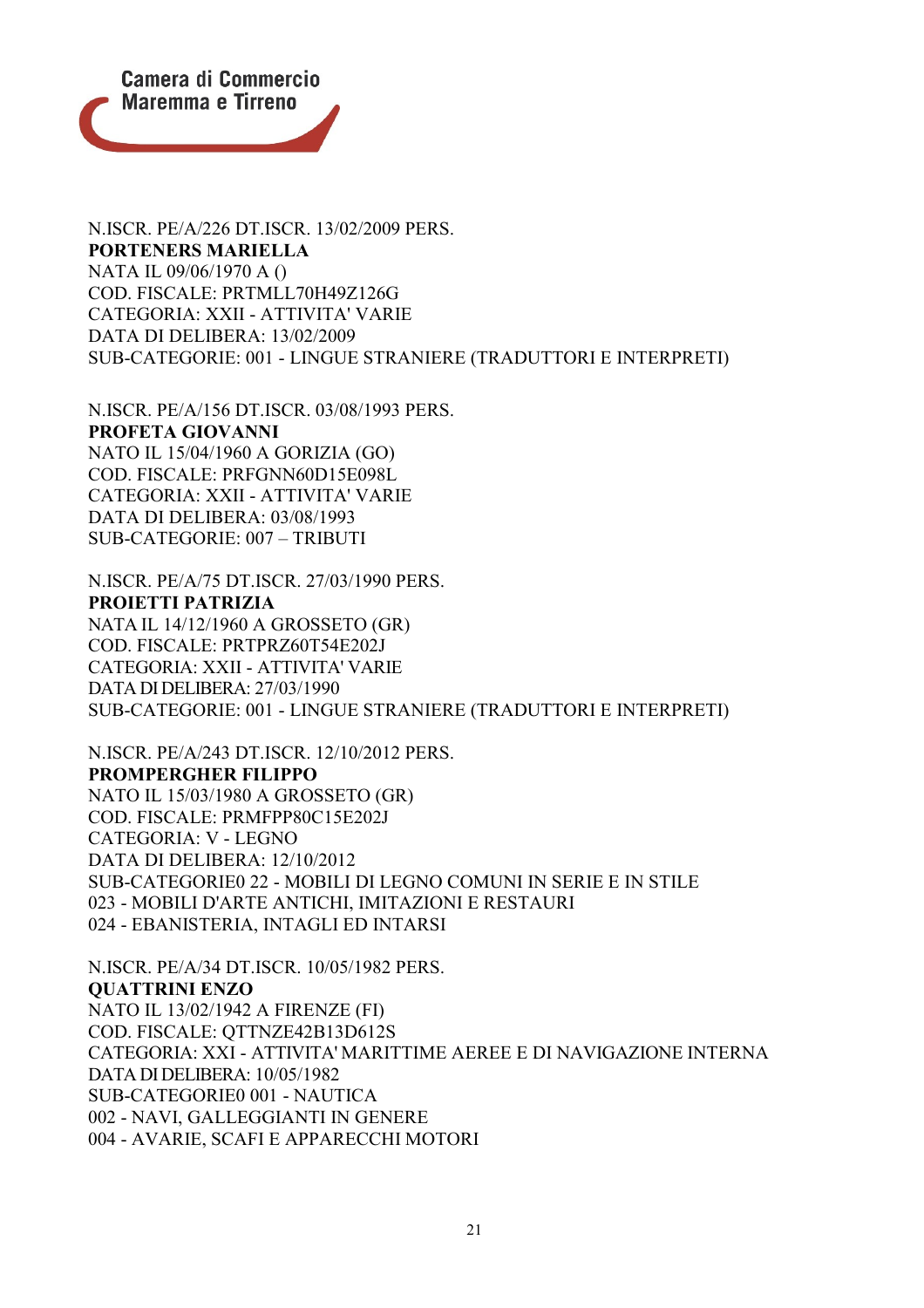N.ISCR. PE/A/226 DT.ISCR. 13/02/2009 PERS.
**PORTENERS MARIELLA**
NATA IL 09/06/1970 A ()
COD. FISCALE: PRTMLL70H49Z126G
CATEGORIA: XXII - ATTIVITA' VARIE
DATA DI DELIBERA: 13/02/2009
SUB-CATEGORIE: 001 - LINGUE STRANIERE (TRADUTTORI E INTERPRETI)

N.ISCR. PE/A/156 DT.ISCR. 03/08/1993 PERS.
**PROFETA GIOVANNI**
NATO IL 15/04/1960 A GORIZIA (GO)
COD. FISCALE: PRFGNN60D15E098L
CATEGORIA: XXII - ATTIVITA' VARIE
DATA DI DELIBERA: 03/08/1993
SUB-CATEGORIE: 007 – TRIBUTI

N.ISCR. PE/A/75 DT.ISCR. 27/03/1990 PERS.
**PROIETTI PATRIZIA**
NATA IL 14/12/1960 A GROSSETO (GR)
COD. FISCALE: PRTPRZ60T54E202J
CATEGORIA: XXII - ATTIVITA' VARIE
DATA DI DELIBERA: 27/03/1990
SUB-CATEGORIE: 001 - LINGUE STRANIERE (TRADUTTORI E INTERPRETI)

N.ISCR. PE/A/243 DT.ISCR. 12/10/2012 PERS.
**PROMPERGHER FILIPPO**
NATO IL 15/03/1980 A GROSSETO (GR)
COD. FISCALE: PRMFPP80C15E202J
CATEGORIA: V - LEGNO
DATA DI DELIBERA: 12/10/2012
SUB-CATEGORIE0 22 - MOBILI DI LEGNO COMUNI IN SERIE E IN STILE
023 - MOBILI D'ARTE ANTICHI, IMITAZIONI E RESTAURI
024 - EBANISTERIA, INTAGLI ED INTARSI

N.ISCR. PE/A/34 DT.ISCR. 10/05/1982 PERS.
**QUATTRINI ENZO**
NATO IL 13/02/1942 A FIRENZE (FI)
COD. FISCALE: QTTNZE42B13D612S
CATEGORIA: XXI - ATTIVITA' MARITTIME AEREE E DI NAVIGAZIONE INTERNA
DATA DI DELIBERA: 10/05/1982
SUB-CATEGORIE0 001 - NAUTICA
002 - NAVI, GALLEGGIANTI IN GENERE
004 - AVARIE, SCAFI E APPARECCHI MOTORI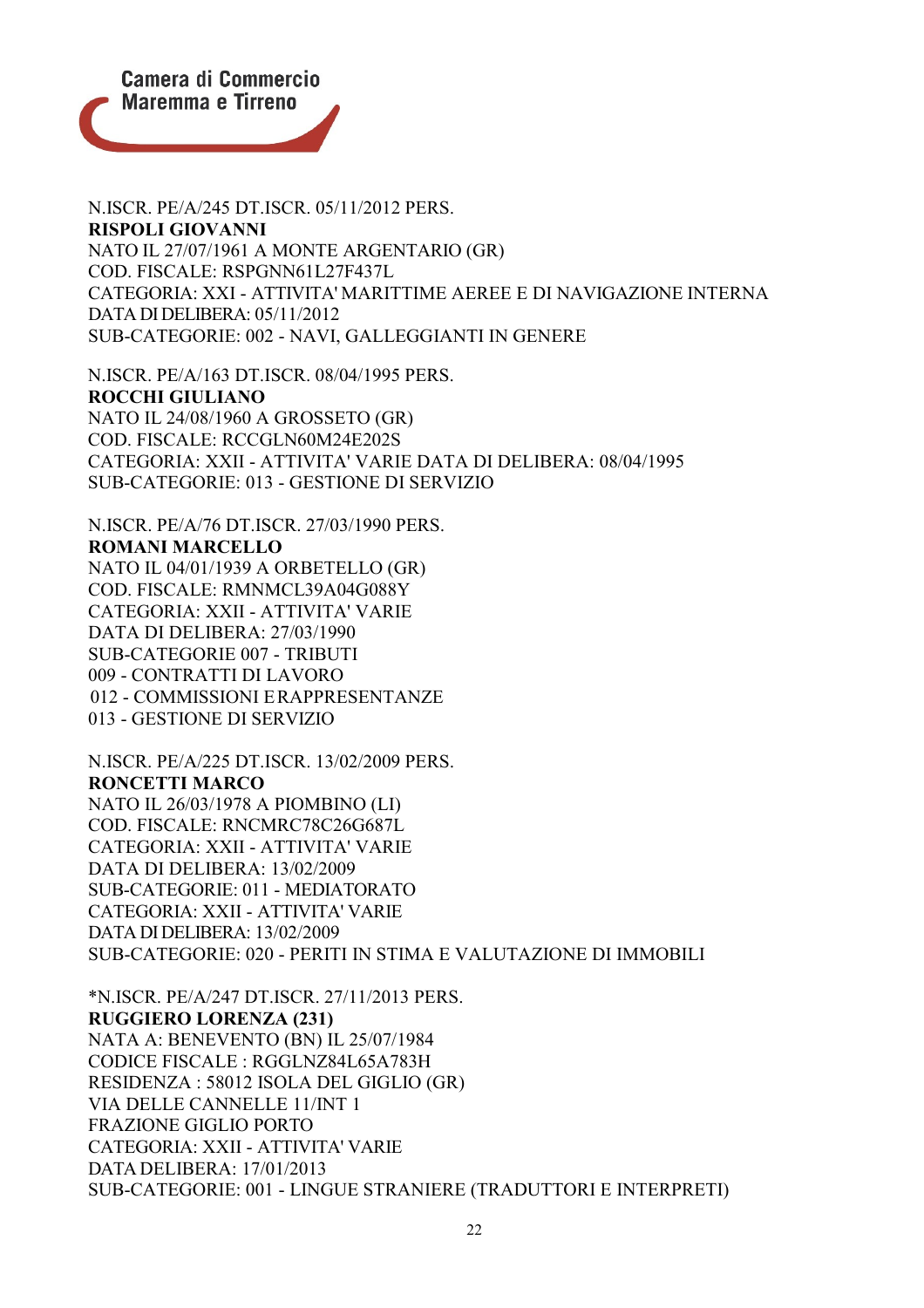N.ISCR. PE/A/245 DT.ISCR. 05/11/2012 PERS.
**RISPOLI GIOVANNI**
NATO IL 27/07/1961 A MONTE ARGENTARIO (GR)
COD. FISCALE: RSPGNN61L27F437L
CATEGORIA: XXI - ATTIVITA' MARITTIME AEREE E DI NAVIGAZIONE INTERNA
DATA DI DELIBERA: 05/11/2012
SUB-CATEGORIE: 002 - NAVI, GALLEGGIANTI IN GENERE

N.ISCR. PE/A/163 DT.ISCR. 08/04/1995 PERS.
**ROCCHI GIULIANO**
NATO IL 24/08/1960 A GROSSETO (GR)
COD. FISCALE: RCCGLN60M24E202S
CATEGORIA: XXII - ATTIVITA' VARIE DATA DI DELIBERA: 08/04/1995
SUB-CATEGORIE: 013 - GESTIONE DI SERVIZIO

N.ISCR. PE/A/76 DT.ISCR. 27/03/1990 PERS.
**ROMANI MARCELLO**
NATO IL 04/01/1939 A ORBETELLO (GR)
COD. FISCALE: RMNMCL39A04G088Y
CATEGORIA: XXII - ATTIVITA' VARIE
DATA DI DELIBERA: 27/03/1990
SUB-CATEGORIE 007 - TRIBUTI
009 - CONTRATTI DI LAVORO
012 - COMMISSIONI E RAPPRESENTANZE
013 - GESTIONE DI SERVIZIO

N.ISCR. PE/A/225 DT.ISCR. 13/02/2009 PERS.
**RONCETTI MARCO**
NATO IL 26/03/1978 A PIOMBINO (LI)
COD. FISCALE: RNCMRC78C26G687L
CATEGORIA: XXII - ATTIVITA' VARIE
DATA DI DELIBERA: 13/02/2009
SUB-CATEGORIE: 011 - MEDIATORATO
CATEGORIA: XXII - ATTIVITA' VARIE
DATA DI DELIBERA: 13/02/2009
SUB-CATEGORIE: 020 - PERITI IN STIMA E VALUTAZIONE DI IMMOBILI

*N.ISCR. PE/A/247 DT.ISCR. 27/11/2013 PERS.
**RUGGIERO LORENZA (231)**
NATA A: BENEVENTO (BN) IL 25/07/1984
CODICE FISCALE : RGGLNZ84L65A783H
RESIDENZA : 58012 ISOLA DEL GIGLIO (GR)
VIA DELLE CANNELLE 11/INT 1
FRAZIONE GIGLIO PORTO
CATEGORIA: XXII - ATTIVITA' VARIE
DATA DELIBERA: 17/01/2013
SUB-CATEGORIE: 001 - LINGUE STRANIERE (TRADUTTORI E INTERPRETI)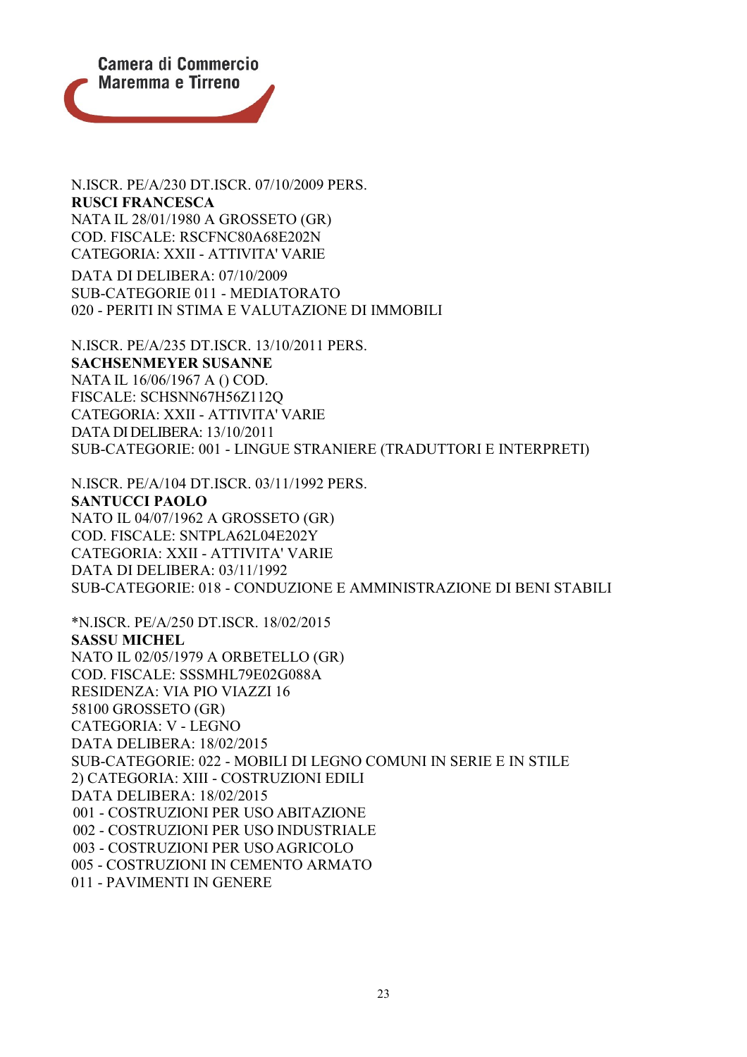N.ISCR. PE/A/230 DT.ISCR. 07/10/2009 PERS.
**RUSCI FRANCESCA**
NATA IL 28/01/1980 A GROSSETO (GR)
COD. FISCALE: RSCFNC80A68E202N
CATEGORIA: XXII - ATTIVITA' VARIE
DATA DI DELIBERA: 07/10/2009
SUB-CATEGORIE 011 - MEDIATORATO
020 - PERITI IN STIMA E VALUTAZIONE DI IMMOBILI

N.ISCR. PE/A/235 DT.ISCR. 13/10/2011 PERS.
**SACHSENMEYER SUSANNE**
NATA IL 16/06/1967 A () COD.
FISCALE: SCHSNN67H56Z112Q
CATEGORIA: XXII - ATTIVITA' VARIE
DATA DI DELIBERA: 13/10/2011
SUB-CATEGORIE: 001 - LINGUE STRANIERE (TRADUTTORI E INTERPRETI)

N.ISCR. PE/A/104 DT.ISCR. 03/11/1992 PERS.
**SANTUCCI PAOLO**
NATO IL 04/07/1962 A GROSSETO (GR)
COD. FISCALE: SNTPLA62L04E202Y
CATEGORIA: XXII - ATTIVITA' VARIE
DATA DI DELIBERA: 03/11/1992
SUB-CATEGORIE: 018 - CONDUZIONE E AMMINISTRAZIONE DI BENI STABILI

*N.ISCR. PE/A/250 DT.ISCR. 18/02/2015
**SASSU MICHEL**
NATO IL 02/05/1979 A ORBETELLO (GR)
COD. FISCALE: SSSMHL79E02G088A
RESIDENZA: VIA PIO VIAZZI 16
58100 GROSSETO (GR)
CATEGORIA: V - LEGNO
DATA DELIBERA: 18/02/2015
SUB-CATEGORIE: 022 - MOBILI DI LEGNO COMUNI IN SERIE E IN STILE
2) CATEGORIA: XIII - COSTRUZIONI EDILI
DATA DELIBERA: 18/02/2015
001 - COSTRUZIONI PER USO ABITAZIONE
002 - COSTRUZIONI PER USO INDUSTRIALE
003 - COSTRUZIONI PER USO AGRICOLO
005 - COSTRUZIONI IN CEMENTO ARMATO
011 - PAVIMENTI IN GENERE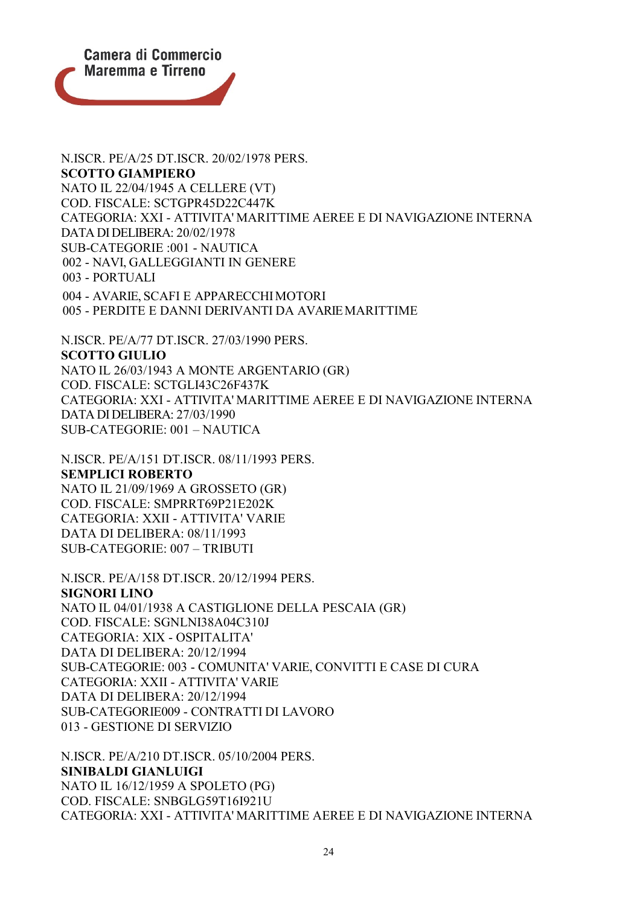N.ISCR. PE/A/25 DT.ISCR. 20/02/1978 PERS.
**SCOTTO GIAMPIERO**
NATO IL 22/04/1945 A CELLERE (VT)
COD. FISCALE: SCTGPR45D22C447K
CATEGORIA: XXI - ATTIVITA' MARITTIME AEREE E DI NAVIGAZIONE INTERNA
DATA DI DELIBERA: 20/02/1978
SUB-CATEGORIE :001 - NAUTICA
002 - NAVI, GALLEGGIANTI IN GENERE
003 - PORTUALI
004 - AVARIE, SCAFI E APPARECCHI MOTORI
005 - PERDITE E DANNI DERIVANTI DA AVARIE MARITTIME

N.ISCR. PE/A/77 DT.ISCR. 27/03/1990 PERS.
**SCOTTO GIULIO**
NATO IL 26/03/1943 A MONTE ARGENTARIO (GR)
COD. FISCALE: SCTGLI43C26F437K
CATEGORIA: XXI - ATTIVITA' MARITTIME AEREE E DI NAVIGAZIONE INTERNA
DATA DI DELIBERA: 27/03/1990
SUB-CATEGORIE: 001 – NAUTICA

N.ISCR. PE/A/151 DT.ISCR. 08/11/1993 PERS.
**SEMPLICI ROBERTO**
NATO IL 21/09/1969 A GROSSETO (GR)
COD. FISCALE: SMPRRT69P21E202K
CATEGORIA: XXII - ATTIVITA' VARIE
DATA DI DELIBERA: 08/11/1993
SUB-CATEGORIE: 007 – TRIBUTI

N.ISCR. PE/A/158 DT.ISCR. 20/12/1994 PERS.
**SIGNORI LINO**
NATO IL 04/01/1938 A CASTIGLIONE DELLA PESCAIA (GR)
COD. FISCALE: SGNLNI38A04C310J
CATEGORIA: XIX - OSPITALITA'
DATA DI DELIBERA: 20/12/1994
SUB-CATEGORIE: 003 - COMUNITA' VARIE, CONVITTI E CASE DI CURA
CATEGORIA: XXII - ATTIVITA' VARIE
DATA DI DELIBERA: 20/12/1994
SUB-CATEGORIE009 - CONTRATTI DI LAVORO
013 - GESTIONE DI SERVIZIO

N.ISCR. PE/A/210 DT.ISCR. 05/10/2004 PERS.
**SINIBALDI GIANLUIGI**
NATO IL 16/12/1959 A SPOLETO (PG)
COD. FISCALE: SNBGLG59T16I921U
CATEGORIA: XXI - ATTIVITA' MARITTIME AEREE E DI NAVIGAZIONE INTERNA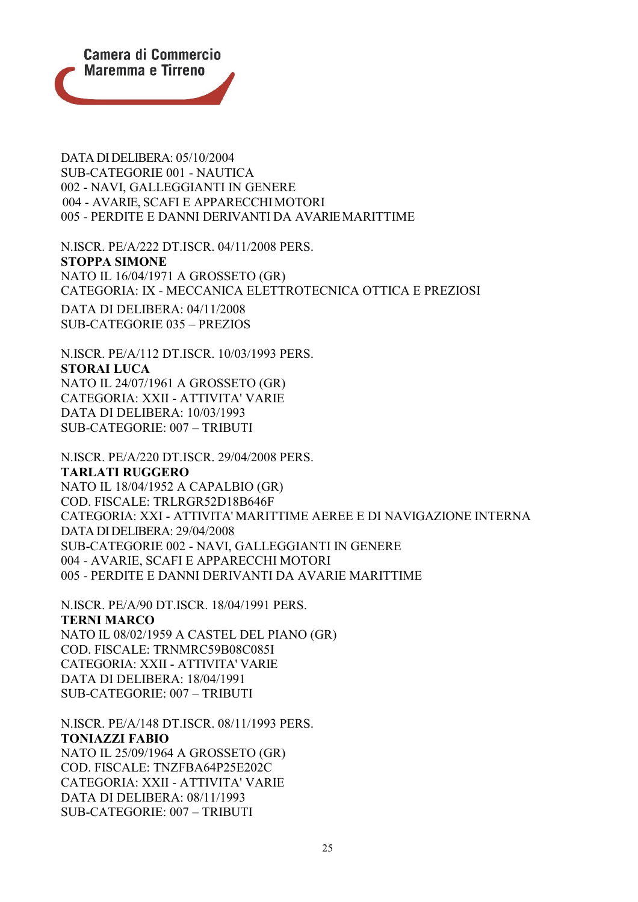DATA DI DELIBERA: 05/10/2004
SUB-CATEGORIE 001 - NAUTICA
002 - NAVI, GALLEGGIANTI IN GENERE
004 - AVARIE, SCAFI E APPARECCHI MOTORI
005 - PERDITE E DANNI DERIVANTI DA AVARIE MARITTIME

N.ISCR. PE/A/222 DT.ISCR. 04/11/2008 PERS.
**STOPPA SIMONE**
NATO IL 16/04/1971 A GROSSETO (GR)
CATEGORIA: IX - MECCANICA ELETTROTECNICA OTTICA E PREZIOSI
DATA DI DELIBERA: 04/11/2008
SUB-CATEGORIE 035 – PREZIOS

N.ISCR. PE/A/112 DT.ISCR. 10/03/1993 PERS.
**STORAI LUCA**
NATO IL 24/07/1961 A GROSSETO (GR)
CATEGORIA: XXII - ATTIVITA' VARIE
DATA DI DELIBERA: 10/03/1993
SUB-CATEGORIE: 007 – TRIBUTI

N.ISCR. PE/A/220 DT.ISCR. 29/04/2008 PERS.
**TARLATI RUGGERO**
NATO IL 18/04/1952 A CAPALBIO (GR)
COD. FISCALE: TRLRGR52D18B646F
CATEGORIA: XXI - ATTIVITA' MARITTIME AEREE E DI NAVIGAZIONE INTERNA
DATA DI DELIBERA: 29/04/2008
SUB-CATEGORIE 002 - NAVI, GALLEGGIANTI IN GENERE
004 - AVARIE, SCAFI E APPARECCHI MOTORI
005 - PERDITE E DANNI DERIVANTI DA AVARIE MARITTIME

N.ISCR. PE/A/90 DT.ISCR. 18/04/1991 PERS.
**TERNI MARCO**
NATO IL 08/02/1959 A CASTEL DEL PIANO (GR)
COD. FISCALE: TRNMRC59B08C085I
CATEGORIA: XXII - ATTIVITA' VARIE
DATA DI DELIBERA: 18/04/1991
SUB-CATEGORIE: 007 – TRIBUTI

N.ISCR. PE/A/148 DT.ISCR. 08/11/1993 PERS.
**TONIAZZI FABIO**
NATO IL 25/09/1964 A GROSSETO (GR)
COD. FISCALE: TNZFBA64P25E202C
CATEGORIA: XXII - ATTIVITA' VARIE
DATA DI DELIBERA: 08/11/1993
SUB-CATEGORIE: 007 – TRIBUTI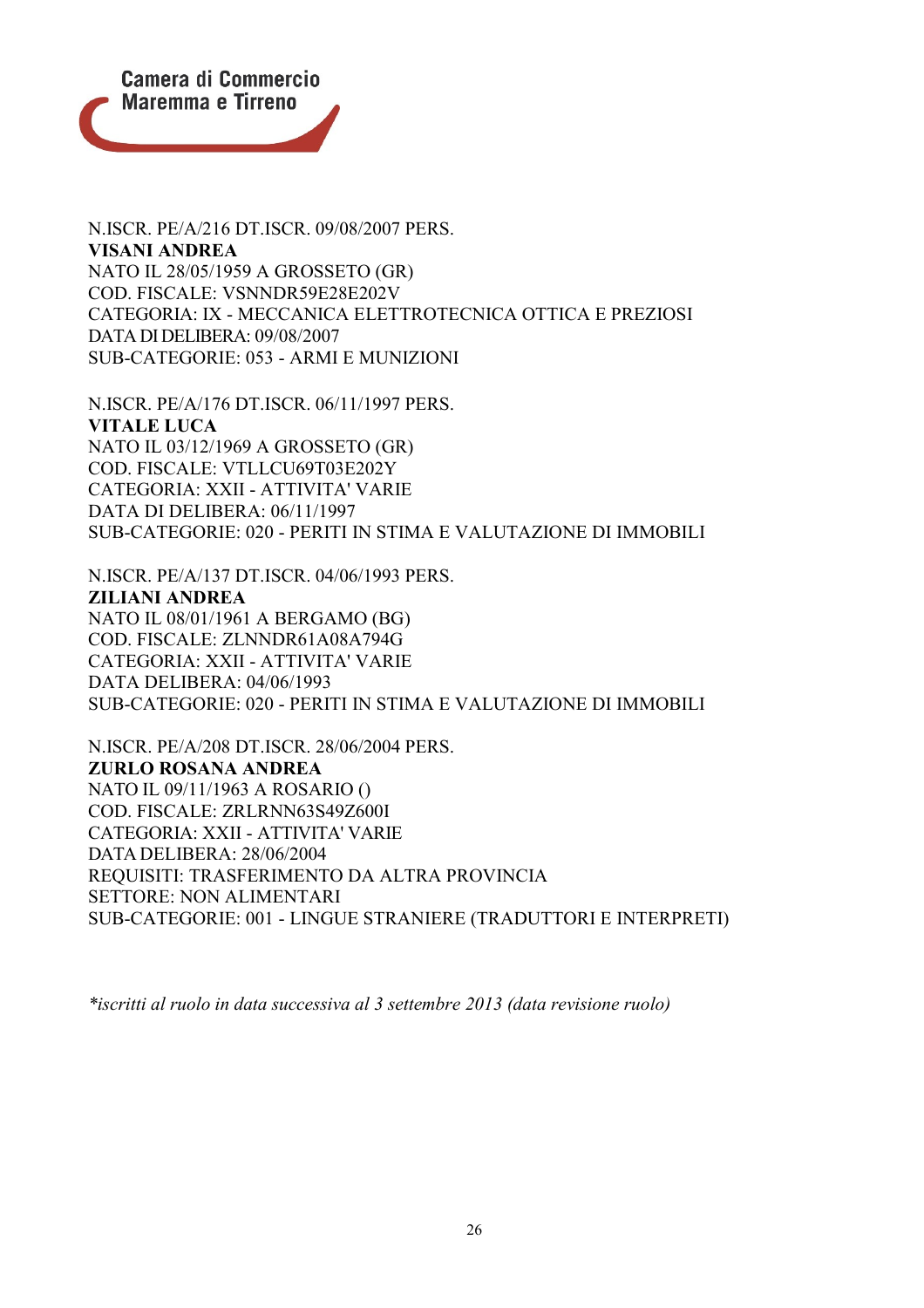N.ISCR. PE/A/216 DT.ISCR. 09/08/2007 PERS.
**VISANI ANDREA**
NATO IL 28/05/1959 A GROSSETO (GR)
COD. FISCALE: VSNNDR59E28E202V
CATEGORIA: IX - MECCANICA ELETTROTECNICA OTTICA E PREZIOSI
DATA DI DELIBERA: 09/08/2007
SUB-CATEGORIE: 053 - ARMI E MUNIZIONI

N.ISCR. PE/A/176 DT.ISCR. 06/11/1997 PERS.
**VITALE LUCA**
NATO IL 03/12/1969 A GROSSETO (GR)
COD. FISCALE: VTLLCU69T03E202Y
CATEGORIA: XXII - ATTIVITA' VARIE
DATA DI DELIBERA: 06/11/1997
SUB-CATEGORIE: 020 - PERITI IN STIMA E VALUTAZIONE DI IMMOBILI

N.ISCR. PE/A/137 DT.ISCR. 04/06/1993 PERS.
**ZILIANI ANDREA**
NATO IL 08/01/1961 A BERGAMO (BG)
COD. FISCALE: ZLNNDR61A08A794G
CATEGORIA: XXII - ATTIVITA' VARIE
DATA DELIBERA: 04/06/1993
SUB-CATEGORIE: 020 - PERITI IN STIMA E VALUTAZIONE DI IMMOBILI

N.ISCR. PE/A/208 DT.ISCR. 28/06/2004 PERS.
**ZURLO ROSANA ANDREA**
NATO IL 09/11/1963 A ROSARIO ()
COD. FISCALE: ZRLRNN63S49Z600I
CATEGORIA: XXII - ATTIVITA' VARIE
DATA DELIBERA: 28/06/2004
REQUISITI: TRASFERIMENTO DA ALTRA PROVINCIA
SETTORE: NON ALIMENTARI
SUB-CATEGORIE: 001 - LINGUE STRANIERE (TRADUTTORI E INTERPRETI)

*\*iscritti al ruolo in data successiva al 3 settembre 2013 (data revisione ruolo)*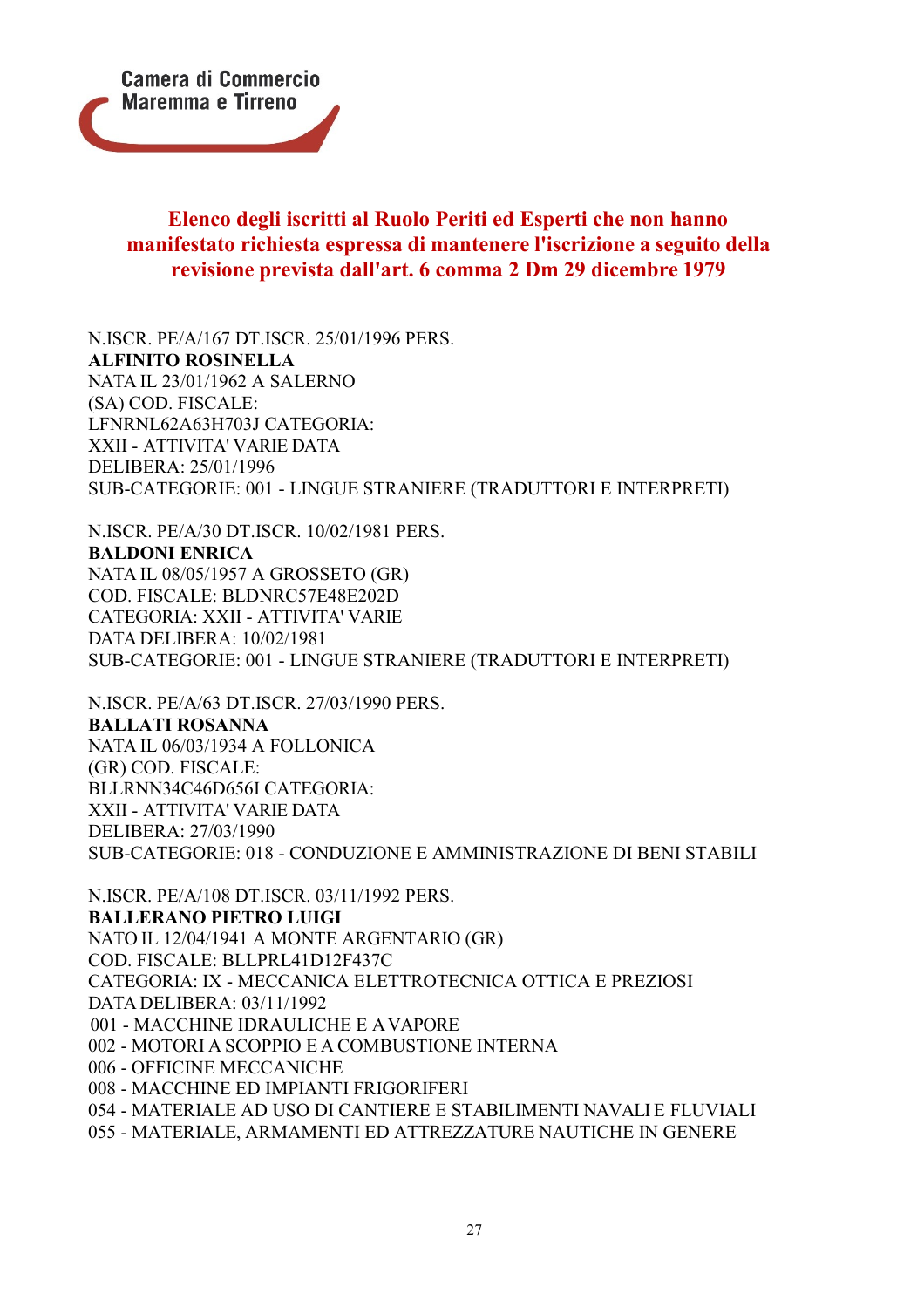Camera di Commercio
Maremma e Tirreno

## Elenco degli iscritti al Ruolo Periti ed Esperti che non hanno manifestato richiesta espressa di mantenere l'iscrizione a seguito della revisione prevista dall'art. 6 comma 2 Dm 29 dicembre 1979

N.ISCR. PE/A/167 DT.ISCR. 25/01/1996 PERS.
**ALFINITO ROSINELLA**
NATA IL 23/01/1962 A SALERNO
(SA) COD. FISCALE:
LFNRNL62A63H703J CATEGORIA:
XXII - ATTIVITA' VARIE DATA
DELIBERA: 25/01/1996
SUB-CATEGORIE: 001 - LINGUE STRANIERE (TRADUTTORI E INTERPRETI)

N.ISCR. PE/A/30 DT.ISCR. 10/02/1981 PERS.
**BALDONI ENRICA**
NATA IL 08/05/1957 A GROSSETO (GR)
COD. FISCALE: BLDNRC57E48E202D
CATEGORIA: XXII - ATTIVITA' VARIE
DATA DELIBERA: 10/02/1981
SUB-CATEGORIE: 001 - LINGUE STRANIERE (TRADUTTORI E INTERPRETI)

N.ISCR. PE/A/63 DT.ISCR. 27/03/1990 PERS.
**BALLATI ROSANNA**
NATA IL 06/03/1934 A FOLLONICA
(GR) COD. FISCALE:
BLLRNN34C46D656I CATEGORIA:
XXII - ATTIVITA' VARIE DATA
DELIBERA: 27/03/1990
SUB-CATEGORIE: 018 - CONDUZIONE E AMMINISTRAZIONE DI BENI STABILI

N.ISCR. PE/A/108 DT.ISCR. 03/11/1992 PERS.
**BALLERANO PIETRO LUIGI**
NATO IL 12/04/1941 A MONTE ARGENTARIO (GR)
COD. FISCALE: BLLPRL41D12F437C
CATEGORIA: IX - MECCANICA ELETTROTECNICA OTTICA E PREZIOSI
DATA DELIBERA: 03/11/1992
001 - MACCHINE IDRAULICHE E A VAPORE
002 - MOTORI A SCOPPIO E A COMBUSTIONE INTERNA
006 - OFFICINE MECCANICHE
008 - MACCHINE ED IMPIANTI FRIGORIFERI
054 - MATERIALE AD USO DI CANTIERE E STABILIMENTI NAVALI E FLUVIALI
055 - MATERIALE, ARMAMENTI ED ATTREZZATURE NAUTICHE IN GENERE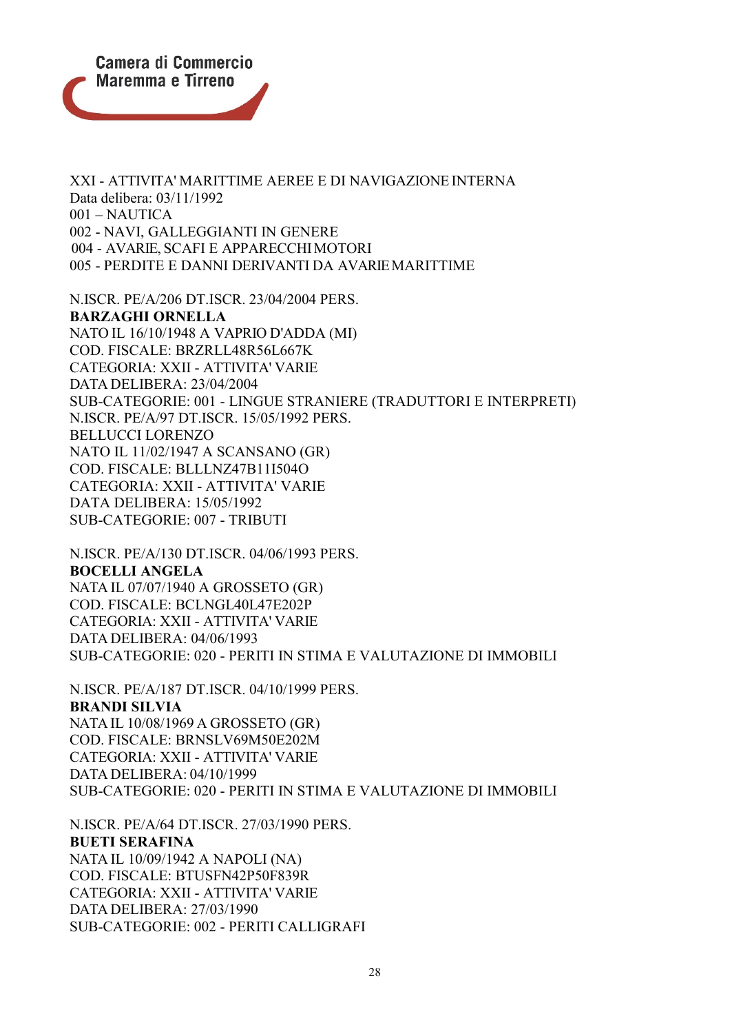XXI - ATTIVITA' MARITTIME AEREE E DI NAVIGAZIONE INTERNA
Data delibera: 03/11/1992
001 – NAUTICA
002 - NAVI, GALLEGGIANTI IN GENERE
004 - AVARIE, SCAFI E APPARECCHI MOTORI
005 - PERDITE E DANNI DERIVANTI DA AVARIE MARITTIME

N.ISCR. PE/A/206 DT.ISCR. 23/04/2004 PERS.
**BARZAGHI ORNELLA**
NATO IL 16/10/1948 A VAPRIO D'ADDA (MI)
COD. FISCALE: BRZRLL48R56L667K
CATEGORIA: XXII - ATTIVITA' VARIE
DATA DELIBERA: 23/04/2004
SUB-CATEGORIE: 001 - LINGUE STRANIERE (TRADUTTORI E INTERPRETI)
N.ISCR. PE/A/97 DT.ISCR. 15/05/1992 PERS.
BELLUCCI LORENZO
NATO IL 11/02/1947 A SCANSANO (GR)
COD. FISCALE: BLLLNZ47B11I504O
CATEGORIA: XXII - ATTIVITA' VARIE
DATA DELIBERA: 15/05/1992
SUB-CATEGORIE: 007 - TRIBUTI

N.ISCR. PE/A/130 DT.ISCR. 04/06/1993 PERS.
**BOCELLI ANGELA**
NATA IL 07/07/1940 A GROSSETO (GR)
COD. FISCALE: BCLNGL40L47E202P
CATEGORIA: XXII - ATTIVITA' VARIE
DATA DELIBERA: 04/06/1993
SUB-CATEGORIE: 020 - PERITI IN STIMA E VALUTAZIONE DI IMMOBILI

N.ISCR. PE/A/187 DT.ISCR. 04/10/1999 PERS.
**BRANDI SILVIA**
NATA IL 10/08/1969 A GROSSETO (GR)
COD. FISCALE: BRNSLV69M50E202M
CATEGORIA: XXII - ATTIVITA' VARIE
DATA DELIBERA: 04/10/1999
SUB-CATEGORIE: 020 - PERITI IN STIMA E VALUTAZIONE DI IMMOBILI

N.ISCR. PE/A/64 DT.ISCR. 27/03/1990 PERS.
**BUETI SERAFINA**
NATA IL 10/09/1942 A NAPOLI (NA)
COD. FISCALE: BTUSFN42P50F839R
CATEGORIA: XXII - ATTIVITA' VARIE
DATA DELIBERA: 27/03/1990
SUB-CATEGORIE: 002 - PERITI CALLIGRAFI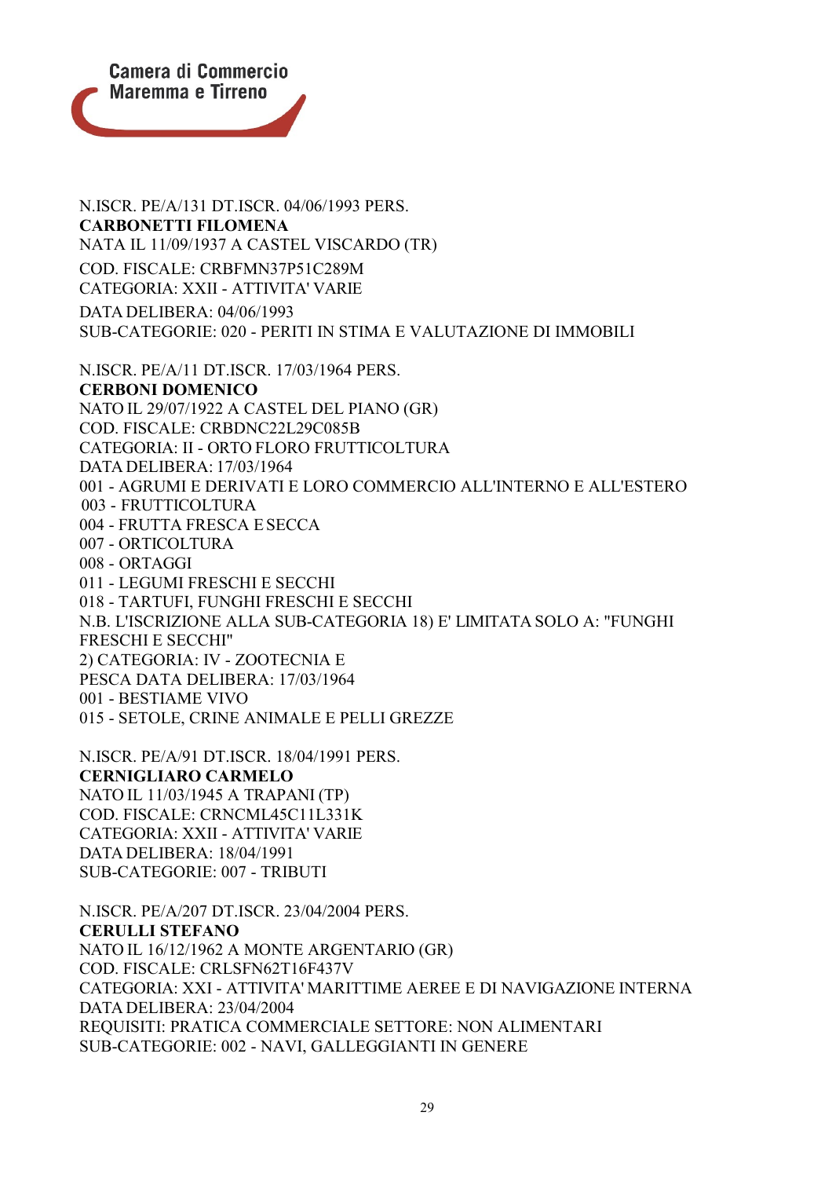N.ISCR. PE/A/131 DT.ISCR. 04/06/1993 PERS.
**CARBONETTI FILOMENA**
NATA IL 11/09/1937 A CASTEL VISCARDO (TR)
COD. FISCALE: CRBFMN37P51C289M
CATEGORIA: XXII - ATTIVITA' VARIE
DATA DELIBERA: 04/06/1993
SUB-CATEGORIE: 020 - PERITI IN STIMA E VALUTAZIONE DI IMMOBILI

N.ISCR. PE/A/11 DT.ISCR. 17/03/1964 PERS.
**CERBONI DOMENICO**
NATO IL 29/07/1922 A CASTEL DEL PIANO (GR)
COD. FISCALE: CRBDNC22L29C085B
CATEGORIA: II - ORTO FLORO FRUTTICOLTURA
DATA DELIBERA: 17/03/1964
001 - AGRUMI E DERIVATI E LORO COMMERCIO ALL'INTERNO E ALL'ESTERO
003 - FRUTTICOLTURA
004 - FRUTTA FRESCA E SECCA
007 - ORTICOLTURA
008 - ORTAGGI
011 - LEGUMI FRESCHI E SECCHI
018 - TARTUFI, FUNGHI FRESCHI E SECCHI
N.B. L'ISCRIZIONE ALLA SUB-CATEGORIA 18) E' LIMITATA SOLO A: "FUNGHI FRESCHI E SECCHI"
2) CATEGORIA: IV - ZOOTECNIA E
PESCA DATA DELIBERA: 17/03/1964
001 - BESTIAME VIVO
015 - SETOLE, CRINE ANIMALE E PELLI GREZZE

N.ISCR. PE/A/91 DT.ISCR. 18/04/1991 PERS.
**CERNIGLIARO CARMELO**
NATO IL 11/03/1945 A TRAPANI (TP)
COD. FISCALE: CRNCML45C11L331K
CATEGORIA: XXII - ATTIVITA' VARIE
DATA DELIBERA: 18/04/1991
SUB-CATEGORIE: 007 - TRIBUTI

N.ISCR. PE/A/207 DT.ISCR. 23/04/2004 PERS.
**CERULLI STEFANO**
NATO IL 16/12/1962 A MONTE ARGENTARIO (GR)
COD. FISCALE: CRLSFN62T16F437V
CATEGORIA: XXI - ATTIVITA' MARITTIME AEREE E DI NAVIGAZIONE INTERNA
DATA DELIBERA: 23/04/2004
REQUISITI: PRATICA COMMERCIALE SETTORE: NON ALIMENTARI
SUB-CATEGORIE: 002 - NAVI, GALLEGGIANTI IN GENERE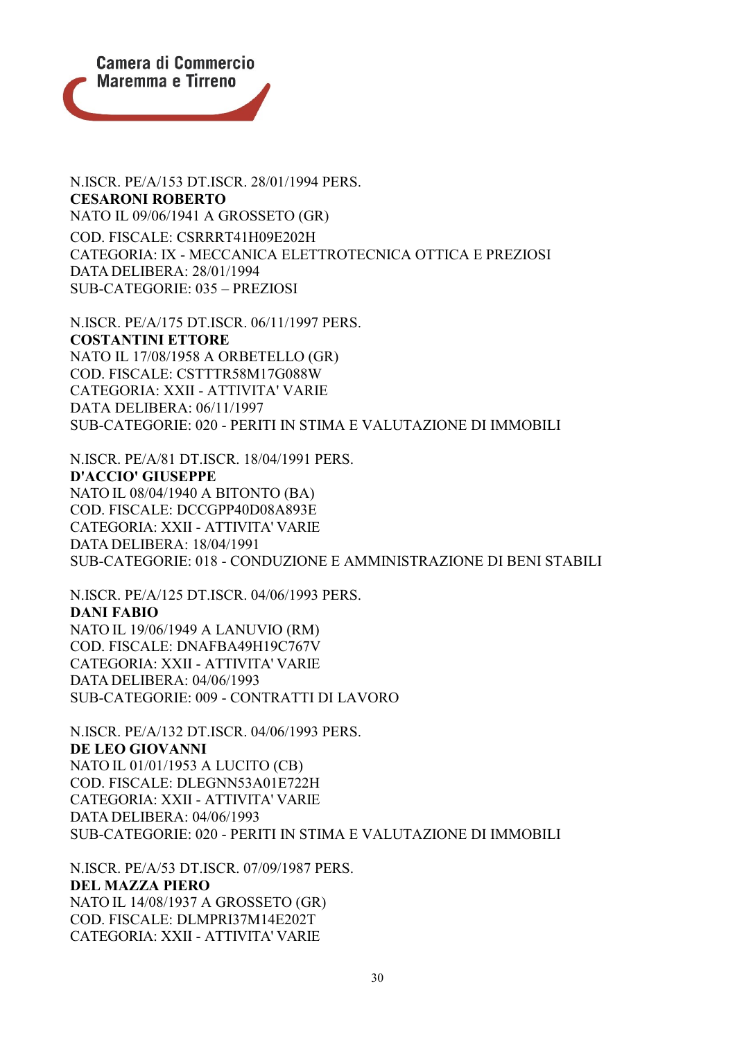N.ISCR. PE/A/153 DT.ISCR. 28/01/1994 PERS.
**CESARONI ROBERTO**
NATO IL 09/06/1941 A GROSSETO (GR)
COD. FISCALE: CSRRRT41H09E202H
CATEGORIA: IX - MECCANICA ELETTROTECNICA OTTICA E PREZIOSI
DATA DELIBERA: 28/01/1994
SUB-CATEGORIE: 035 – PREZIOSI

N.ISCR. PE/A/175 DT.ISCR. 06/11/1997 PERS.
**COSTANTINI ETTORE**
NATO IL 17/08/1958 A ORBETELLO (GR)
COD. FISCALE: CSTTTR58M17G088W
CATEGORIA: XXII - ATTIVITA' VARIE
DATA DELIBERA: 06/11/1997
SUB-CATEGORIE: 020 - PERITI IN STIMA E VALUTAZIONE DI IMMOBILI

N.ISCR. PE/A/81 DT.ISCR. 18/04/1991 PERS.
**D'ACCIO' GIUSEPPE**
NATO IL 08/04/1940 A BITONTO (BA)
COD. FISCALE: DCCGPP40D08A893E
CATEGORIA: XXII - ATTIVITA' VARIE
DATA DELIBERA: 18/04/1991
SUB-CATEGORIE: 018 - CONDUZIONE E AMMINISTRAZIONE DI BENI STABILI

N.ISCR. PE/A/125 DT.ISCR. 04/06/1993 PERS.
**DANI FABIO**
NATO IL 19/06/1949 A LANUVIO (RM)
COD. FISCALE: DNAFBA49H19C767V
CATEGORIA: XXII - ATTIVITA' VARIE
DATA DELIBERA: 04/06/1993
SUB-CATEGORIE: 009 - CONTRATTI DI LAVORO

N.ISCR. PE/A/132 DT.ISCR. 04/06/1993 PERS.
**DE LEO GIOVANNI**
NATO IL 01/01/1953 A LUCITO (CB)
COD. FISCALE: DLEGNN53A01E722H
CATEGORIA: XXII - ATTIVITA' VARIE
DATA DELIBERA: 04/06/1993
SUB-CATEGORIE: 020 - PERITI IN STIMA E VALUTAZIONE DI IMMOBILI

N.ISCR. PE/A/53 DT.ISCR. 07/09/1987 PERS.
**DEL MAZZA PIERO**
NATO IL 14/08/1937 A GROSSETO (GR)
COD. FISCALE: DLMPRI37M14E202T
CATEGORIA: XXII - ATTIVITA' VARIE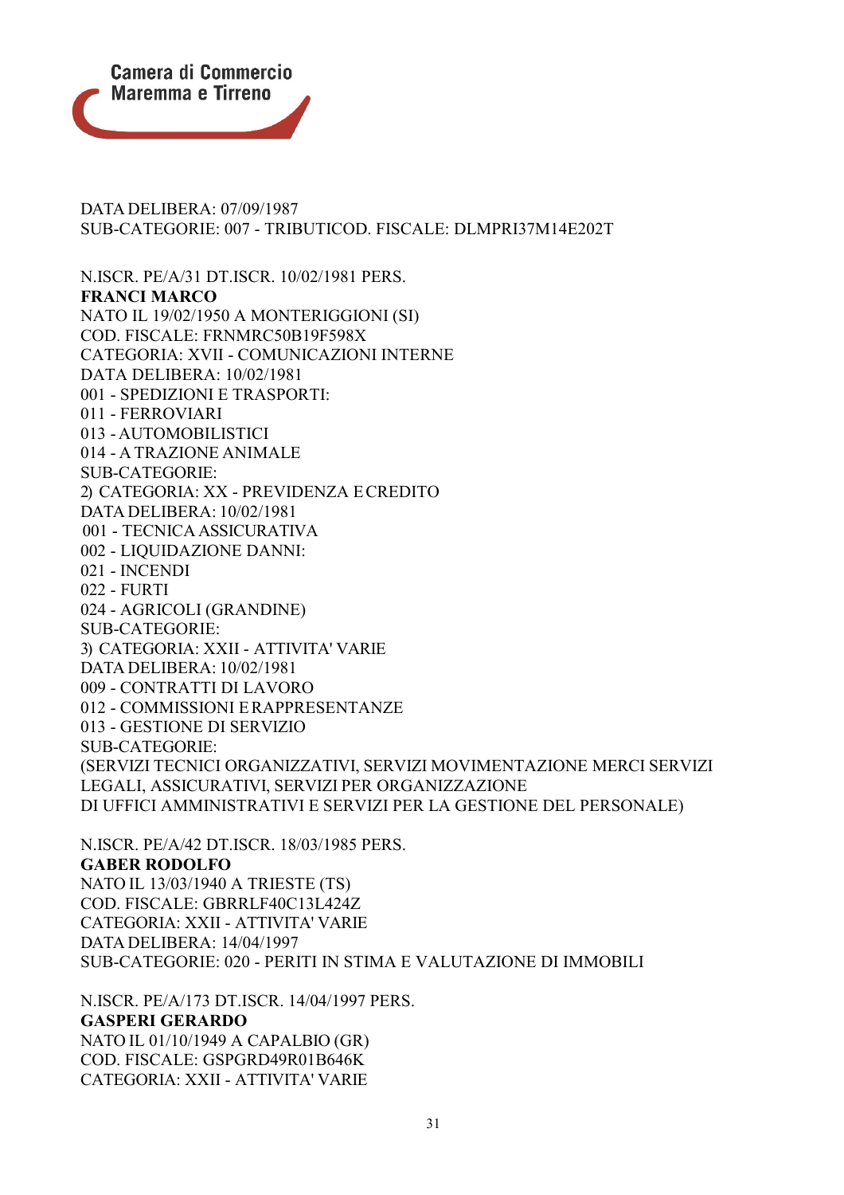DATA DELIBERA: 07/09/1987
SUB-CATEGORIE: 007 - TRIBUTICOD. FISCALE: DLMPRI37M14E202T

N.ISCR. PE/A/31 DT.ISCR. 10/02/1981 PERS.
**FRANCI MARCO**
NATO IL 19/02/1950 A MONTERIGGIONI (SI)
COD. FISCALE: FRNMRC50B19F598X
CATEGORIA: XVII - COMUNICAZIONI INTERNE
DATA DELIBERA: 10/02/1981
001 - SPEDIZIONI E TRASPORTI:
011 - FERROVIARI
013 - AUTOMOBILISTICI
014 - A TRAZIONE ANIMALE
SUB-CATEGORIE:
2) CATEGORIA: XX - PREVIDENZA E CREDITO
DATA DELIBERA: 10/02/1981
001 - TECNICA ASSICURATIVA
002 - LIQUIDAZIONE DANNI:
021 - INCENDI
022 - FURTI
024 - AGRICOLI (GRANDINE)
SUB-CATEGORIE:
3) CATEGORIA: XXII - ATTIVITA' VARIE
DATA DELIBERA: 10/02/1981
009 - CONTRATTI DI LAVORO
012 - COMMISSIONI E RAPPRESENTANZE
013 - GESTIONE DI SERVIZIO
SUB-CATEGORIE:
(SERVIZI TECNICI ORGANIZZATIVI, SERVIZI MOVIMENTAZIONE MERCI SERVIZI LEGALI, ASSICURATIVI, SERVIZI PER ORGANIZZAZIONE DI UFFICI AMMINISTRATIVI E SERVIZI PER LA GESTIONE DEL PERSONALE)

N.ISCR. PE/A/42 DT.ISCR. 18/03/1985 PERS.
**GABER RODOLFO**
NATO IL 13/03/1940 A TRIESTE (TS)
COD. FISCALE: GBRRLF40C13L424Z
CATEGORIA: XXII - ATTIVITA' VARIE
DATA DELIBERA: 14/04/1997
SUB-CATEGORIE: 020 - PERITI IN STIMA E VALUTAZIONE DI IMMOBILI

N.ISCR. PE/A/173 DT.ISCR. 14/04/1997 PERS.
**GASPERI GERARDO**
NATO IL 01/10/1949 A CAPALBIO (GR)
COD. FISCALE: GSPGRD49R01B646K
CATEGORIA: XXII - ATTIVITA' VARIE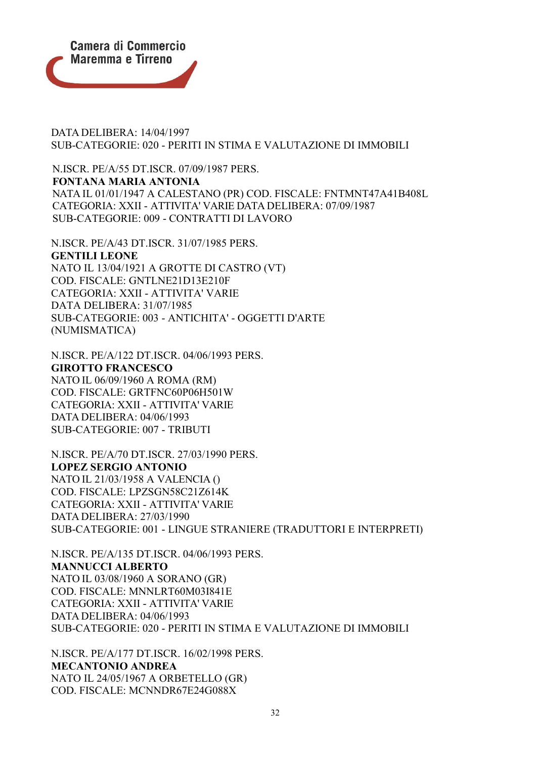DATA DELIBERA: 14/04/1997
SUB-CATEGORIE: 020 - PERITI IN STIMA E VALUTAZIONE DI IMMOBILI

N.ISCR. PE/A/55 DT.ISCR. 07/09/1987 PERS.
**FONTANA MARIA ANTONIA**
NATA IL 01/01/1947 A CALESTANO (PR) COD. FISCALE: FNTMNT47A41B408L
CATEGORIA: XXII - ATTIVITA' VARIE DATA DELIBERA: 07/09/1987
SUB-CATEGORIE: 009 - CONTRATTI DI LAVORO

N.ISCR. PE/A/43 DT.ISCR. 31/07/1985 PERS.
**GENTILI LEONE**
NATO IL 13/04/1921 A GROTTE DI CASTRO (VT)
COD. FISCALE: GNTLNE21D13E210F
CATEGORIA: XXII - ATTIVITA' VARIE
DATA DELIBERA: 31/07/1985
SUB-CATEGORIE: 003 - ANTICHITA' - OGGETTI D'ARTE
(NUMISMATICA)

N.ISCR. PE/A/122 DT.ISCR. 04/06/1993 PERS.
**GIROTTO FRANCESCO**
NATO IL 06/09/1960 A ROMA (RM)
COD. FISCALE: GRTFNC60P06H501W
CATEGORIA: XXII - ATTIVITA' VARIE
DATA DELIBERA: 04/06/1993
SUB-CATEGORIE: 007 - TRIBUTI

N.ISCR. PE/A/70 DT.ISCR. 27/03/1990 PERS.
**LOPEZ SERGIO ANTONIO**
NATO IL 21/03/1958 A VALENCIA ()
COD. FISCALE: LPZSGN58C21Z614K
CATEGORIA: XXII - ATTIVITA' VARIE
DATA DELIBERA: 27/03/1990
SUB-CATEGORIE: 001 - LINGUE STRANIERE (TRADUTTORI E INTERPRETI)

N.ISCR. PE/A/135 DT.ISCR. 04/06/1993 PERS.
**MANNUCCI ALBERTO**
NATO IL 03/08/1960 A SORANO (GR)
COD. FISCALE: MNNLRT60M03I841E
CATEGORIA: XXII - ATTIVITA' VARIE
DATA DELIBERA: 04/06/1993
SUB-CATEGORIE: 020 - PERITI IN STIMA E VALUTAZIONE DI IMMOBILI

N.ISCR. PE/A/177 DT.ISCR. 16/02/1998 PERS.
**MECANTONIO ANDREA**
NATO IL 24/05/1967 A ORBETELLO (GR)
COD. FISCALE: MCNNDR67E24G088X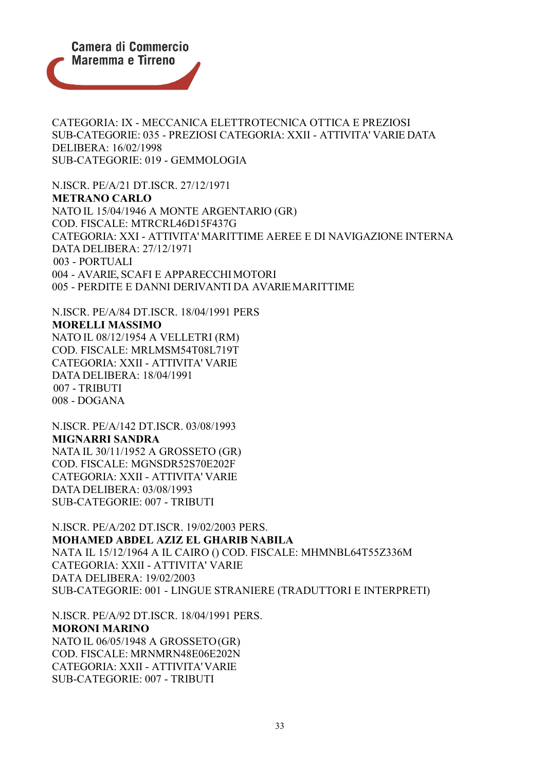CATEGORIA: IX - MECCANICA ELETTROTECNICA OTTICA E PREZIOSI
SUB-CATEGORIE: 035 - PREZIOSI CATEGORIA: XXII - ATTIVITA' VARIE DATA DELIBERA: 16/02/1998
SUB-CATEGORIE: 019 - GEMMOLOGIA

N.ISCR. PE/A/21 DT.ISCR. 27/12/1971
**METRANO CARLO**
NATO IL 15/04/1946 A MONTE ARGENTARIO (GR)
COD. FISCALE: MTRCRL46D15F437G
CATEGORIA: XXI - ATTIVITA' MARITTIME AEREE E DI NAVIGAZIONE INTERNA
DATA DELIBERA: 27/12/1971
003 - PORTUALI
004 - AVARIE, SCAFI E APPARECCHI MOTORI
005 - PERDITE E DANNI DERIVANTI DA AVARIE MARITTIME

N.ISCR. PE/A/84 DT.ISCR. 18/04/1991 PERS
**MORELLI MASSIMO**
NATO IL 08/12/1954 A VELLETRI (RM)
COD. FISCALE: MRLMSM54T08L719T
CATEGORIA: XXII - ATTIVITA' VARIE
DATA DELIBERA: 18/04/1991
007 - TRIBUTI
008 - DOGANA

N.ISCR. PE/A/142 DT.ISCR. 03/08/1993
**MIGNARRI SANDRA**
NATA IL 30/11/1952 A GROSSETO (GR)
COD. FISCALE: MGNSDR52S70E202F
CATEGORIA: XXII - ATTIVITA' VARIE
DATA DELIBERA: 03/08/1993
SUB-CATEGORIE: 007 - TRIBUTI

N.ISCR. PE/A/202 DT.ISCR. 19/02/2003 PERS.
**MOHAMED ABDEL AZIZ EL GHARIB NABILA**
NATA IL 15/12/1964 A IL CAIRO () COD. FISCALE: MHMNBL64T55Z336M
CATEGORIA: XXII - ATTIVITA' VARIE
DATA DELIBERA: 19/02/2003
SUB-CATEGORIE: 001 - LINGUE STRANIERE (TRADUTTORI E INTERPRETI)

N.ISCR. PE/A/92 DT.ISCR. 18/04/1991 PERS.
**MORONI MARINO**
NATO IL 06/05/1948 A GROSSETO (GR)
COD. FISCALE: MRNMRN48E06E202N
CATEGORIA: XXII - ATTIVITA' VARIE
SUB-CATEGORIE: 007 - TRIBUTI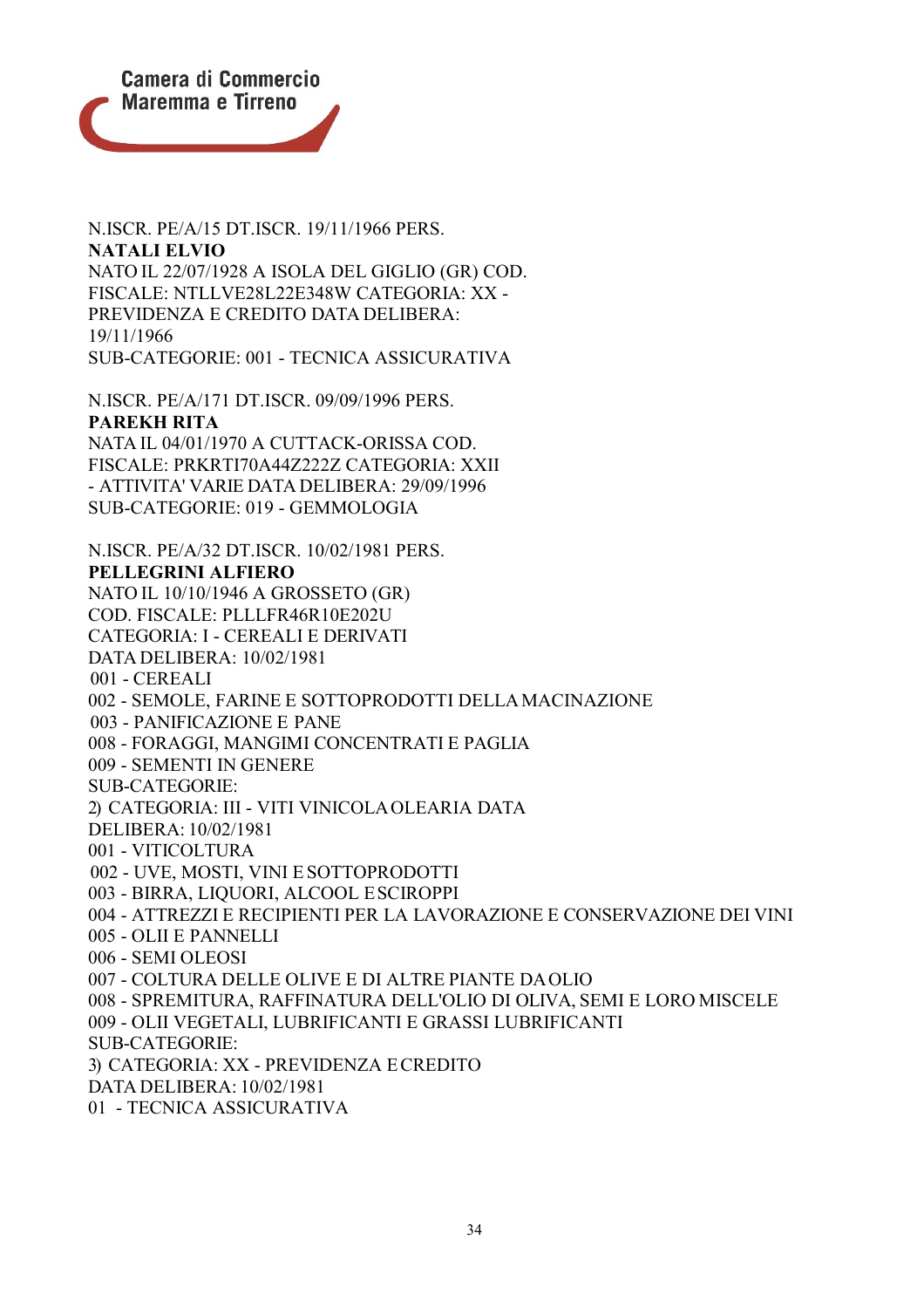N.ISCR. PE/A/15 DT.ISCR. 19/11/1966 PERS.
**NATALI ELVIO**
NATO IL 22/07/1928 A ISOLA DEL GIGLIO (GR) COD. FISCALE: NTLLVE28L22E348W CATEGORIA: XX - PREVIDENZA E CREDITO DATA DELIBERA: 19/11/1966
SUB-CATEGORIE: 001 - TECNICA ASSICURATIVA

N.ISCR. PE/A/171 DT.ISCR. 09/09/1996 PERS.
**PAREKH RITA**
NATA IL 04/01/1970 A CUTTACK-ORISSA COD. FISCALE: PRKRTI70A44Z222Z CATEGORIA: XXII - ATTIVITA' VARIE DATA DELIBERA: 29/09/1996
SUB-CATEGORIE: 019 - GEMMOLOGIA

N.ISCR. PE/A/32 DT.ISCR. 10/02/1981 PERS.
**PELLEGRINI ALFIERO**
NATO IL 10/10/1946 A GROSSETO (GR)
COD. FISCALE: PLLLFR46R10E202U
CATEGORIA: I - CEREALI E DERIVATI
DATA DELIBERA: 10/02/1981
001 - CEREALI
002 - SEMOLE, FARINE E SOTTOPRODOTTI DELLA MACINAZIONE
003 - PANIFICAZIONE E PANE
008 - FORAGGI, MANGIMI CONCENTRATI E PAGLIA
009 - SEMENTI IN GENERE
SUB-CATEGORIE:
2) CATEGORIA: III - VITI VINICOLA OLEARIA DATA DELIBERA: 10/02/1981
001 - VITICOLTURA
002 - UVE, MOSTI, VINI E SOTTOPRODOTTI
003 - BIRRA, LIQUORI, ALCOOL E SCIROPPI
004 - ATTREZZI E RECIPIENTI PER LA LAVORAZIONE E CONSERVAZIONE DEI VINI
005 - OLII E PANNELLI
006 - SEMI OLEOSI
007 - COLTURA DELLE OLIVE E DI ALTRE PIANTE DA OLIO
008 - SPREMITURA, RAFFINATURA DELL'OLIO DI OLIVA, SEMI E LORO MISCELE
009 - OLII VEGETALI, LUBRIFICANTI E GRASSI LUBRIFICANTI
SUB-CATEGORIE:
3) CATEGORIA: XX - PREVIDENZA E CREDITO
DATA DELIBERA: 10/02/1981
01 - TECNICA ASSICURATIVA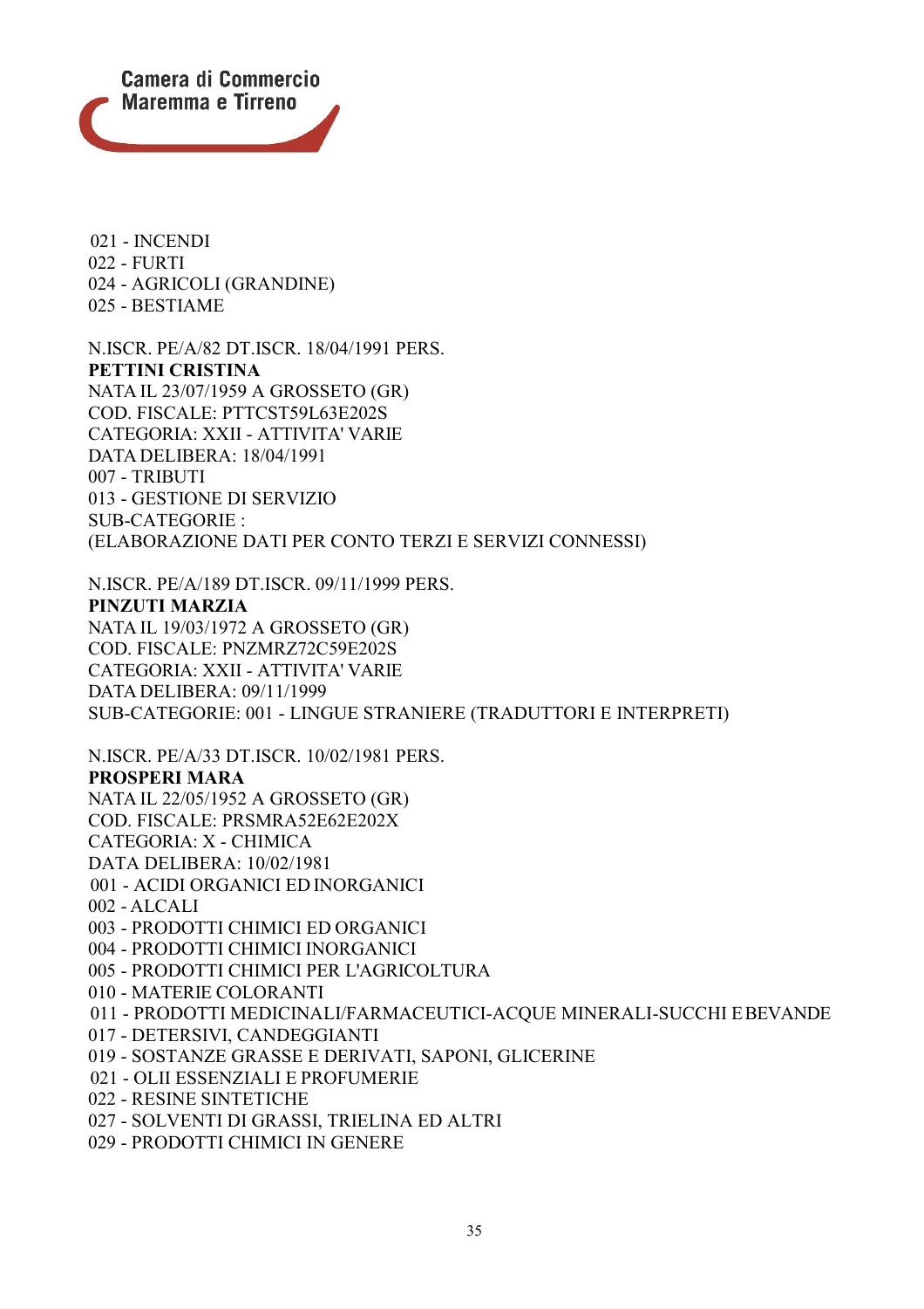021 - INCENDI
022 - FURTI
024 - AGRICOLI (GRANDINE)
025 - BESTIAME

N.ISCR. PE/A/82 DT.ISCR. 18/04/1991 PERS.
**PETTINI CRISTINA**
NATA IL 23/07/1959 A GROSSETO (GR)
COD. FISCALE: PTTCST59L63E202S
CATEGORIA: XXII - ATTIVITA' VARIE
DATA DELIBERA: 18/04/1991
007 - TRIBUTI
013 - GESTIONE DI SERVIZIO
SUB-CATEGORIE :
(ELABORAZIONE DATI PER CONTO TERZI E SERVIZI CONNESSI)

N.ISCR. PE/A/189 DT.ISCR. 09/11/1999 PERS.
**PINZUTI MARZIA**
NATA IL 19/03/1972 A GROSSETO (GR)
COD. FISCALE: PNZMRZ72C59E202S
CATEGORIA: XXII - ATTIVITA' VARIE
DATA DELIBERA: 09/11/1999
SUB-CATEGORIE: 001 - LINGUE STRANIERE (TRADUTTORI E INTERPRETI)

N.ISCR. PE/A/33 DT.ISCR. 10/02/1981 PERS.
**PROSPERI MARA**
NATA IL 22/05/1952 A GROSSETO (GR)
COD. FISCALE: PRSMRA52E62E202X
CATEGORIA: X - CHIMICA
DATA DELIBERA: 10/02/1981
001 - ACIDI ORGANICI ED INORGANICI
002 - ALCALI
003 - PRODOTTI CHIMICI ED ORGANICI
004 - PRODOTTI CHIMICI INORGANICI
005 - PRODOTTI CHIMICI PER L'AGRICOLTURA
010 - MATERIE COLORANTI
011 - PRODOTTI MEDICINALI/FARMACEUTICI-ACQUE MINERALI-SUCCHI E BEVANDE
017 - DETERSIVI, CANDEGGIANTI
019 - SOSTANZE GRASSE E DERIVATI, SAPONI, GLICERINE
021 - OLII ESSENZIALI E PROFUMERIE
022 - RESINE SINTETICHE
027 - SOLVENTI DI GRASSI, TRIELINA ED ALTRI
029 - PRODOTTI CHIMICI IN GENERE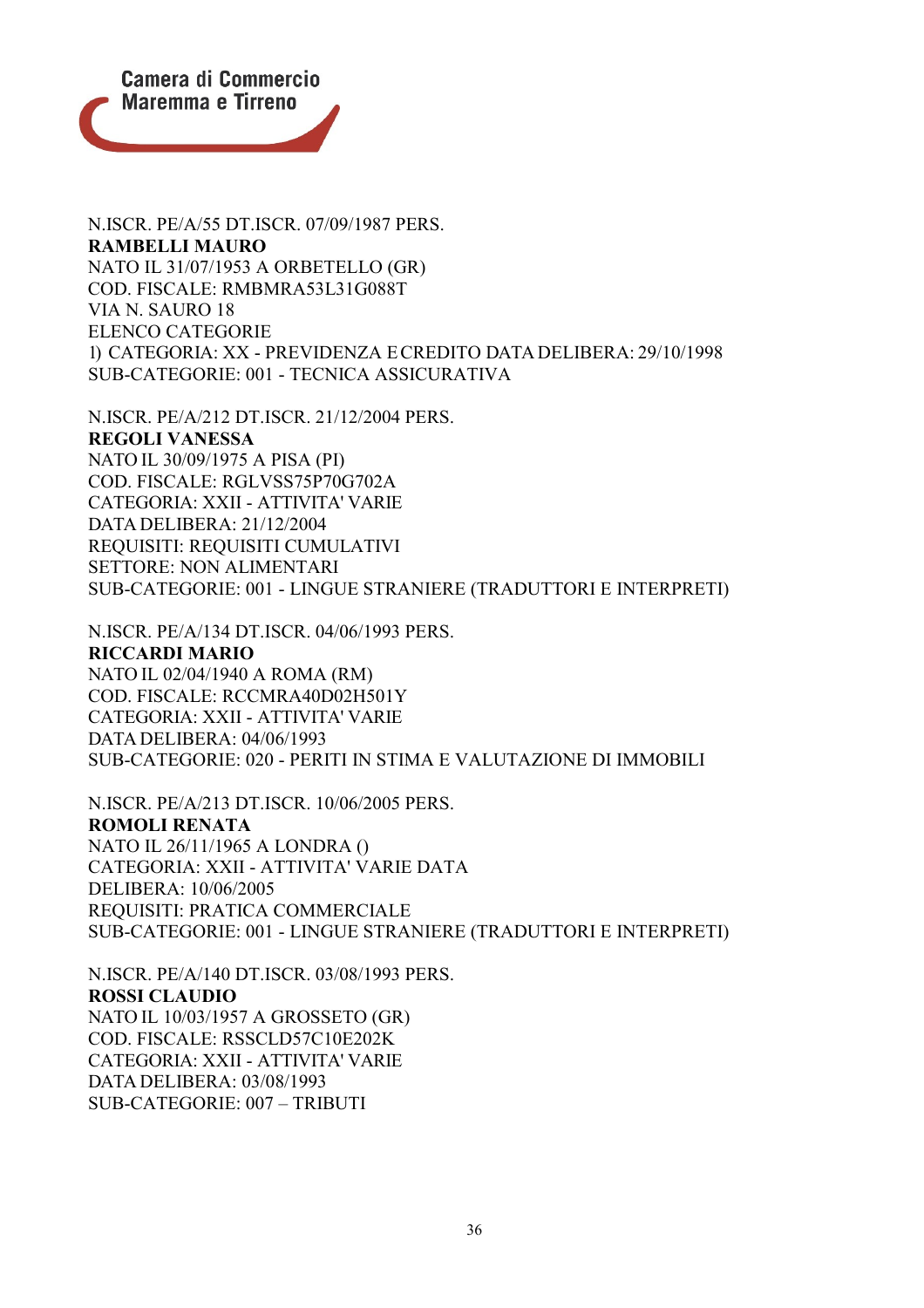N.ISCR. PE/A/55 DT.ISCR. 07/09/1987 PERS.
**RAMBELLI MAURO**
NATO IL 31/07/1953 A ORBETELLO (GR)
COD. FISCALE: RMBMRA53L31G088T
VIA N. SAURO 18
ELENCO CATEGORIE
1) CATEGORIA: XX - PREVIDENZA E CREDITO DATA DELIBERA: 29/10/1998
SUB-CATEGORIE: 001 - TECNICA ASSICURATIVA

N.ISCR. PE/A/212 DT.ISCR. 21/12/2004 PERS.
**REGOLI VANESSA**
NATO IL 30/09/1975 A PISA (PI)
COD. FISCALE: RGLVSS75P70G702A
CATEGORIA: XXII - ATTIVITA' VARIE
DATA DELIBERA: 21/12/2004
REQUISITI: REQUISITI CUMULATIVI
SETTORE: NON ALIMENTARI
SUB-CATEGORIE: 001 - LINGUE STRANIERE (TRADUTTORI E INTERPRETI)

N.ISCR. PE/A/134 DT.ISCR. 04/06/1993 PERS.
**RICCARDI MARIO**
NATO IL 02/04/1940 A ROMA (RM)
COD. FISCALE: RCCMRA40D02H501Y
CATEGORIA: XXII - ATTIVITA' VARIE
DATA DELIBERA: 04/06/1993
SUB-CATEGORIE: 020 - PERITI IN STIMA E VALUTAZIONE DI IMMOBILI

N.ISCR. PE/A/213 DT.ISCR. 10/06/2005 PERS.
**ROMOLI RENATA**
NATO IL 26/11/1965 A LONDRA ()
CATEGORIA: XXII - ATTIVITA' VARIE DATA
DELIBERA: 10/06/2005
REQUISITI: PRATICA COMMERCIALE
SUB-CATEGORIE: 001 - LINGUE STRANIERE (TRADUTTORI E INTERPRETI)

N.ISCR. PE/A/140 DT.ISCR. 03/08/1993 PERS.
**ROSSI CLAUDIO**
NATO IL 10/03/1957 A GROSSETO (GR)
COD. FISCALE: RSSCLD57C10E202K
CATEGORIA: XXII - ATTIVITA' VARIE
DATA DELIBERA: 03/08/1993
SUB-CATEGORIE: 007 – TRIBUTI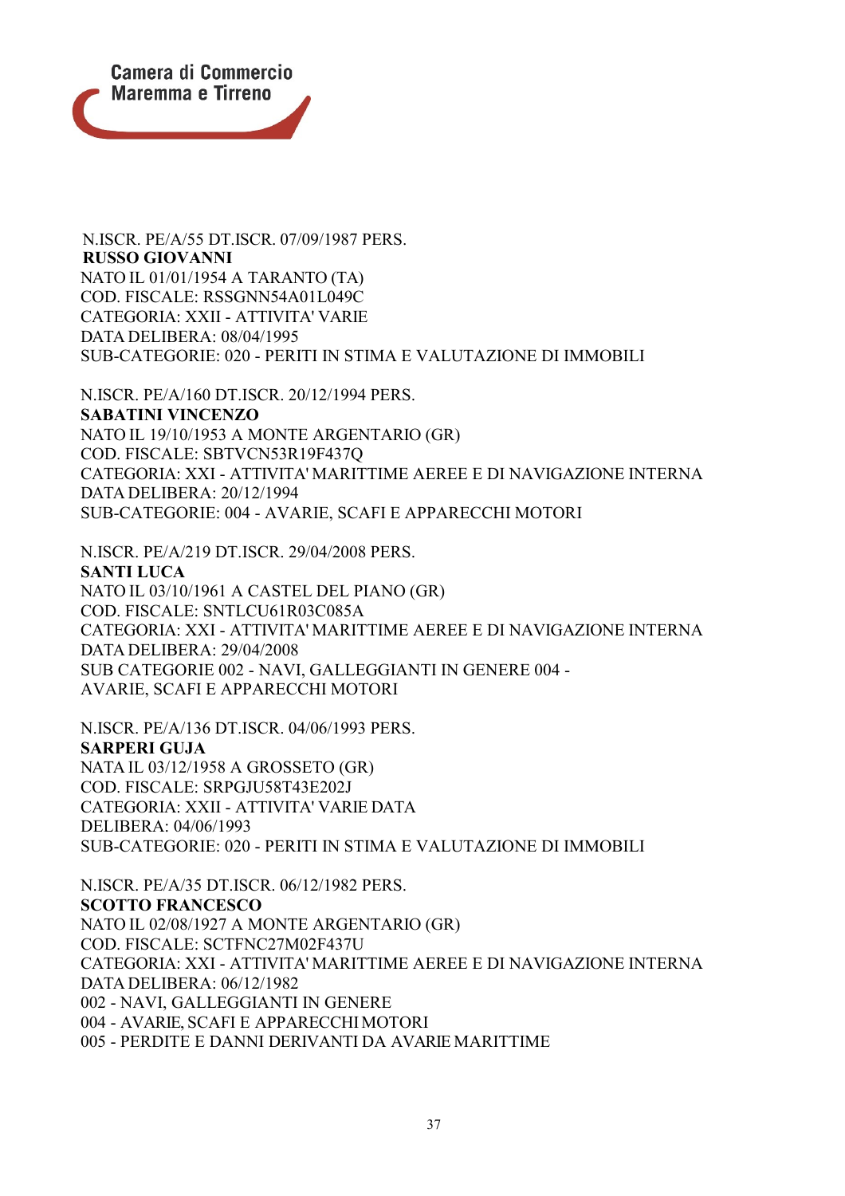N.ISCR. PE/A/55 DT.ISCR. 07/09/1987 PERS.
**RUSSO GIOVANNI**
NATO IL 01/01/1954 A TARANTO (TA)
COD. FISCALE: RSSGNN54A01L049C
CATEGORIA: XXII - ATTIVITA' VARIE
DATA DELIBERA: 08/04/1995
SUB-CATEGORIE: 020 - PERITI IN STIMA E VALUTAZIONE DI IMMOBILI

N.ISCR. PE/A/160 DT.ISCR. 20/12/1994 PERS.
**SABATINI VINCENZO**
NATO IL 19/10/1953 A MONTE ARGENTARIO (GR)
COD. FISCALE: SBTVCN53R19F437Q
CATEGORIA: XXI - ATTIVITA' MARITTIME AEREE E DI NAVIGAZIONE INTERNA
DATA DELIBERA: 20/12/1994
SUB-CATEGORIE: 004 - AVARIE, SCAFI E APPARECCHI MOTORI

N.ISCR. PE/A/219 DT.ISCR. 29/04/2008 PERS.
**SANTI LUCA**
NATO IL 03/10/1961 A CASTEL DEL PIANO (GR)
COD. FISCALE: SNTLCU61R03C085A
CATEGORIA: XXI - ATTIVITA' MARITTIME AEREE E DI NAVIGAZIONE INTERNA
DATA DELIBERA: 29/04/2008
SUB CATEGORIE 002 - NAVI, GALLEGGIANTI IN GENERE 004 - AVARIE, SCAFI E APPARECCHI MOTORI

N.ISCR. PE/A/136 DT.ISCR. 04/06/1993 PERS.
**SARPERI GUJA**
NATA IL 03/12/1958 A GROSSETO (GR)
COD. FISCALE: SRPGJU58T43E202J
CATEGORIA: XXII - ATTIVITA' VARIE DATA
DELIBERA: 04/06/1993
SUB-CATEGORIE: 020 - PERITI IN STIMA E VALUTAZIONE DI IMMOBILI

N.ISCR. PE/A/35 DT.ISCR. 06/12/1982 PERS.
**SCOTTO FRANCESCO**
NATO IL 02/08/1927 A MONTE ARGENTARIO (GR)
COD. FISCALE: SCTFNC27M02F437U
CATEGORIA: XXI - ATTIVITA' MARITTIME AEREE E DI NAVIGAZIONE INTERNA
DATA DELIBERA: 06/12/1982
002 - NAVI, GALLEGGIANTI IN GENERE
004 - AVARIE, SCAFI E APPARECCHI MOTORI
005 - PERDITE E DANNI DERIVANTI DA AVARIE MARITTIME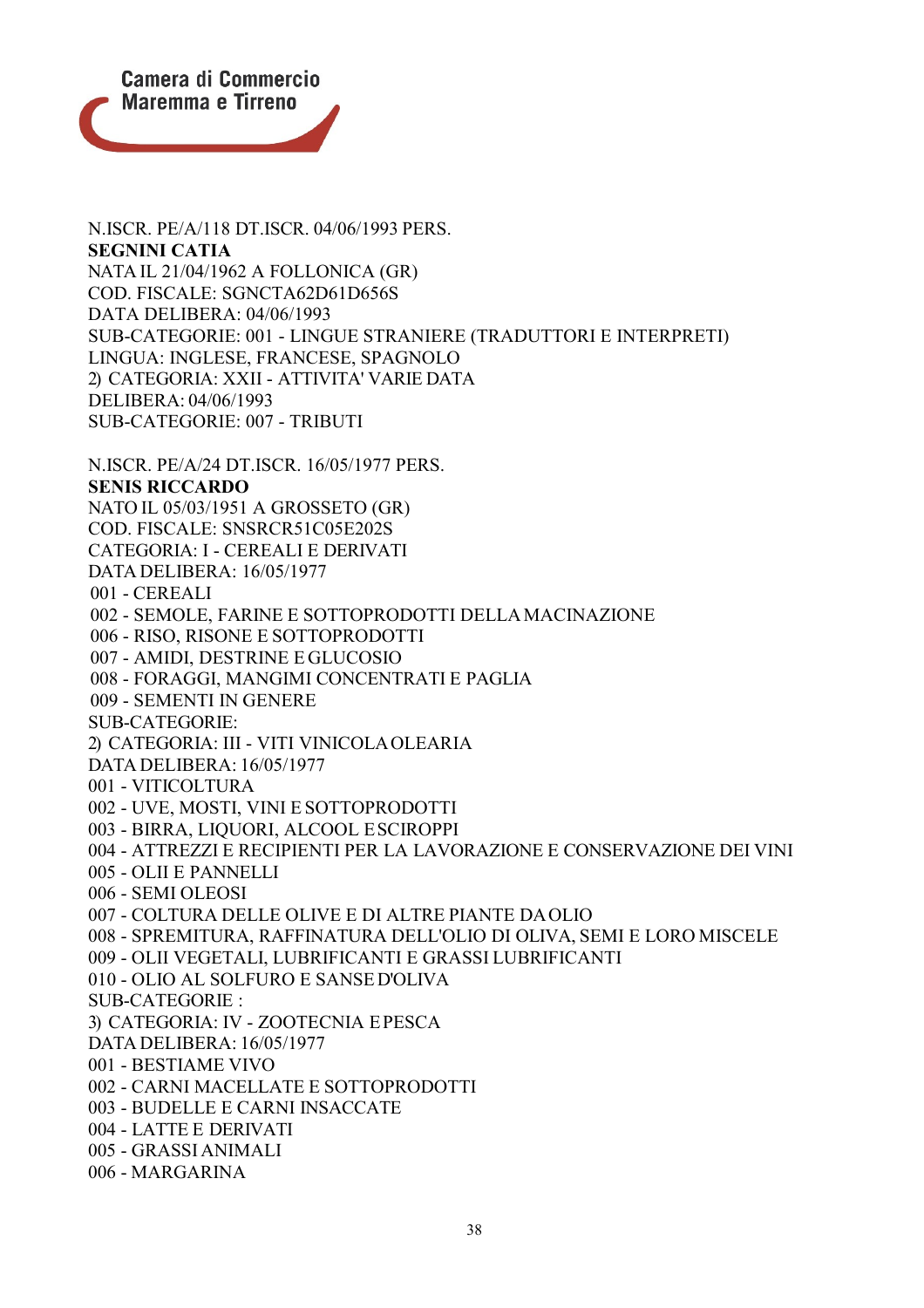N.ISCR. PE/A/118 DT.ISCR. 04/06/1993 PERS.
**SEGNINI CATIA**
NATA IL 21/04/1962 A FOLLONICA (GR)
COD. FISCALE: SGNCTA62D61D656S
DATA DELIBERA: 04/06/1993
SUB-CATEGORIE: 001 - LINGUE STRANIERE (TRADUTTORI E INTERPRETI)
LINGUA: INGLESE, FRANCESE, SPAGNOLO
2) CATEGORIA: XXII - ATTIVITA' VARIE DATA
DELIBERA: 04/06/1993
SUB-CATEGORIE: 007 - TRIBUTI

N.ISCR. PE/A/24 DT.ISCR. 16/05/1977 PERS.
**SENIS RICCARDO**
NATO IL 05/03/1951 A GROSSETO (GR)
COD. FISCALE: SNSRCR51C05E202S
CATEGORIA: I - CEREALI E DERIVATI
DATA DELIBERA: 16/05/1977
001 - CEREALI
002 - SEMOLE, FARINE E SOTTOPRODOTTI DELLA MACINAZIONE
006 - RISO, RISONE E SOTTOPRODOTTI
007 - AMIDI, DESTRINE E GLUCOSIO
008 - FORAGGI, MANGIMI CONCENTRATI E PAGLIA
009 - SEMENTI IN GENERE
SUB-CATEGORIE:
2) CATEGORIA: III - VITI VINICOLA OLEARIA
DATA DELIBERA: 16/05/1977
001 - VITICOLTURA
002 - UVE, MOSTI, VINI E SOTTOPRODOTTI
003 - BIRRA, LIQUORI, ALCOOL E SCIROPPI
004 - ATTREZZI E RECIPIENTI PER LA LAVORAZIONE E CONSERVAZIONE DEI VINI
005 - OLII E PANNELLI
006 - SEMI OLEOSI
007 - COLTURA DELLE OLIVE E DI ALTRE PIANTE DA OLIO
008 - SPREMITURA, RAFFINATURA DELL'OLIO DI OLIVA, SEMI E LORO MISCELE
009 - OLII VEGETALI, LUBRIFICANTI E GRASSI LUBRIFICANTI
010 - OLIO AL SOLFURO E SANSE D'OLIVA
SUB-CATEGORIE :
3) CATEGORIA: IV - ZOOTECNIA E PESCA
DATA DELIBERA: 16/05/1977
001 - BESTIAME VIVO
002 - CARNI MACELLATE E SOTTOPRODOTTI
003 - BUDELLE E CARNI INSACCATE
004 - LATTE E DERIVATI
005 - GRASSI ANIMALI
006 - MARGARINA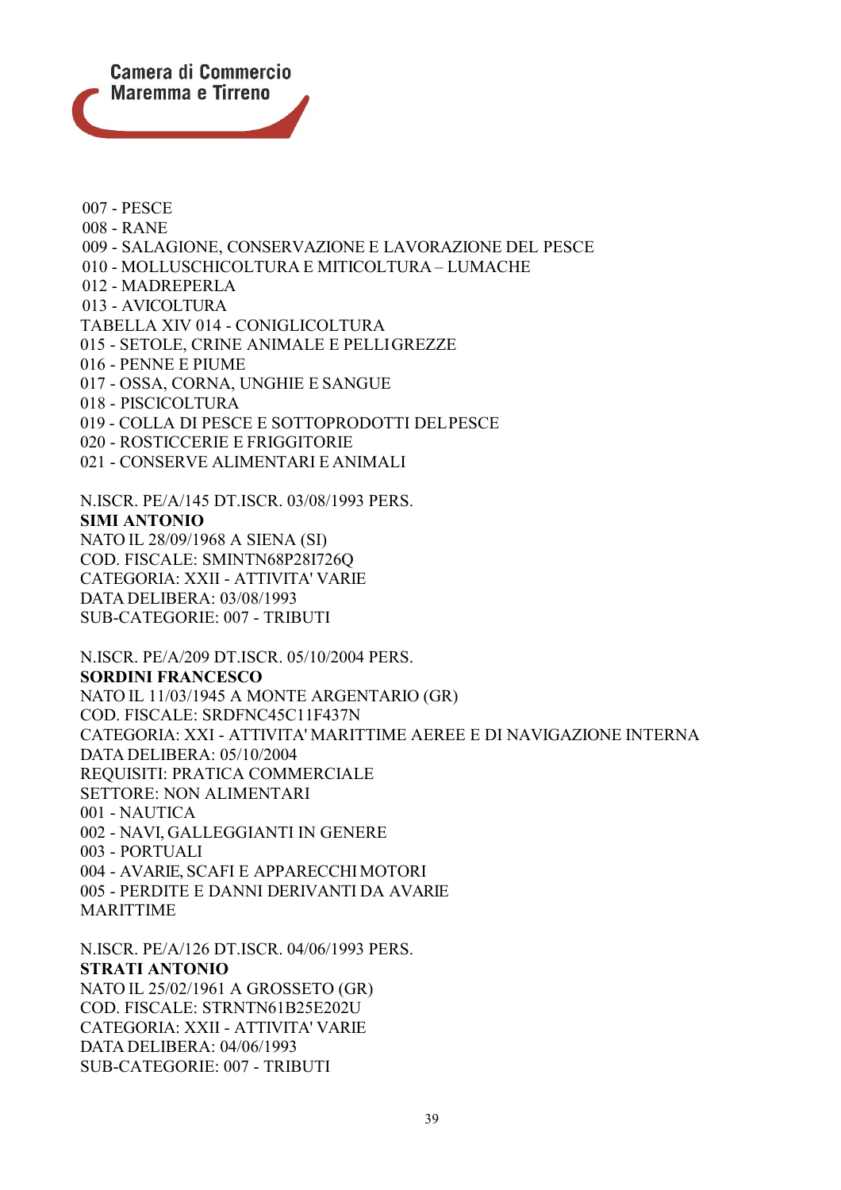007 - PESCE
008 - RANE
009 - SALAGIONE, CONSERVAZIONE E LAVORAZIONE DEL PESCE
010 - MOLLUSCHICOLTURA E MITICOLTURA – LUMACHE
012 - MADREPERLA
013 - AVICOLTURA
TABELLA XIV 014 - CONIGLICOLTURA
015 - SETOLE, CRINE ANIMALE E PELLI GREZZE
016 - PENNE E PIUME
017 - OSSA, CORNA, UNGHIE E SANGUE
018 - PISCICOLTURA
019 - COLLA DI PESCE E SOTTOPRODOTTI DEL PESCE
020 - ROSTICCERIE E FRIGGITORIE
021 - CONSERVE ALIMENTARI E ANIMALI

N.ISCR. PE/A/145 DT.ISCR. 03/08/1993 PERS.
**SIMI ANTONIO**
NATO IL 28/09/1968 A SIENA (SI)
COD. FISCALE: SMINTN68P28I726Q
CATEGORIA: XXII - ATTIVITA' VARIE
DATA DELIBERA: 03/08/1993
SUB-CATEGORIE: 007 - TRIBUTI

N.ISCR. PE/A/209 DT.ISCR. 05/10/2004 PERS.
**SORDINI FRANCESCO**
NATO IL 11/03/1945 A MONTE ARGENTARIO (GR)
COD. FISCALE: SRDFNC45C11F437N
CATEGORIA: XXI - ATTIVITA' MARITTIME AEREE E DI NAVIGAZIONE INTERNA
DATA DELIBERA: 05/10/2004
REQUISITI: PRATICA COMMERCIALE
SETTORE: NON ALIMENTARI
001 - NAUTICA
002 - NAVI, GALLEGGIANTI IN GENERE
003 - PORTUALI
004 - AVARIE, SCAFI E APPARECCHI MOTORI
005 - PERDITE E DANNI DERIVANTI DA AVARIE MARITTIME

N.ISCR. PE/A/126 DT.ISCR. 04/06/1993 PERS.
**STRATI ANTONIO**
NATO IL 25/02/1961 A GROSSETO (GR)
COD. FISCALE: STRNTN61B25E202U
CATEGORIA: XXII - ATTIVITA' VARIE
DATA DELIBERA: 04/06/1993
SUB-CATEGORIE: 007 - TRIBUTI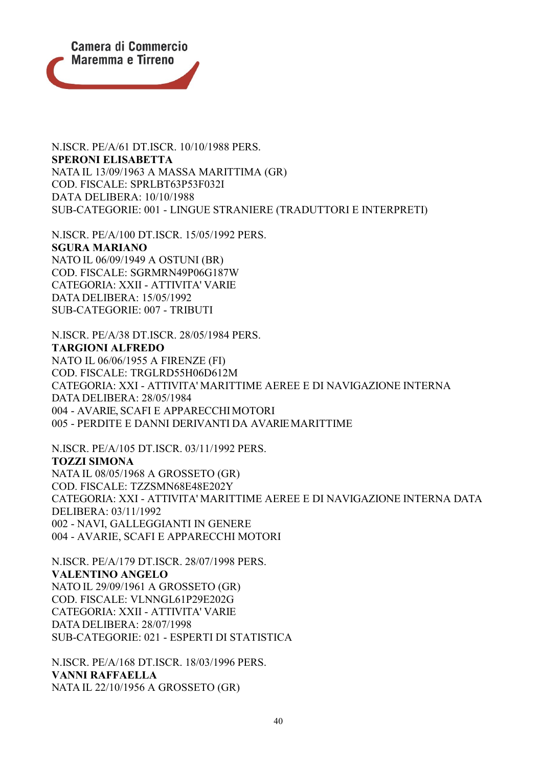N.ISCR. PE/A/61 DT.ISCR. 10/10/1988 PERS.
**SPERONI ELISABETTA**
NATA IL 13/09/1963 A MASSA MARITTIMA (GR)
COD. FISCALE: SPRLBT63P53F032I
DATA DELIBERA: 10/10/1988
SUB-CATEGORIE: 001 - LINGUE STRANIERE (TRADUTTORI E INTERPRETI)

N.ISCR. PE/A/100 DT.ISCR. 15/05/1992 PERS.
**SGURA MARIANO**
NATO IL 06/09/1949 A OSTUNI (BR)
COD. FISCALE: SGRMRN49P06G187W
CATEGORIA: XXII - ATTIVITA' VARIE
DATA DELIBERA: 15/05/1992
SUB-CATEGORIE: 007 - TRIBUTI

N.ISCR. PE/A/38 DT.ISCR. 28/05/1984 PERS.
**TARGIONI ALFREDO**
NATO IL 06/06/1955 A FIRENZE (FI)
COD. FISCALE: TRGLRD55H06D612M
CATEGORIA: XXI - ATTIVITA' MARITTIME AEREE E DI NAVIGAZIONE INTERNA
DATA DELIBERA: 28/05/1984
004 - AVARIE, SCAFI E APPARECCHI MOTORI
005 - PERDITE E DANNI DERIVANTI DA AVARIE MARITTIME

N.ISCR. PE/A/105 DT.ISCR. 03/11/1992 PERS.
**TOZZI SIMONA**
NATA IL 08/05/1968 A GROSSETO (GR)
COD. FISCALE: TZZSMN68E48E202Y
CATEGORIA: XXI - ATTIVITA' MARITTIME AEREE E DI NAVIGAZIONE INTERNA DATA DELIBERA: 03/11/1992
002 - NAVI, GALLEGGIANTI IN GENERE
004 - AVARIE, SCAFI E APPARECCHI MOTORI

N.ISCR. PE/A/179 DT.ISCR. 28/07/1998 PERS.
**VALENTINO ANGELO**
NATO IL 29/09/1961 A GROSSETO (GR)
COD. FISCALE: VLNNGL61P29E202G
CATEGORIA: XXII - ATTIVITA' VARIE
DATA DELIBERA: 28/07/1998
SUB-CATEGORIE: 021 - ESPERTI DI STATISTICA

N.ISCR. PE/A/168 DT.ISCR. 18/03/1996 PERS.
**VANNI RAFFAELLA**
NATA IL 22/10/1956 A GROSSETO (GR)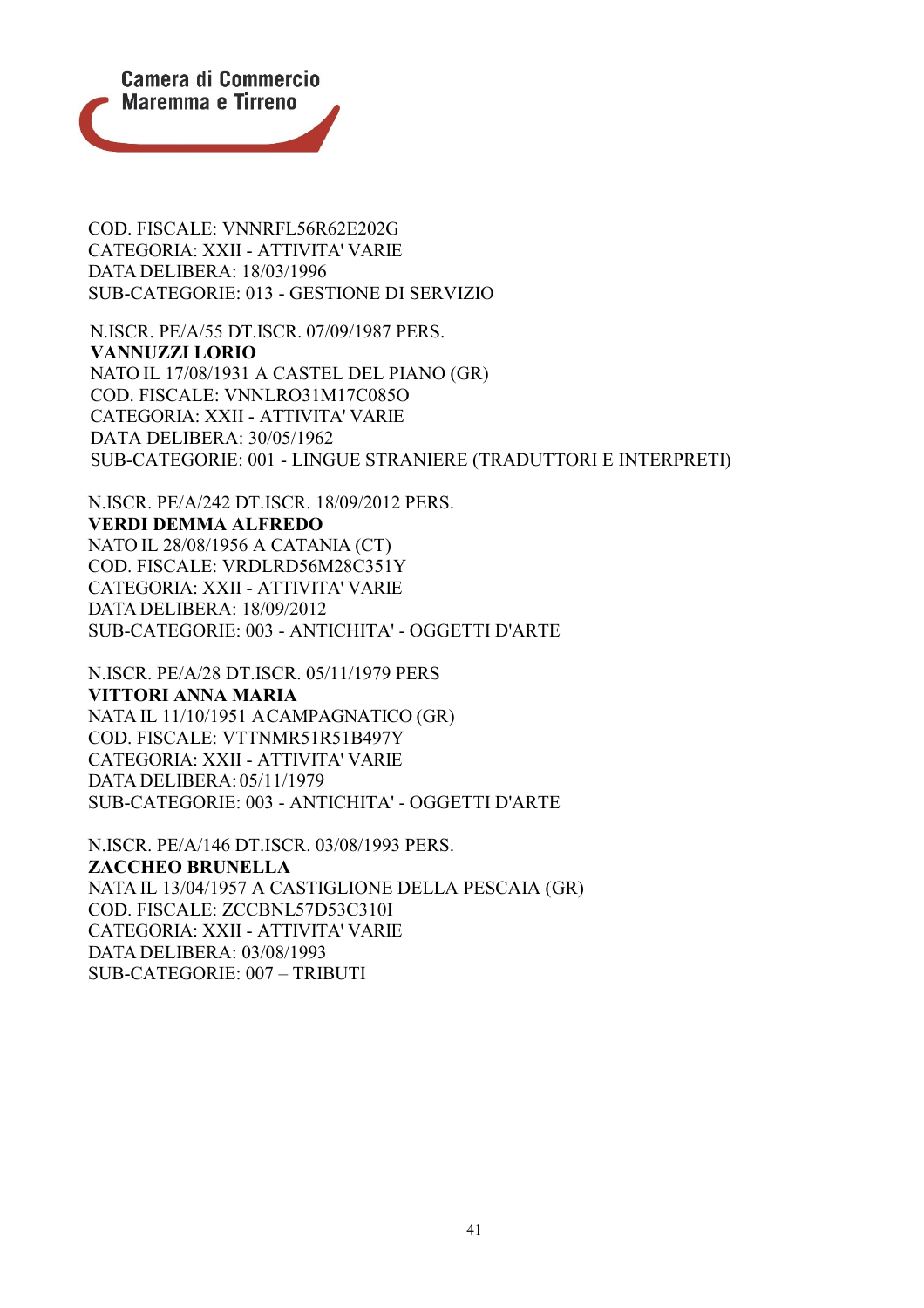COD. FISCALE: VNNRFL56R62E202G
CATEGORIA: XXII - ATTIVITA' VARIE
DATA DELIBERA: 18/03/1996
SUB-CATEGORIE: 013 - GESTIONE DI SERVIZIO

N.ISCR. PE/A/55 DT.ISCR. 07/09/1987 PERS.
**VANNUZZI LORIO**
NATO IL 17/08/1931 A CASTEL DEL PIANO (GR)
COD. FISCALE: VNNLRO31M17C085O
CATEGORIA: XXII - ATTIVITA' VARIE
DATA DELIBERA: 30/05/1962
SUB-CATEGORIE: 001 - LINGUE STRANIERE (TRADUTTORI E INTERPRETI)

N.ISCR. PE/A/242 DT.ISCR. 18/09/2012 PERS.
**VERDI DEMMA ALFREDO**
NATO IL 28/08/1956 A CATANIA (CT)
COD. FISCALE: VRDLRD56M28C351Y
CATEGORIA: XXII - ATTIVITA' VARIE
DATA DELIBERA: 18/09/2012
SUB-CATEGORIE: 003 - ANTICHITA' - OGGETTI D'ARTE

N.ISCR. PE/A/28 DT.ISCR. 05/11/1979 PERS
**VITTORI ANNA MARIA**
NATA IL 11/10/1951 A CAMPAGNATICO (GR)
COD. FISCALE: VTTNMR51R51B497Y
CATEGORIA: XXII - ATTIVITA' VARIE
DATA DELIBERA: 05/11/1979
SUB-CATEGORIE: 003 - ANTICHITA' - OGGETTI D'ARTE

N.ISCR. PE/A/146 DT.ISCR. 03/08/1993 PERS.
**ZACCHEO BRUNELLA**
NATA IL 13/04/1957 A CASTIGLIONE DELLA PESCAIA (GR)
COD. FISCALE: ZCCBNL57D53C310I
CATEGORIA: XXII - ATTIVITA' VARIE
DATA DELIBERA: 03/08/1993
SUB-CATEGORIE: 007 – TRIBUTI